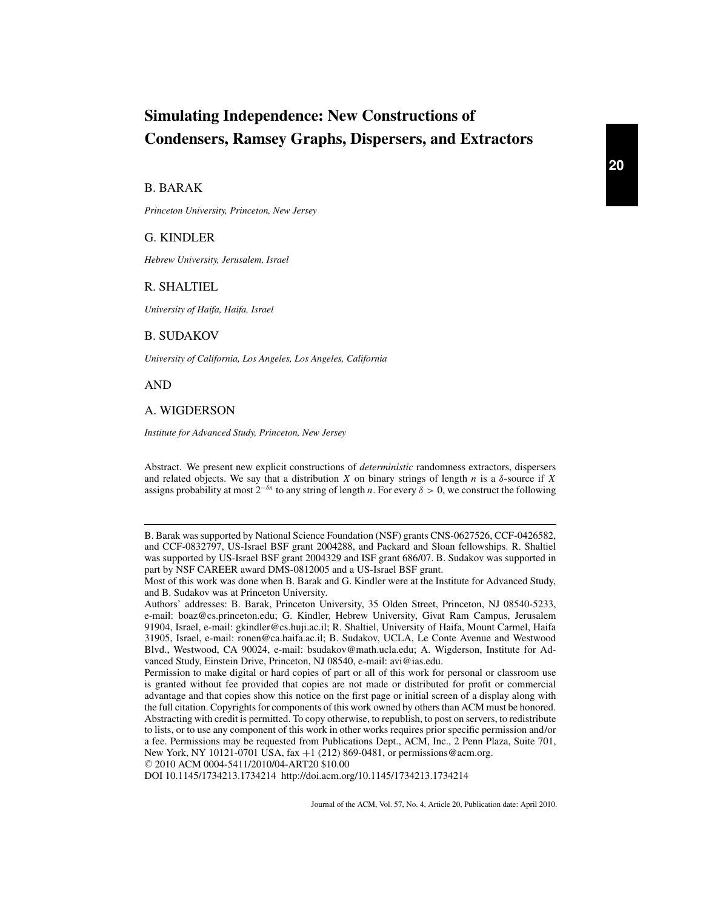# Simulating Independence: New Constructions of Condensers, Ramsey Graphs, Dispersers, and Extractors

B. BARAK

*Princeton University, Princeton, New Jersey*

G. KINDLER

*Hebrew University, Jerusalem, Israel*

R. SHALTIEL

*University of Haifa, Haifa, Israel*

B. SUDAKOV

*University of California, Los Angeles, Los Angeles, California*

AND

A. WIGDERSON

*Institute for Advanced Study, Princeton, New Jersey*

Abstract. We present new explicit constructions of *deterministic* randomness extractors, dispersers and related objects. We say that a distribution $X$ on binary strings of length $n$ is a $\delta$-source if $X$ assigns probability at most $2^{-\delta n}$ to any string of length $n$. For every $\delta > 0$, we construct the following

---

B. Barak was supported by National Science Foundation (NSF) grants CNS-0627526, CCF-0426582, and CCF-0832797, US-Israel BSF grant 2004288, and Packard and Sloan fellowships. R. Shaltiel was supported by US-Israel BSF grant 2004329 and ISF grant 686/07. B. Sudakov was supported in part by NSF CAREER award DMS-0812005 and a US-Israel BSF grant.

Most of this work was done when B. Barak and G. Kindler were at the Institute for Advanced Study, and B. Sudakov was at Princeton University.

Authors' addresses: B. Barak, Princeton University, 35 Olden Street, Princeton, NJ 08540-5233, e-mail: boaz@cs.princeton.edu; G. Kindler, Hebrew University, Givat Ram Campus, Jerusalem 91904, Israel, e-mail: gkindler@cs.huji.ac.il; R. Shaltiel, University of Haifa, Mount Carmel, Haifa 31905, Israel, e-mail: ronen@ca.haifa.ac.il; B. Sudakov, UCLA, Le Conte Avenue and Westwood Blvd., Westwood, CA 90024, e-mail: bsudakov@math.ucla.edu; A. Wigderson, Institute for Advanced Study, Einstein Drive, Princeton, NJ 08540, e-mail: avi@ias.edu.

Permission to make digital or hard copies of part or all of this work for personal or classroom use is granted without fee provided that copies are not made or distributed for profit or commercial advantage and that copies show this notice on the first page or initial screen of a display along with the full citation. Copyrights for components of this work owned by others than ACM must be honored. Abstracting with credit is permitted. To copy otherwise, to republish, to post on servers, to redistribute to lists, or to use any component of this work in other works requires prior specific permission and/or a fee. Permissions may be requested from Publications Dept., ACM, Inc., 2 Penn Plaza, Suite 701, New York, NY 10121-0701 USA, fax +1 (212) 869-0481, or permissions@acm.org.

© 2010 ACM 0004-5411/2010/04-ART20 $10.00

DOI 10.1145/1734213.1734214 http://doi.acm.org/10.1145/1734213.1734214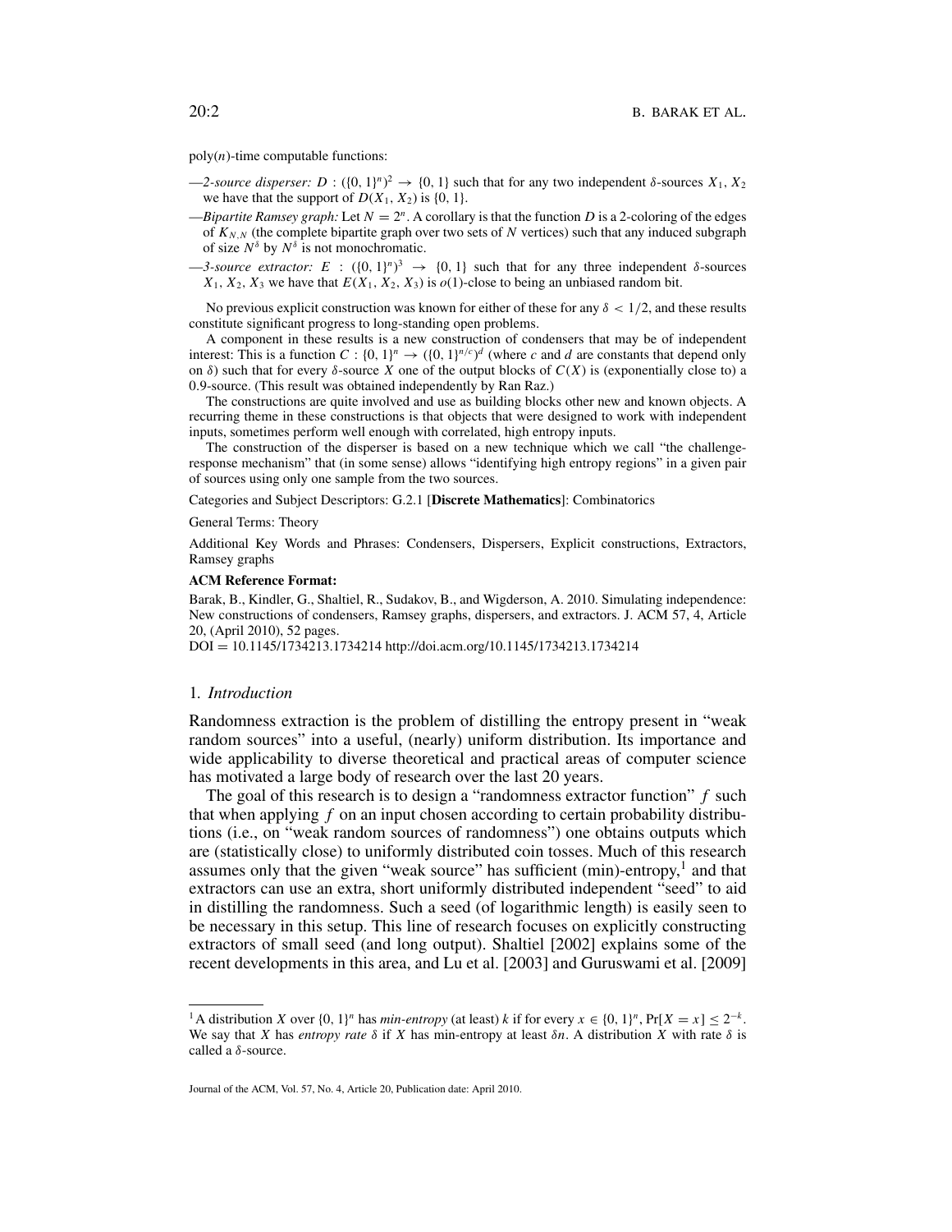poly($n$)-time computable functions:

—*2-source disperser:* $D : (\{0,1\}^n)^2 \to \{0,1\}$ such that for any two independent $\delta$-sources $X_1, X_2$ we have that the support of $D(X_1, X_2)$ is $\{0,1\}$.

—*Bipartite Ramsey graph:* Let $N = 2^n$. A corollary is that the function $D$ is a 2-coloring of the edges of $K_{N,N}$ (the complete bipartite graph over two sets of $N$ vertices) such that any induced subgraph of size $N^\delta$ by $N^\delta$ is not monochromatic.

—*3-source extractor:* $E : (\{0,1\}^n)^3 \to \{0,1\}$ such that for any three independent $\delta$-sources $X_1, X_2, X_3$ we have that $E(X_1, X_2, X_3)$ is $o(1)$-close to being an unbiased random bit.

No previous explicit construction was known for either of these for any $\delta < 1/2$, and these results constitute significant progress to long-standing open problems.

A component in these results is a new construction of condensers that may be of independent interest: This is a function $C : \{0,1\}^n \to (\{0,1\}^{n/c})^d$ (where $c$ and $d$ are constants that depend only on $\delta$) such that for every $\delta$-source $X$ one of the output blocks of $C(X)$ is (exponentially close to) a 0.9-source. (This result was obtained independently by Ran Raz.)

The constructions are quite involved and use as building blocks other new and known objects. A recurring theme in these constructions is that objects that were designed to work with independent inputs, sometimes perform well enough with correlated, high entropy inputs.

The construction of the disperser is based on a new technique which we call "the challenge-response mechanism" that (in some sense) allows "identifying high entropy regions" in a given pair of sources using only one sample from the two sources.

Categories and Subject Descriptors: G.2.1 [**Discrete Mathematics**]: Combinatorics

General Terms: Theory

Additional Key Words and Phrases: Condensers, Dispersers, Explicit constructions, Extractors, Ramsey graphs

**ACM Reference Format:**

Barak, B., Kindler, G., Shaltiel, R., Sudakov, B., and Wigderson, A. 2010. Simulating independence: New constructions of condensers, Ramsey graphs, dispersers, and extractors. J. ACM 57, 4, Article 20, (April 2010), 52 pages.
DOI = 10.1145/1734213.1734214 http://doi.acm.org/10.1145/1734213.1734214

## 1. *Introduction*

Randomness extraction is the problem of distilling the entropy present in "weak random sources" into a useful, (nearly) uniform distribution. Its importance and wide applicability to diverse theoretical and practical areas of computer science has motivated a large body of research over the last 20 years.

The goal of this research is to design a "randomness extractor function" $f$ such that when applying $f$ on an input chosen according to certain probability distributions (i.e., on "weak random sources of randomness") one obtains outputs which are (statistically close) to uniformly distributed coin tosses. Much of this research assumes only that the given "weak source" has sufficient (min)-entropy,[1] and that extractors can use an extra, short uniformly distributed independent "seed" to aid in distilling the randomness. Such a seed (of logarithmic length) is easily seen to be necessary in this setup. This line of research focuses on explicitly constructing extractors of small seed (and long output). Shaltiel [2002] explains some of the recent developments in this area, and Lu et al. [2003] and Guruswami et al. [2009]

[1] A distribution $X$ over $\{0,1\}^n$ has *min-entropy* (at least) $k$ if for every $x \in \{0,1\}^n$, $\Pr[X = x] \leq 2^{-k}$. We say that $X$ has *entropy rate* $\delta$ if $X$ has min-entropy at least $\delta n$. A distribution $X$ with rate $\delta$ is called a $\delta$-source.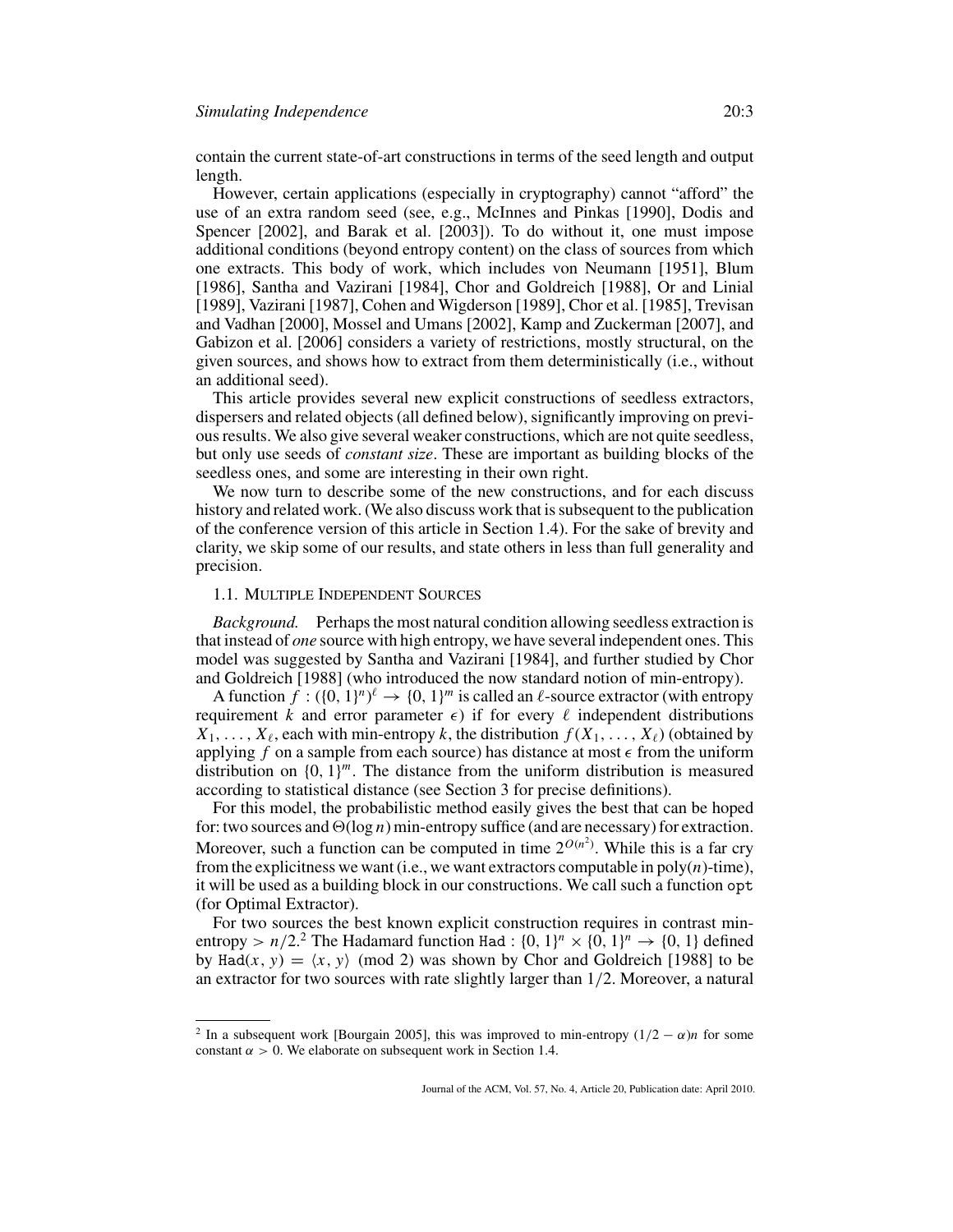contain the current state-of-art constructions in terms of the seed length and output length.

However, certain applications (especially in cryptography) cannot "afford" the use of an extra random seed (see, e.g., McInnes and Pinkas [1990], Dodis and Spencer [2002], and Barak et al. [2003]). To do without it, one must impose additional conditions (beyond entropy content) on the class of sources from which one extracts. This body of work, which includes von Neumann [1951], Blum [1986], Santha and Vazirani [1984], Chor and Goldreich [1988], Or and Linial [1989], Vazirani [1987], Cohen and Wigderson [1989], Chor et al. [1985], Trevisan and Vadhan [2000], Mossel and Umans [2002], Kamp and Zuckerman [2007], and Gabizon et al. [2006] considers a variety of restrictions, mostly structural, on the given sources, and shows how to extract from them deterministically (i.e., without an additional seed).

This article provides several new explicit constructions of seedless extractors, dispersers and related objects (all defined below), significantly improving on previous results. We also give several weaker constructions, which are not quite seedless, but only use seeds of *constant size*. These are important as building blocks of the seedless ones, and some are interesting in their own right.

We now turn to describe some of the new constructions, and for each discuss history and related work. (We also discuss work that is subsequent to the publication of the conference version of this article in Section 1.4). For the sake of brevity and clarity, we skip some of our results, and state others in less than full generality and precision.

### 1.1. Multiple Independent Sources

*Background.* Perhaps the most natural condition allowing seedless extraction is that instead of *one* source with high entropy, we have several independent ones. This model was suggested by Santha and Vazirani [1984], and further studied by Chor and Goldreich [1988] (who introduced the now standard notion of min-entropy).

A function $f : (\{0,1\}^n)^\ell \rightarrow \{0,1\}^m$ is called an $\ell$-source extractor (with entropy requirement $k$ and error parameter $\epsilon$) if for every $\ell$ independent distributions $X_1, \ldots, X_\ell$, each with min-entropy $k$, the distribution $f(X_1, \ldots, X_\ell)$ (obtained by applying $f$ on a sample from each source) has distance at most $\epsilon$ from the uniform distribution on $\{0,1\}^m$. The distance from the uniform distribution is measured according to statistical distance (see Section 3 for precise definitions).

For this model, the probabilistic method easily gives the best that can be hoped for: two sources and $\Theta(\log n)$ min-entropy suffice (and are necessary) for extraction. Moreover, such a function can be computed in time $2^{O(n^2)}$. While this is a far cry from the explicitness we want (i.e., we want extractors computable in poly($n$)-time), it will be used as a building block in our constructions. We call such a function `opt` (for Optimal Extractor).

For two sources the best known explicit construction requires in contrast min-entropy $> n/2$.[2] The Hadamard function $\texttt{Had} : \{0,1\}^n \times \{0,1\}^n \rightarrow \{0,1\}$ defined by $\texttt{Had}(x, y) = \langle x, y \rangle \pmod 2$ was shown by Chor and Goldreich [1988] to be an extractor for two sources with rate slightly larger than $1/2$. Moreover, a natural

[2] In a subsequent work [Bourgain 2005], this was improved to min-entropy $(1/2 - \alpha)n$ for some constant $\alpha > 0$. We elaborate on subsequent work in Section 1.4.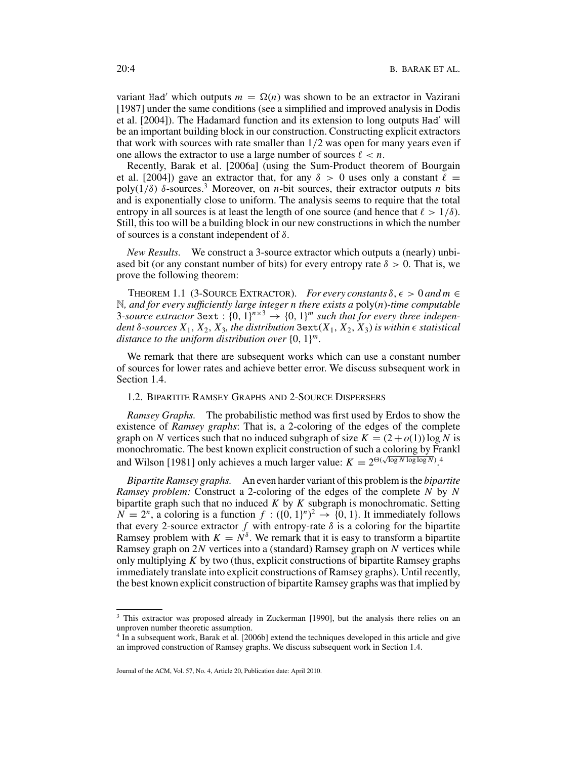variant $\mathtt{Had}'$ which outputs $m = \Omega(n)$ was shown to be an extractor in Vazirani [1987] under the same conditions (see a simplified and improved analysis in Dodis et al. [2004]). The Hadamard function and its extension to long outputs $\mathtt{Had}'$ will be an important building block in our construction. Constructing explicit extractors that work with sources with rate smaller than $1/2$ was open for many years even if one allows the extractor to use a large number of sources $\ell < n$.

Recently, Barak et al. [2006a] (using the Sum-Product theorem of Bourgain et al. [2004]) gave an extractor that, for any $\delta > 0$ uses only a constant $\ell = \text{poly}(1/\delta)$ $\delta$-sources.[3] Moreover, on $n$-bit sources, their extractor outputs $n$ bits and is exponentially close to uniform. The analysis seems to require that the total entropy in all sources is at least the length of one source (and hence that $\ell > 1/\delta$). Still, this too will be a building block in our new constructions in which the number of sources is a constant independent of $\delta$.

*New Results.* We construct a 3-source extractor which outputs a (nearly) unbiased bit (or any constant number of bits) for every entropy rate $\delta > 0$. That is, we prove the following theorem:

THEOREM 1.1 (3-SOURCE EXTRACTOR). *For every constants $\delta, \epsilon > 0$ and $m \in \mathbb{N}$, and for every sufficiently large integer $n$ there exists a* poly$(n)$*-time computable 3-source extractor* $\mathtt{3ext} : \{0,1\}^{n \times 3} \to \{0,1\}^m$ *such that for every three independent $\delta$-sources $X_1, X_2, X_3$, the distribution $\mathtt{3ext}(X_1, X_2, X_3)$ is within $\epsilon$ statistical distance to the uniform distribution over $\{0,1\}^m$.*

We remark that there are subsequent works which can use a constant number of sources for lower rates and achieve better error. We discuss subsequent work in Section 1.4.

### 1.2. BIPARTITE RAMSEY GRAPHS AND 2-SOURCE DISPERSERS

*Ramsey Graphs.* The probabilistic method was first used by Erdos to show the existence of *Ramsey graphs*: That is, a 2-coloring of the edges of the complete graph on $N$ vertices such that no induced subgraph of size $K = (2 + o(1)) \log N$ is monochromatic. The best known explicit construction of such a coloring by Frankl and Wilson [1981] only achieves a much larger value: $K = 2^{\Theta(\sqrt{\log N \log\log N})}$.[4]

*Bipartite Ramsey graphs.* An even harder variant of this problem is the *bipartite Ramsey problem:* Construct a 2-coloring of the edges of the complete $N$ by $N$ bipartite graph such that no induced $K$ by $K$ subgraph is monochromatic. Setting $N = 2^n$, a coloring is a function $f : (\{0,1\}^n)^2 \to \{0,1\}$. It immediately follows that every 2-source extractor $f$ with entropy-rate $\delta$ is a coloring for the bipartite Ramsey problem with $K = N^\delta$. We remark that it is easy to transform a bipartite Ramsey graph on $2N$ vertices into a (standard) Ramsey graph on $N$ vertices while only multiplying $K$ by two (thus, explicit constructions of bipartite Ramsey graphs immediately translate into explicit constructions of Ramsey graphs). Until recently, the best known explicit construction of bipartite Ramsey graphs was that implied by

---

[3] This extractor was proposed already in Zuckerman [1990], but the analysis there relies on an unproven number theoretic assumption.

[4] In a subsequent work, Barak et al. [2006b] extend the techniques developed in this article and give an improved construction of Ramsey graphs. We discuss subsequent work in Section 1.4.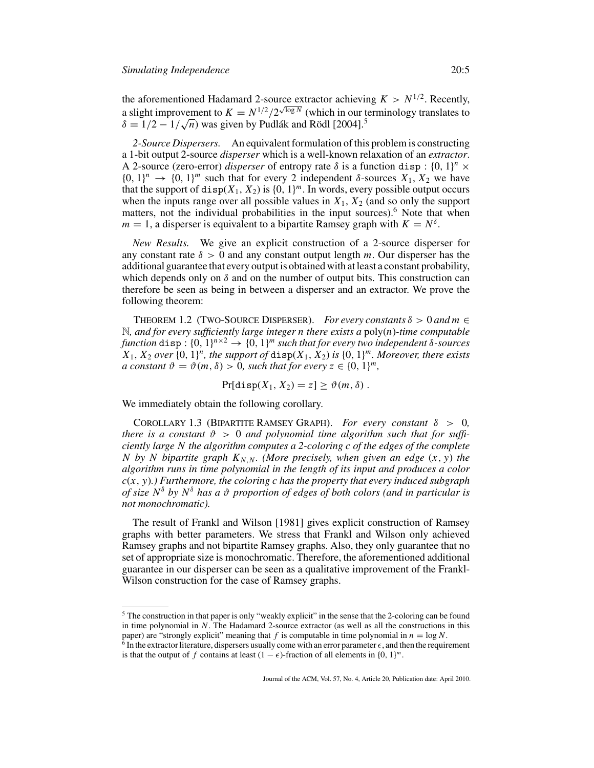the aforementioned Hadamard 2-source extractor achieving $K > N^{1/2}$. Recently, a slight improvement to $K = N^{1/2}/2^{\sqrt{\log N}}$ (which in our terminology translates to $\delta = 1/2 - 1/\sqrt{n}$) was given by Pudlák and Rödl [2004].[5]

*2-Source Dispersers.* An equivalent formulation of this problem is constructing a 1-bit output 2-source *disperser* which is a well-known relaxation of an *extractor*. A 2-source (zero-error) *disperser* of entropy rate $\delta$ is a function $\texttt{disp} : \{0, 1\}^n \times \{0, 1\}^n \to \{0, 1\}^m$ such that for every 2 independent $\delta$-sources $X_1, X_2$ we have that the support of $\texttt{disp}(X_1, X_2)$ is $\{0, 1\}^m$. In words, every possible output occurs when the inputs range over all possible values in $X_1, X_2$ (and so only the support matters, not the individual probabilities in the input sources).[6] Note that when $m = 1$, a disperser is equivalent to a bipartite Ramsey graph with $K = N^\delta$.

*New Results.* We give an explicit construction of a 2-source disperser for any constant rate $\delta > 0$ and any constant output length $m$. Our disperser has the additional guarantee that every output is obtained with at least a constant probability, which depends only on $\delta$ and on the number of output bits. This construction can therefore be seen as being in between a disperser and an extractor. We prove the following theorem:

THEOREM 1.2 (TWO-SOURCE DISPERSER). *For every constants $\delta > 0$ and $m \in \mathbb{N}$, and for every sufficiently large integer $n$ there exists a* poly($n$)*-time computable function* $\texttt{disp} : \{0, 1\}^{n \times 2} \to \{0, 1\}^m$ *such that for every two independent $\delta$-sources $X_1, X_2$ over $\{0, 1\}^n$, the support of $\texttt{disp}(X_1, X_2)$ is $\{0, 1\}^m$. Moreover, there exists a constant $\vartheta = \vartheta(m, \delta) > 0$, such that for every $z \in \{0, 1\}^m$,*

$$\Pr[\texttt{disp}(X_1, X_2) = z] \geq \vartheta(m, \delta) \; .$$

We immediately obtain the following corollary.

COROLLARY 1.3 (BIPARTITE RAMSEY GRAPH). *For every constant $\delta > 0$, there is a constant $\vartheta > 0$ and polynomial time algorithm such that for sufficiently large $N$ the algorithm computes a 2-coloring $c$ of the edges of the complete $N$ by $N$ bipartite graph $K_{N,N}$. (More precisely, when given an edge $(x, y)$ the algorithm runs in time polynomial in the length of its input and produces a color $c(x, y)$.) Furthermore, the coloring $c$ has the property that every induced subgraph of size $N^\delta$ by $N^\delta$ has a $\vartheta$ proportion of edges of both colors (and in particular is not monochromatic).*

The result of Frankl and Wilson [1981] gives explicit construction of Ramsey graphs with better parameters. We stress that Frankl and Wilson only achieved Ramsey graphs and not bipartite Ramsey graphs. Also, they only guarantee that no set of appropriate size is monochromatic. Therefore, the aforementioned additional guarantee in our disperser can be seen as a qualitative improvement of the Frankl-Wilson construction for the case of Ramsey graphs.

---

[5] The construction in that paper is only "weakly explicit" in the sense that the 2-coloring can be found in time polynomial in $N$. The Hadamard 2-source extractor (as well as all the constructions in this paper) are "strongly explicit" meaning that $f$ is computable in time polynomial in $n = \log N$.

[6] In the extractor literature, dispersers usually come with an error parameter $\epsilon$, and then the requirement is that the output of $f$ contains at least $(1 - \epsilon)$-fraction of all elements in $\{0, 1\}^m$.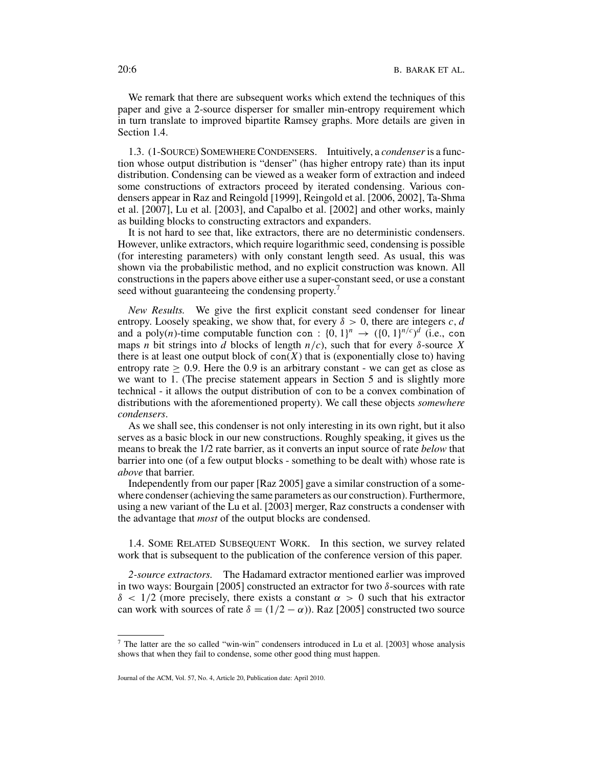We remark that there are subsequent works which extend the techniques of this paper and give a 2-source disperser for smaller min-entropy requirement which in turn translate to improved bipartite Ramsey graphs. More details are given in Section 1.4.

### 1.3. (1-Source) Somewhere Condensers.

Intuitively, a *condenser* is a function whose output distribution is "denser" (has higher entropy rate) than its input distribution. Condensing can be viewed as a weaker form of extraction and indeed some constructions of extractors proceed by iterated condensing. Various condensers appear in Raz and Reingold [1999], Reingold et al. [2006, 2002], Ta-Shma et al. [2007], Lu et al. [2003], and Capalbo et al. [2002] and other works, mainly as building blocks to constructing extractors and expanders.

It is not hard to see that, like extractors, there are no deterministic condensers. However, unlike extractors, which require logarithmic seed, condensing is possible (for interesting parameters) with only constant length seed. As usual, this was shown via the probabilistic method, and no explicit construction was known. All constructions in the papers above either use a super-constant seed, or use a constant seed without guaranteeing the condensing property.[7]

*New Results.* We give the first explicit constant seed condenser for linear entropy. Loosely speaking, we show that, for every $\delta > 0$, there are integers $c, d$ and a poly($n$)-time computable function $\texttt{con} : \{0,1\}^n \to (\{0,1\}^{n/c})^d$ (i.e., con maps $n$ bit strings into $d$ blocks of length $n/c$), such that for every $\delta$-source $X$ there is at least one output block of $\texttt{con}(X)$ that is (exponentially close to) having entropy rate $\geq 0.9$. Here the 0.9 is an arbitrary constant - we can get as close as we want to 1. (The precise statement appears in Section 5 and is slightly more technical - it allows the output distribution of con to be a convex combination of distributions with the aforementioned property). We call these objects *somewhere condensers*.

As we shall see, this condenser is not only interesting in its own right, but it also serves as a basic block in our new constructions. Roughly speaking, it gives us the means to break the 1/2 rate barrier, as it converts an input source of rate *below* that barrier into one (of a few output blocks - something to be dealt with) whose rate is *above* that barrier.

Independently from our paper [Raz 2005] gave a similar construction of a somewhere condenser (achieving the same parameters as our construction). Furthermore, using a new variant of the Lu et al. [2003] merger, Raz constructs a condenser with the advantage that *most* of the output blocks are condensed.

### 1.4. Some Related Subsequent Work.

In this section, we survey related work that is subsequent to the publication of the conference version of this paper.

*2-source extractors.* The Hadamard extractor mentioned earlier was improved in two ways: Bourgain [2005] constructed an extractor for two $\delta$-sources with rate $\delta < 1/2$ (more precisely, there exists a constant $\alpha > 0$ such that his extractor can work with sources of rate $\delta = (1/2 - \alpha)$). Raz [2005] constructed two source

[7] The latter are the so called "win-win" condensers introduced in Lu et al. [2003] whose analysis shows that when they fail to condense, some other good thing must happen.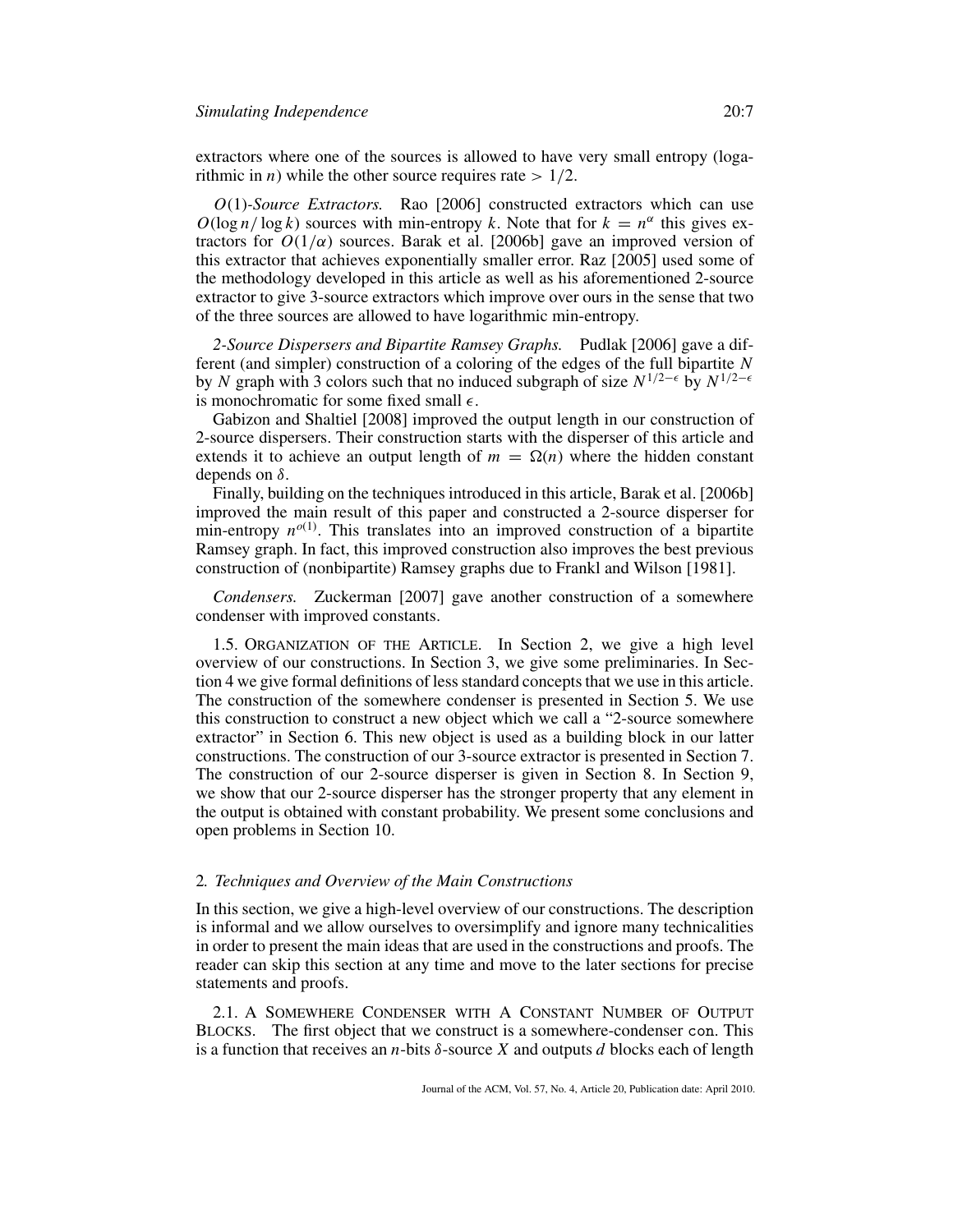extractors where one of the sources is allowed to have very small entropy (logarithmic in $n$) while the other source requires rate $> 1/2$.

*$O(1)$-Source Extractors.* Rao [2006] constructed extractors which can use $O(\log n/ \log k)$ sources with min-entropy $k$. Note that for $k = n^{\alpha}$ this gives extractors for $O(1/\alpha)$ sources. Barak et al. [2006b] gave an improved version of this extractor that achieves exponentially smaller error. Raz [2005] used some of the methodology developed in this article as well as his aforementioned 2-source extractor to give 3-source extractors which improve over ours in the sense that two of the three sources are allowed to have logarithmic min-entropy.

*2-Source Dispersers and Bipartite Ramsey Graphs.* Pudlak [2006] gave a different (and simpler) construction of a coloring of the edges of the full bipartite $N$ by $N$ graph with 3 colors such that no induced subgraph of size $N^{1/2-\epsilon}$ by $N^{1/2-\epsilon}$ is monochromatic for some fixed small $\epsilon$.

Gabizon and Shaltiel [2008] improved the output length in our construction of 2-source dispersers. Their construction starts with the disperser of this article and extends it to achieve an output length of $m = \Omega(n)$ where the hidden constant depends on $\delta$.

Finally, building on the techniques introduced in this article, Barak et al. [2006b] improved the main result of this paper and constructed a 2-source disperser for min-entropy $n^{o(1)}$. This translates into an improved construction of a bipartite Ramsey graph. In fact, this improved construction also improves the best previous construction of (nonbipartite) Ramsey graphs due to Frankl and Wilson [1981].

*Condensers.* Zuckerman [2007] gave another construction of a somewhere condenser with improved constants.

1.5. ORGANIZATION OF THE ARTICLE. In Section 2, we give a high level overview of our constructions. In Section 3, we give some preliminaries. In Section 4 we give formal definitions of less standard concepts that we use in this article. The construction of the somewhere condenser is presented in Section 5. We use this construction to construct a new object which we call a "2-source somewhere extractor" in Section 6. This new object is used as a building block in our latter constructions. The construction of our 3-source extractor is presented in Section 7. The construction of our 2-source disperser is given in Section 8. In Section 9, we show that our 2-source disperser has the stronger property that any element in the output is obtained with constant probability. We present some conclusions and open problems in Section 10.

## 2. *Techniques and Overview of the Main Constructions*

In this section, we give a high-level overview of our constructions. The description is informal and we allow ourselves to oversimplify and ignore many technicalities in order to present the main ideas that are used in the constructions and proofs. The reader can skip this section at any time and move to the later sections for precise statements and proofs.

2.1. A SOMEWHERE CONDENSER WITH A CONSTANT NUMBER OF OUTPUT BLOCKS. The first object that we construct is a somewhere-condenser `con`. This is a function that receives an $n$-bits $\delta$-source $X$ and outputs $d$ blocks each of length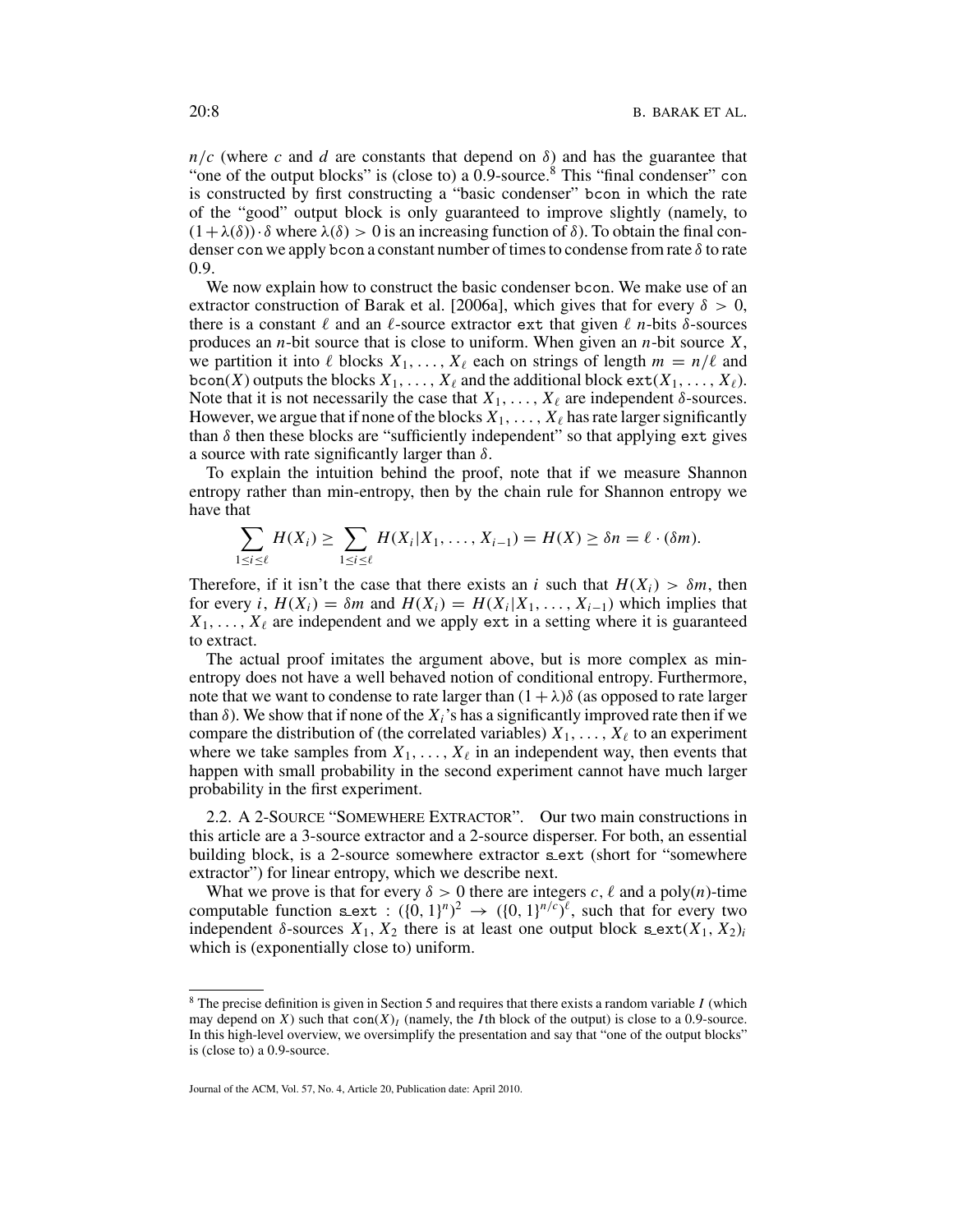$n/c$ (where $c$ and $d$ are constants that depend on $\delta$) and has the guarantee that "one of the output blocks" is (close to) a 0.9-source.[8] This "final condenser" con is constructed by first constructing a "basic condenser" bcon in which the rate of the "good" output block is only guaranteed to improve slightly (namely, to $(1+\lambda(\delta))\cdot\delta$ where $\lambda(\delta) > 0$ is an increasing function of $\delta$). To obtain the final condenser con we apply bcon a constant number of times to condense from rate $\delta$ to rate 0.9.

We now explain how to construct the basic condenser bcon. We make use of an extractor construction of Barak et al. [2006a], which gives that for every $\delta > 0$, there is a constant $\ell$ and an $\ell$-source extractor ext that given $\ell$ $n$-bits $\delta$-sources produces an $n$-bit source that is close to uniform. When given an $n$-bit source $X$, we partition it into $\ell$ blocks $X_1, \ldots, X_\ell$ each on strings of length $m = n/\ell$ and $\text{bcon}(X)$ outputs the blocks $X_1, \ldots, X_\ell$ and the additional block $\text{ext}(X_1, \ldots, X_\ell)$. Note that it is not necessarily the case that $X_1, \ldots, X_\ell$ are independent $\delta$-sources. However, we argue that if none of the blocks $X_1, \ldots, X_\ell$ has rate larger significantly than $\delta$ then these blocks are "sufficiently independent" so that applying ext gives a source with rate significantly larger than $\delta$.

To explain the intuition behind the proof, note that if we measure Shannon entropy rather than min-entropy, then by the chain rule for Shannon entropy we have that

$$\sum_{1\le i\le\ell} H(X_i) \ge \sum_{1\le i\le\ell} H(X_i|X_1,\ldots,X_{i-1}) = H(X) \ge \delta n = \ell\cdot(\delta m).$$

Therefore, if it isn't the case that there exists an $i$ such that $H(X_i) > \delta m$, then for every $i$, $H(X_i) = \delta m$ and $H(X_i) = H(X_i|X_1,\ldots,X_{i-1})$ which implies that $X_1, \ldots, X_\ell$ are independent and we apply ext in a setting where it is guaranteed to extract.

The actual proof imitates the argument above, but is more complex as min-entropy does not have a well behaved notion of conditional entropy. Furthermore, note that we want to condense to rate larger than $(1+\lambda)\delta$ (as opposed to rate larger than $\delta$). We show that if none of the $X_i$'s has a significantly improved rate then if we compare the distribution of (the correlated variables) $X_1, \ldots, X_\ell$ to an experiment where we take samples from $X_1, \ldots, X_\ell$ in an independent way, then events that happen with small probability in the second experiment cannot have much larger probability in the first experiment.

### 2.2. A 2-Source "Somewhere Extractor".

Our two main constructions in this article are a 3-source extractor and a 2-source disperser. For both, an essential building block, is a 2-source somewhere extractor s_ext (short for "somewhere extractor") for linear entropy, which we describe next.

What we prove is that for every $\delta > 0$ there are integers $c, \ell$ and a poly($n$)-time computable function $\text{s\_ext} : (\{0,1\}^n)^2 \to (\{0,1\}^{n/c})^\ell$, such that for every two independent $\delta$-sources $X_1, X_2$ there is at least one output block $\text{s\_ext}(X_1, X_2)_i$ which is (exponentially close to) uniform.

---

[8] The precise definition is given in Section 5 and requires that there exists a random variable $I$ (which may depend on $X$) such that $\text{con}(X)_I$ (namely, the $I$th block of the output) is close to a 0.9-source. In this high-level overview, we oversimplify the presentation and say that "one of the output blocks" is (close to) a 0.9-source.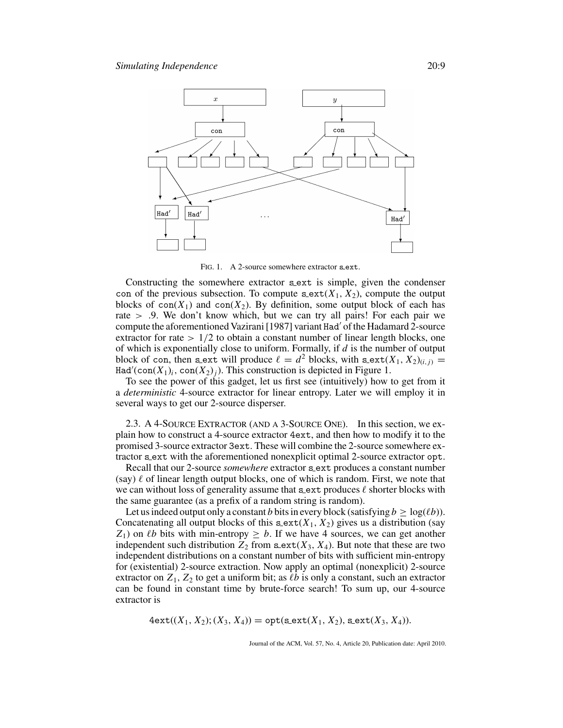FIG. 1. A 2-source somewhere extractor s_ext.

Constructing the somewhere extractor s_ext is simple, given the condenser con of the previous subsection. To compute $\text{s\_ext}(X_1, X_2)$, compute the output blocks of $\text{con}(X_1)$ and $\text{con}(X_2)$. By definition, some output block of each has rate $> .9$. We don't know which, but we can try all pairs! For each pair we compute the aforementioned Vazirani [1987] variant Had′ of the Hadamard 2-source extractor for rate $> 1/2$ to obtain a constant number of linear length blocks, one of which is exponentially close to uniform. Formally, if $d$ is the number of output block of con, then s_ext will produce $\ell = d^2$ blocks, with $\text{s\_ext}(X_1, X_2)_{(i,j)} = \text{Had}'(\text{con}(X_1)_i, \text{con}(X_2)_j)$. This construction is depicted in Figure 1.

To see the power of this gadget, let us first see (intuitively) how to get from it a *deterministic* 4-source extractor for linear entropy. Later we will employ it in several ways to get our 2-source disperser.

## 2.3. A 4-Source Extractor (and a 3-Source One)

In this section, we explain how to construct a 4-source extractor 4ext, and then how to modify it to the promised 3-source extractor 3ext. These will combine the 2-source somewhere extractor s_ext with the aforementioned nonexplicit optimal 2-source extractor opt.

Recall that our 2-source *somewhere* extractor s_ext produces a constant number (say) $\ell$ of linear length output blocks, one of which is random. First, we note that we can without loss of generality assume that s_ext produces $\ell$ shorter blocks with the same guarantee (as a prefix of a random string is random).

Let us indeed output only a constant $b$ bits in every block (satisfying $b \geq \log(\ell b)$). Concatenating all output blocks of this $\text{s\_ext}(X_1, X_2)$ gives us a distribution (say $Z_1$) on $\ell b$ bits with min-entropy $\geq b$. If we have 4 sources, we can get another independent such distribution $Z_2$ from $\text{s\_ext}(X_3, X_4)$. But note that these are two independent distributions on a constant number of bits with sufficient min-entropy for (existential) 2-source extraction. Now apply an optimal (nonexplicit) 2-source extractor on $Z_1, Z_2$ to get a uniform bit; as $\ell b$ is only a constant, such an extractor can be found in constant time by brute-force search! To sum up, our 4-source extractor is

$$\text{4ext}((X_1, X_2); (X_3, X_4)) = \text{opt}(\text{s\_ext}(X_1, X_2), \text{s\_ext}(X_3, X_4)).$$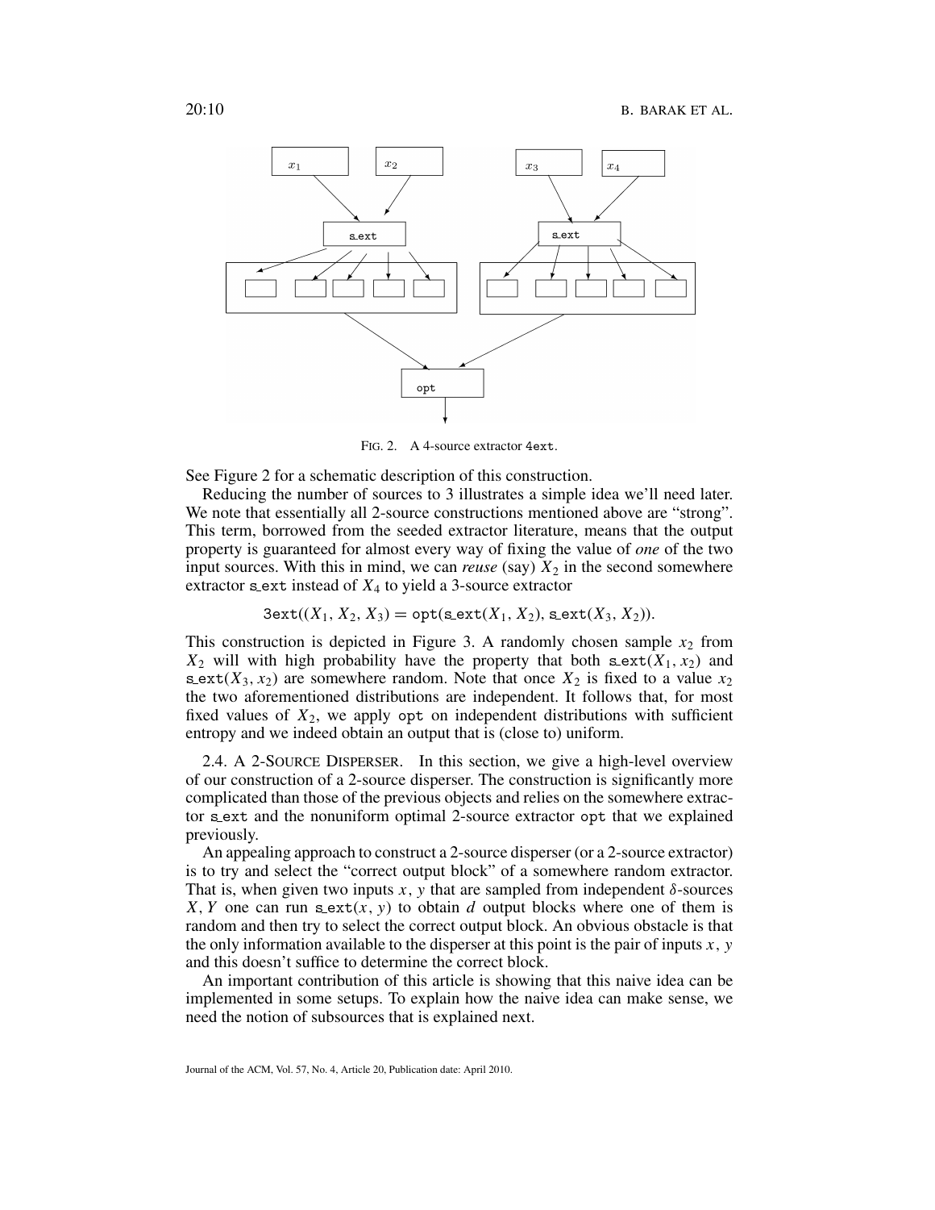FIG. 2. A 4-source extractor 4ext.

See Figure 2 for a schematic description of this construction.

Reducing the number of sources to 3 illustrates a simple idea we'll need later. We note that essentially all 2-source constructions mentioned above are "strong". This term, borrowed from the seeded extractor literature, means that the output property is guaranteed for almost every way of fixing the value of *one* of the two input sources. With this in mind, we can *reuse* (say) $X_2$ in the second somewhere extractor s_ext instead of $X_4$ to yield a 3-source extractor

$$\texttt{3ext}((X_1, X_2, X_3) = \texttt{opt}(\texttt{s\_ext}(X_1, X_2), \texttt{s\_ext}(X_3, X_2)).$$

This construction is depicted in Figure 3. A randomly chosen sample $x_2$ from $X_2$ will with high probability have the property that both $\texttt{s\_ext}(X_1, x_2)$ and $\texttt{s\_ext}(X_3, x_2)$ are somewhere random. Note that once $X_2$ is fixed to a value $x_2$ the two aforementioned distributions are independent. It follows that, for most fixed values of $X_2$, we apply opt on independent distributions with sufficient entropy and we indeed obtain an output that is (close to) uniform.

2.4. A 2-SOURCE DISPERSER. In this section, we give a high-level overview of our construction of a 2-source disperser. The construction is significantly more complicated than those of the previous objects and relies on the somewhere extractor s_ext and the nonuniform optimal 2-source extractor opt that we explained previously.

An appealing approach to construct a 2-source disperser (or a 2-source extractor) is to try and select the "correct output block" of a somewhere random extractor. That is, when given two inputs $x$, $y$ that are sampled from independent $\delta$-sources $X, Y$ one can run $\texttt{s\_ext}(x, y)$ to obtain $d$ output blocks where one of them is random and then try to select the correct output block. An obvious obstacle is that the only information available to the disperser at this point is the pair of inputs $x$, $y$ and this doesn't suffice to determine the correct block.

An important contribution of this article is showing that this naive idea can be implemented in some setups. To explain how the naive idea can make sense, we need the notion of subsources that is explained next.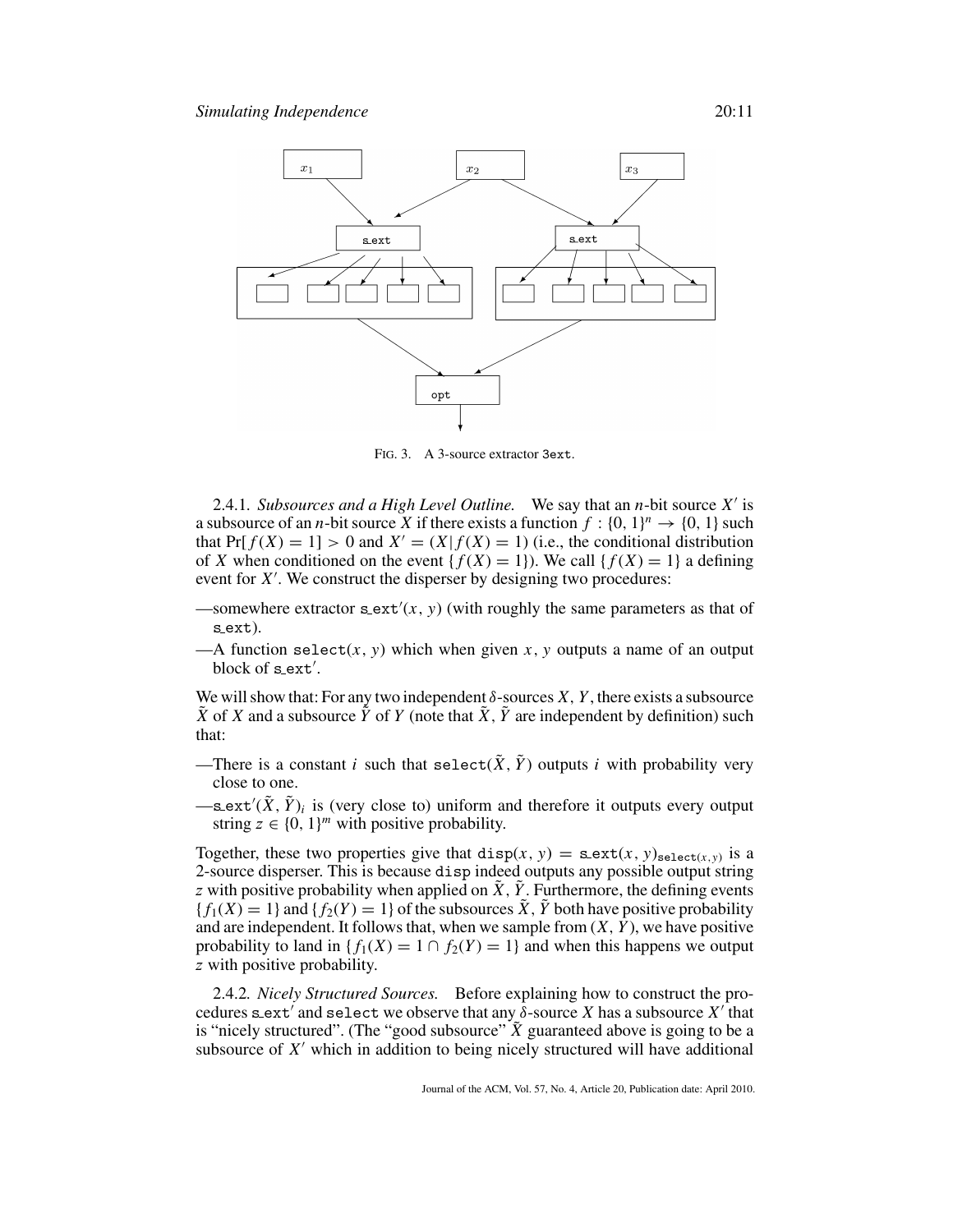FIG. 3. A 3-source extractor 3ext.

2.4.1. *Subsources and a High Level Outline.* We say that an $n$-bit source $X'$ is a subsource of an $n$-bit source $X$ if there exists a function $f : \{0, 1\}^n \rightarrow \{0, 1\}$ such that $\Pr[f(X) = 1] > 0$ and $X' = (X|f(X) = 1)$ (i.e., the conditional distribution of $X$ when conditioned on the event $\{f(X) = 1\}$). We call $\{f(X) = 1\}$ a defining event for $X'$. We construct the disperser by designing two procedures:

—somewhere extractor $\texttt{s\_ext}'(x, y)$ (with roughly the same parameters as that of $\texttt{s\_ext}$).

—A function $\texttt{select}(x, y)$ which when given $x, y$ outputs a name of an output block of $\texttt{s\_ext}'$.

We will show that: For any two independent $\delta$-sources $X, Y$, there exists a subsource $\tilde{X}$ of $X$ and a subsource $\tilde{Y}$ of $Y$ (note that $\tilde{X}, \tilde{Y}$ are independent by definition) such that:

—There is a constant $i$ such that $\texttt{select}(\tilde{X}, \tilde{Y})$ outputs $i$ with probability very close to one.

—$\texttt{s\_ext}'(\tilde{X}, \tilde{Y})_i$ is (very close to) uniform and therefore it outputs every output string $z \in \{0, 1\}^m$ with positive probability.

Together, these two properties give that $\texttt{disp}(x, y) = \texttt{s\_ext}(x, y)_{\texttt{select}(x,y)}$ is a 2-source disperser. This is because $\texttt{disp}$ indeed outputs any possible output string $z$ with positive probability when applied on $\tilde{X}, \tilde{Y}$. Furthermore, the defining events $\{f_1(X) = 1\}$ and $\{f_2(Y) = 1\}$ of the subsources $\tilde{X}, \tilde{Y}$ both have positive probability and are independent. It follows that, when we sample from $(X, Y)$, we have positive probability to land in $\{f_1(X) = 1 \cap f_2(Y) = 1\}$ and when this happens we output $z$ with positive probability.

2.4.2. *Nicely Structured Sources.* Before explaining how to construct the procedures $\texttt{s\_ext}'$ and $\texttt{select}$ we observe that any $\delta$-source $X$ has a subsource $X'$ that is "nicely structured". (The "good subsource" $\tilde{X}$ guaranteed above is going to be a subsource of $X'$ which in addition to being nicely structured will have additional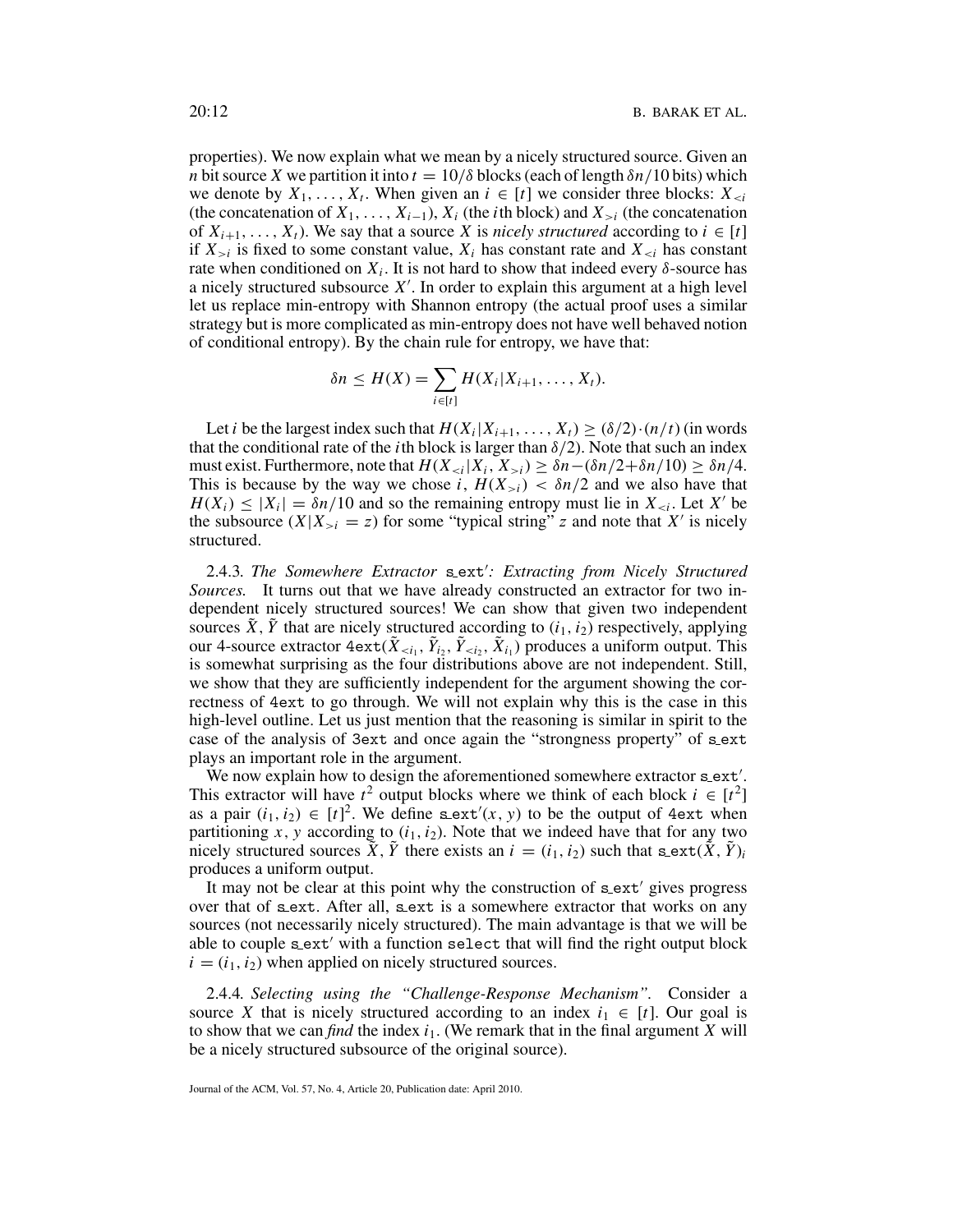properties). We now explain what we mean by a nicely structured source. Given an $n$ bit source $X$ we partition it into $t = 10/\delta$ blocks (each of length $\delta n/10$ bits) which we denote by $X_1, \ldots, X_t$. When given an $i \in [t]$ we consider three blocks: $X_{<i}$ (the concatenation of $X_1, \ldots, X_{i-1}$), $X_i$ (the $i$th block) and $X_{>i}$ (the concatenation of $X_{i+1}, \ldots, X_t$). We say that a source $X$ is *nicely structured* according to $i \in [t]$ if $X_{>i}$ is fixed to some constant value, $X_i$ has constant rate and $X_{<i}$ has constant rate when conditioned on $X_i$. It is not hard to show that indeed every $\delta$-source has a nicely structured subsource $X'$. In order to explain this argument at a high level let us replace min-entropy with Shannon entropy (the actual proof uses a similar strategy but is more complicated as min-entropy does not have well behaved notion of conditional entropy). By the chain rule for entropy, we have that:

$$\delta n \leq H(X) = \sum_{i \in [t]} H(X_i | X_{i+1}, \ldots, X_t).$$

Let $i$ be the largest index such that $H(X_i | X_{i+1}, \ldots, X_t) \geq (\delta/2) \cdot (n/t)$ (in words that the conditional rate of the $i$th block is larger than $\delta/2$). Note that such an index must exist. Furthermore, note that $H(X_{<i} | X_i, X_{>i}) \geq \delta n - (\delta n/2 + \delta n/10) \geq \delta n/4$. This is because by the way we chose $i$, $H(X_{>i}) < \delta n/2$ and we also have that $H(X_i) \leq |X_i| = \delta n/10$ and so the remaining entropy must lie in $X_{<i}$. Let $X'$ be the subsource $(X | X_{>i} = z)$ for some "typical string" $z$ and note that $X'$ is nicely structured.

2.4.3. *The Somewhere Extractor* s_ext$'$*: Extracting from Nicely Structured Sources.* It turns out that we have already constructed an extractor for two independent nicely structured sources! We can show that given two independent sources $\tilde{X}, \tilde{Y}$ that are nicely structured according to $(i_1, i_2)$ respectively, applying our 4-source extractor 4ext$(\tilde{X}_{<i_1}, \tilde{Y}_{i_2}, \tilde{Y}_{<i_2}, \tilde{X}_{i_1})$ produces a uniform output. This is somewhat surprising as the four distributions above are not independent. Still, we show that they are sufficiently independent for the argument showing the correctness of 4ext to go through. We will not explain why this is the case in this high-level outline. Let us just mention that the reasoning is similar in spirit to the case of the analysis of 3ext and once again the "strongness property" of s_ext plays an important role in the argument.

We now explain how to design the aforementioned somewhere extractor s_ext$'$. This extractor will have $t^2$ output blocks where we think of each block $i \in [t^2]$ as a pair $(i_1, i_2) \in [t]^2$. We define s_ext$'(x, y)$ to be the output of 4ext when partitioning $x, y$ according to $(i_1, i_2)$. Note that we indeed have that for any two nicely structured sources $\tilde{X}, \tilde{Y}$ there exists an $i = (i_1, i_2)$ such that s_ext$(\tilde{X}, \tilde{Y})_i$ produces a uniform output.

It may not be clear at this point why the construction of s_ext$'$ gives progress over that of s_ext. After all, s_ext is a somewhere extractor that works on any sources (not necessarily nicely structured). The main advantage is that we will be able to couple s_ext$'$ with a function select that will find the right output block $i = (i_1, i_2)$ when applied on nicely structured sources.

2.4.4. *Selecting using the "Challenge-Response Mechanism".* Consider a source $X$ that is nicely structured according to an index $i_1 \in [t]$. Our goal is to show that we can *find* the index $i_1$. (We remark that in the final argument $X$ will be a nicely structured subsource of the original source).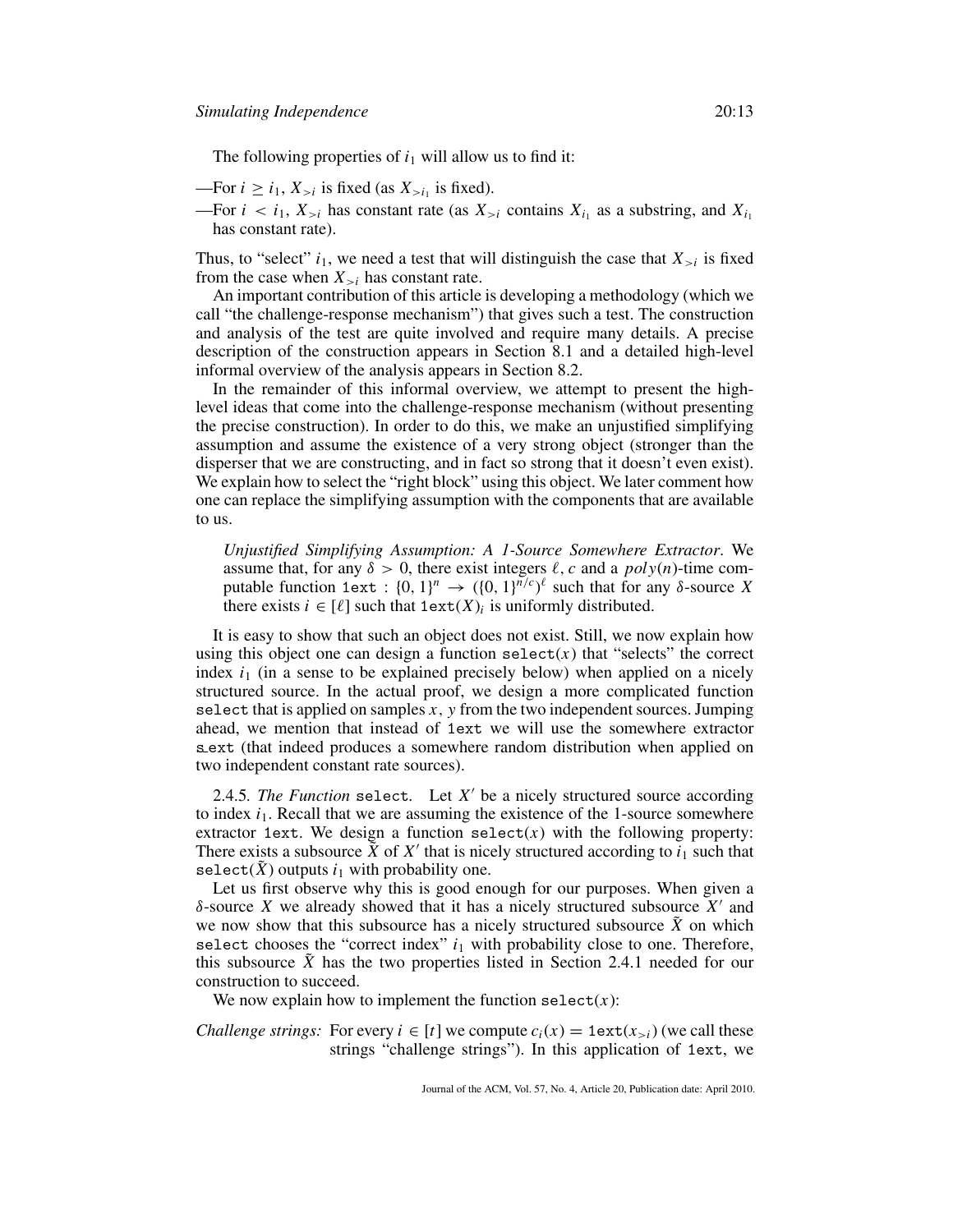The following properties of $i_1$ will allow us to find it:

—For $i \geq i_1$, $X_{>i}$ is fixed (as $X_{>i_1}$ is fixed).

—For $i < i_1$, $X_{>i}$ has constant rate (as $X_{>i}$ contains $X_{i_1}$ as a substring, and $X_{i_1}$ has constant rate).

Thus, to "select" $i_1$, we need a test that will distinguish the case that $X_{>i}$ is fixed from the case when $X_{>i}$ has constant rate.

An important contribution of this article is developing a methodology (which we call "the challenge-response mechanism") that gives such a test. The construction and analysis of the test are quite involved and require many details. A precise description of the construction appears in Section 8.1 and a detailed high-level informal overview of the analysis appears in Section 8.2.

In the remainder of this informal overview, we attempt to present the high-level ideas that come into the challenge-response mechanism (without presenting the precise construction). In order to do this, we make an unjustified simplifying assumption and assume the existence of a very strong object (stronger than the disperser that we are constructing, and in fact so strong that it doesn't even exist). We explain how to select the "right block" using this object. We later comment how one can replace the simplifying assumption with the components that are available to us.

> *Unjustified Simplifying Assumption: A 1-Source Somewhere Extractor*. We assume that, for any $\delta > 0$, there exist integers $\ell, c$ and a $poly(n)$-time computable function $\texttt{1ext} : \{0,1\}^n \rightarrow (\{0,1\}^{n/c})^{\ell}$ such that for any $\delta$-source $X$ there exists $i \in [\ell]$ such that $\texttt{1ext}(X)_i$ is uniformly distributed.

It is easy to show that such an object does not exist. Still, we now explain how using this object one can design a function $\texttt{select}(x)$ that "selects" the correct index $i_1$ (in a sense to be explained precisely below) when applied on a nicely structured source. In the actual proof, we design a more complicated function `select` that is applied on samples $x, y$ from the two independent sources. Jumping ahead, we mention that instead of `1ext` we will use the somewhere extractor `s_ext` (that indeed produces a somewhere random distribution when applied on two independent constant rate sources).

2.4.5. *The Function* `select`. Let $X'$ be a nicely structured source according to index $i_1$. Recall that we are assuming the existence of the 1-source somewhere extractor `1ext`. We design a function $\texttt{select}(x)$ with the following property: There exists a subsource $\tilde{X}$ of $X'$ that is nicely structured according to $i_1$ such that $\texttt{select}(\tilde{X})$ outputs $i_1$ with probability one.

Let us first observe why this is good enough for our purposes. When given a $\delta$-source $X$ we already showed that it has a nicely structured subsource $X'$ and we now show that this subsource has a nicely structured subsource $\tilde{X}$ on which `select` chooses the "correct index" $i_1$ with probability close to one. Therefore, this subsource $\tilde{X}$ has the two properties listed in Section 2.4.1 needed for our construction to succeed.

We now explain how to implement the function $\texttt{select}(x)$:

*Challenge strings:* For every $i \in [t]$ we compute $c_i(x) = \texttt{1ext}(x_{>i})$ (we call these strings "challenge strings"). In this application of `1ext`, we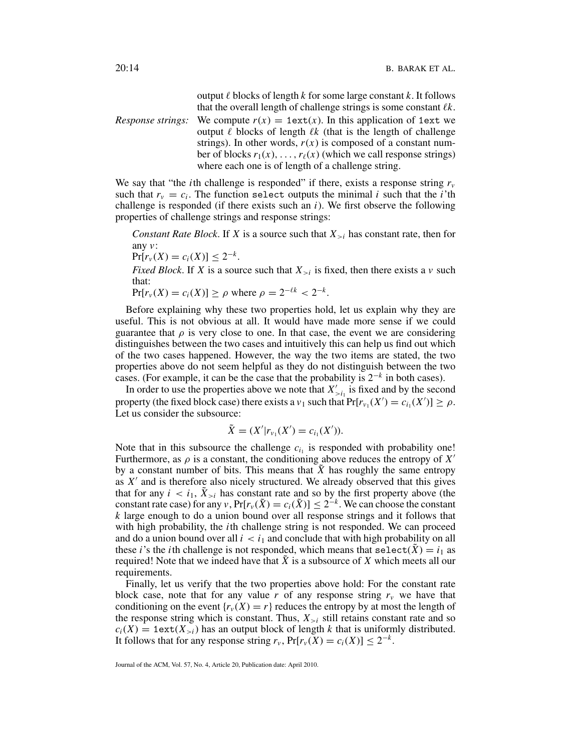output $\ell$ blocks of length $k$ for some large constant $k$. It follows that the overall length of challenge strings is some constant $\ell k$.

*Response strings:* We compute $r(x) = \texttt{1ext}(x)$. In this application of `1ext` we output $\ell$ blocks of length $\ell k$ (that is the length of challenge strings). In other words, $r(x)$ is composed of a constant number of blocks $r_1(x), \ldots, r_\ell(x)$ (which we call response strings) where each one is of length of a challenge string.

We say that "the $i$th challenge is responded" if there, exists a response string $r_v$ such that $r_v = c_i$. The function `select` outputs the minimal $i$ such that the $i$'th challenge is responded (if there exists such an $i$). We first observe the following properties of challenge strings and response strings:

*Constant Rate Block*. If $X$ is a source such that $X_{>i}$ has constant rate, then for any $v$:
$\Pr[r_v(X) = c_i(X)] \leq 2^{-k}$.

*Fixed Block*. If $X$ is a source such that $X_{>i}$ is fixed, then there exists a $v$ such that:
$\Pr[r_v(X) = c_i(X)] \geq \rho$ where $\rho = 2^{-\ell k} < 2^{-k}$.

Before explaining why these two properties hold, let us explain why they are useful. This is not obvious at all. It would have made more sense if we could guarantee that $\rho$ is very close to one. In that case, the event we are considering distinguishes between the two cases and intuitively this can help us find out which of the two cases happened. However, the way the two items are stated, the two properties above do not seem helpful as they do not distinguish between the two cases. (For example, it can be the case that the probability is $2^{-k}$ in both cases).

In order to use the properties above we note that $X'_{>i_1}$ is fixed and by the second property (the fixed block case) there exists a $v_1$ such that $\Pr[r_{v_1}(X') = c_{i_1}(X')] \geq \rho$. Let us consider the subsource:

$$\tilde{X} = (X' | r_{v_1}(X') = c_{i_1}(X')).$$

Note that in this subsource the challenge $c_{i_1}$ is responded with probability one! Furthermore, as $\rho$ is a constant, the conditioning above reduces the entropy of $X'$ by a constant number of bits. This means that $\tilde{X}$ has roughly the same entropy as $X'$ and is therefore also nicely structured. We already observed that this gives that for any $i < i_1$, $\tilde{X}_{>i}$ has constant rate and so by the first property above (the constant rate case) for any $v$, $\Pr[r_v(\tilde{X}) = c_i(\tilde{X})] \leq 2^{-k}$. We can choose the constant $k$ large enough to do a union bound over all response strings and it follows that with high probability, the $i$th challenge string is not responded. We can proceed and do a union bound over all $i < i_1$ and conclude that with high probability on all these $i$'s the $i$th challenge is not responded, which means that $\texttt{select}(\tilde{X}) = i_1$ as required! Note that we indeed have that $\tilde{X}$ is a subsource of $X$ which meets all our requirements.

Finally, let us verify that the two properties above hold: For the constant rate block case, note that for any value $r$ of any response string $r_v$ we have that conditioning on the event $\{r_v(X) = r\}$ reduces the entropy by at most the length of the response string which is constant. Thus, $X_{>i}$ still retains constant rate and so $c_i(X) = \texttt{1ext}(X_{>i})$ has an output block of length $k$ that is uniformly distributed. It follows that for any response string $r_v$, $\Pr[r_v(X) = c_i(X)] \leq 2^{-k}$.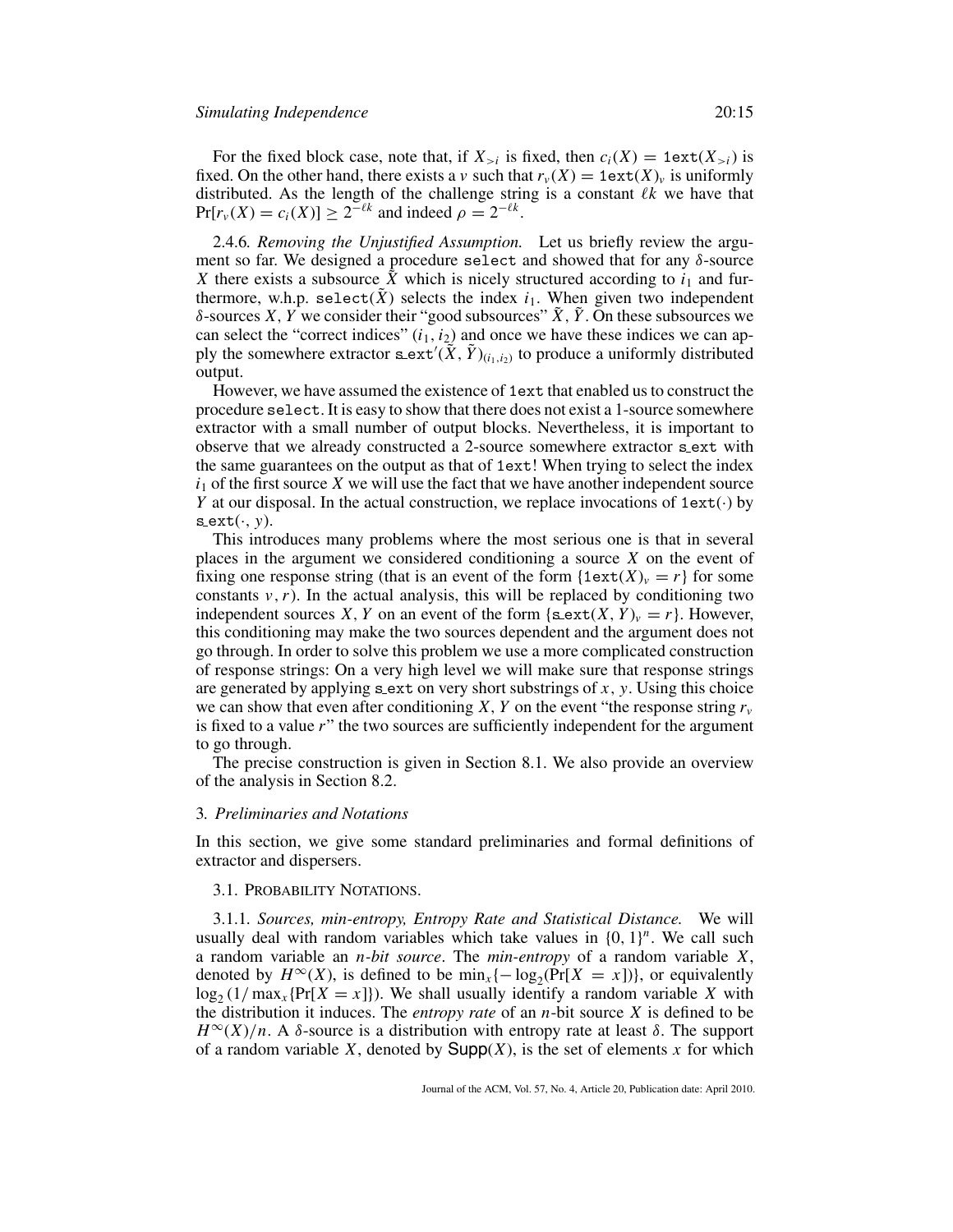For the fixed block case, note that, if $X_{>i}$ is fixed, then $c_i(X) = \texttt{1ext}(X_{>i})$ is fixed. On the other hand, there exists a $v$ such that $r_v(X) = \texttt{1ext}(X)_v$ is uniformly distributed. As the length of the challenge string is a constant $\ell k$ we have that $\Pr[r_v(X) = c_i(X)] \geq 2^{-\ell k}$ and indeed $\rho = 2^{-\ell k}$.

2.4.6. *Removing the Unjustified Assumption.* Let us briefly review the argument so far. We designed a procedure $\texttt{select}$ and showed that for any $\delta$-source $X$ there exists a subsource $\tilde{X}$ which is nicely structured according to $i_1$ and furthermore, w.h.p. $\texttt{select}(\tilde{X})$ selects the index $i_1$. When given two independent $\delta$-sources $X, Y$ we consider their "good subsources" $\tilde{X}, \tilde{Y}$. On these subsources we can select the "correct indices" $(i_1, i_2)$ and once we have these indices we can apply the somewhere extractor $\texttt{s\_ext}'(\tilde{X}, \tilde{Y})_{(i_1,i_2)}$ to produce a uniformly distributed output.

However, we have assumed the existence of $\texttt{1ext}$ that enabled us to construct the procedure $\texttt{select}$. It is easy to show that there does not exist a 1-source somewhere extractor with a small number of output blocks. Nevertheless, it is important to observe that we already constructed a 2-source somewhere extractor $\texttt{s\_ext}$ with the same guarantees on the output as that of $\texttt{1ext}$! When trying to select the index $i_1$ of the first source $X$ we will use the fact that we have another independent source $Y$ at our disposal. In the actual construction, we replace invocations of $\texttt{1ext}(\cdot)$ by $\texttt{s\_ext}(\cdot, y)$.

This introduces many problems where the most serious one is that in several places in the argument we considered conditioning a source $X$ on the event of fixing one response string (that is an event of the form $\{\texttt{1ext}(X)_v = r\}$ for some constants $v, r$). In the actual analysis, this will be replaced by conditioning two independent sources $X, Y$ on an event of the form $\{\texttt{s\_ext}(X, Y)_v = r\}$. However, this conditioning may make the two sources dependent and the argument does not go through. In order to solve this problem we use a more complicated construction of response strings: On a very high level we will make sure that response strings are generated by applying $\texttt{s\_ext}$ on very short substrings of $x$, $y$. Using this choice we can show that even after conditioning $X, Y$ on the event "the response string $r_v$ is fixed to a value $r$" the two sources are sufficiently independent for the argument to go through.

The precise construction is given in Section 8.1. We also provide an overview of the analysis in Section 8.2.

## 3. *Preliminaries and Notations*

In this section, we give some standard preliminaries and formal definitions of extractor and dispersers.

### 3.1. Probability Notations.

3.1.1. *Sources, min-entropy, Entropy Rate and Statistical Distance.* We will usually deal with random variables which take values in $\{0, 1\}^n$. We call such a random variable an *n-bit source*. The *min-entropy* of a random variable $X$, denoted by $H^\infty(X)$, is defined to be $\min_x\{-\log_2(\Pr[X = x])\}$, or equivalently $\log_2(1/\max_x\{\Pr[X = x]\})$. We shall usually identify a random variable $X$ with the distribution it induces. The *entropy rate* of an $n$-bit source $X$ is defined to be $H^\infty(X)/n$. A $\delta$-source is a distribution with entropy rate at least $\delta$. The support of a random variable $X$, denoted by $\mathsf{Supp}(X)$, is the set of elements $x$ for which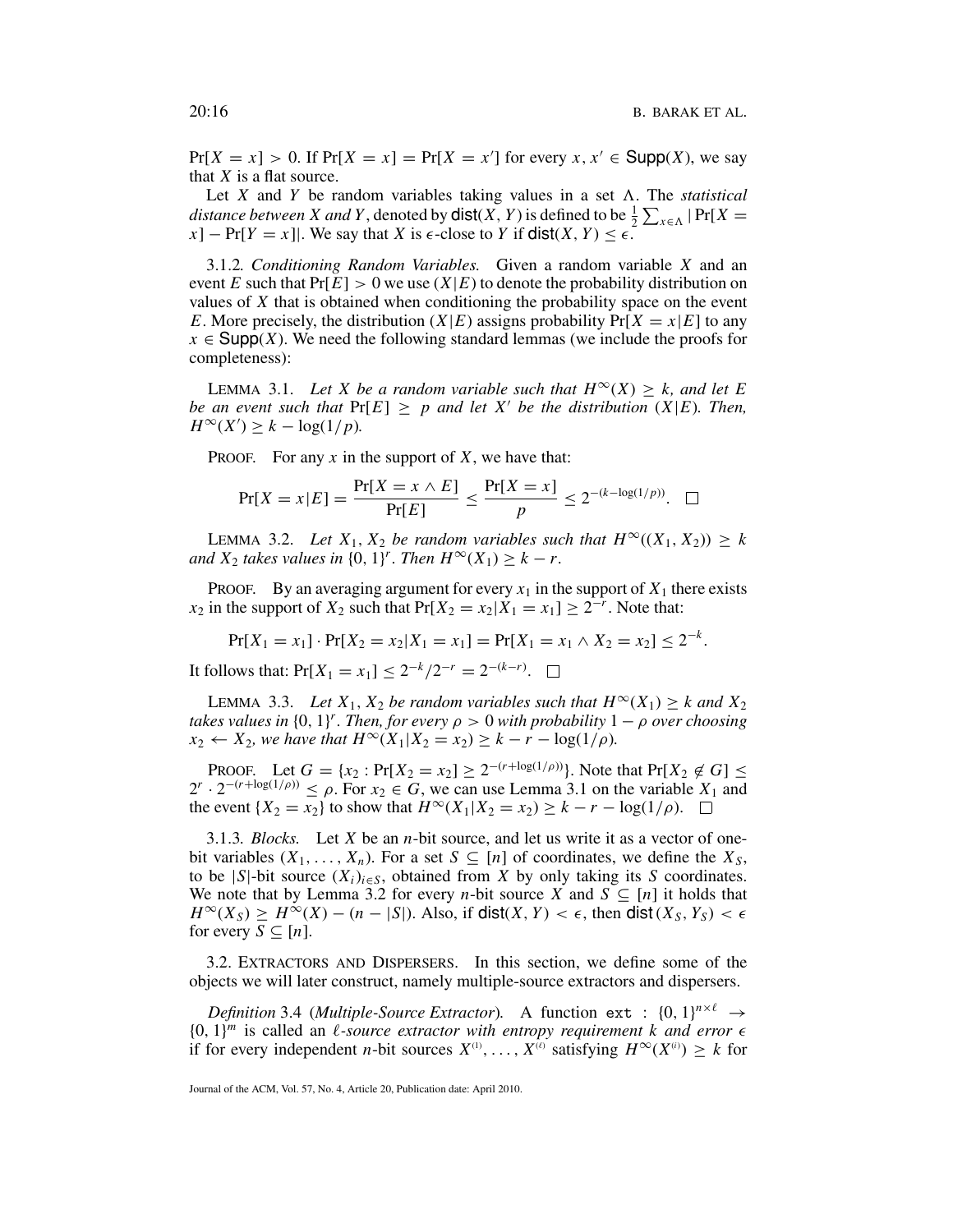$\Pr[X = x] > 0$. If $\Pr[X = x] = \Pr[X = x']$ for every $x, x' \in \mathsf{Supp}(X)$, we say that $X$ is a flat source.

Let $X$ and $Y$ be random variables taking values in a set $\Lambda$. The *statistical distance between $X$ and $Y$*, denoted by $\mathsf{dist}(X, Y)$ is defined to be $\frac{1}{2}\sum_{x \in \Lambda} |\Pr[X = x] - \Pr[Y = x]|$. We say that $X$ is $\epsilon$-close to $Y$ if $\mathsf{dist}(X, Y) \leq \epsilon$.

3.1.2. *Conditioning Random Variables.* Given a random variable $X$ and an event $E$ such that $\Pr[E] > 0$ we use $(X|E)$ to denote the probability distribution on values of $X$ that is obtained when conditioning the probability space on the event $E$. More precisely, the distribution $(X|E)$ assigns probability $\Pr[X = x|E]$ to any $x \in \mathsf{Supp}(X)$. We need the following standard lemmas (we include the proofs for completeness):

LEMMA 3.1. *Let $X$ be a random variable such that $H^\infty(X) \geq k$, and let $E$ be an event such that $\Pr[E] \geq p$ and let $X'$ be the distribution $(X|E)$. Then, $H^\infty(X') \geq k - \log(1/p)$.*

PROOF. For any $x$ in the support of $X$, we have that:

$$\Pr[X = x|E] = \frac{\Pr[X = x \wedge E]}{\Pr[E]} \leq \frac{\Pr[X = x]}{p} \leq 2^{-(k-\log(1/p))}. \quad \square$$

LEMMA 3.2. *Let $X_1, X_2$ be random variables such that $H^\infty((X_1, X_2)) \geq k$ and $X_2$ takes values in $\{0, 1\}^r$. Then $H^\infty(X_1) \geq k - r$.*

PROOF. By an averaging argument for every $x_1$ in the support of $X_1$ there exists $x_2$ in the support of $X_2$ such that $\Pr[X_2 = x_2|X_1 = x_1] \geq 2^{-r}$. Note that:

$$\Pr[X_1 = x_1] \cdot \Pr[X_2 = x_2|X_1 = x_1] = \Pr[X_1 = x_1 \wedge X_2 = x_2] \leq 2^{-k}.$$

It follows that: $\Pr[X_1 = x_1] \leq 2^{-k}/2^{-r} = 2^{-(k-r)}$. $\square$

LEMMA 3.3. *Let $X_1, X_2$ be random variables such that $H^\infty(X_1) \geq k$ and $X_2$ takes values in $\{0, 1\}^r$. Then, for every $\rho > 0$ with probability $1 - \rho$ over choosing $x_2 \leftarrow X_2$, we have that $H^\infty(X_1|X_2 = x_2) \geq k - r - \log(1/\rho)$.*

PROOF. Let $G = \{x_2 : \Pr[X_2 = x_2] \geq 2^{-(r+\log(1/\rho))}\}$. Note that $\Pr[X_2 \notin G] \leq 2^r \cdot 2^{-(r+\log(1/\rho))} \leq \rho$. For $x_2 \in G$, we can use Lemma 3.1 on the variable $X_1$ and the event $\{X_2 = x_2\}$ to show that $H^\infty(X_1|X_2 = x_2) \geq k - r - \log(1/\rho)$. $\square$

3.1.3. *Blocks.* Let $X$ be an $n$-bit source, and let us write it as a vector of one-bit variables $(X_1, \ldots, X_n)$. For a set $S \subseteq [n]$ of coordinates, we define the $X_S$, to be $|S|$-bit source $(X_i)_{i \in S}$, obtained from $X$ by only taking its $S$ coordinates. We note that by Lemma 3.2 for every $n$-bit source $X$ and $S \subseteq [n]$ it holds that $H^\infty(X_S) \geq H^\infty(X) - (n - |S|)$. Also, if $\mathsf{dist}(X, Y) < \epsilon$, then $\mathsf{dist}(X_S, Y_S) < \epsilon$ for every $S \subseteq [n]$.

3.2. EXTRACTORS AND DISPERSERS. In this section, we define some of the objects we will later construct, namely multiple-source extractors and dispersers.

*Definition* 3.4 (*Multiple-Source Extractor*). A function $\mathtt{ext} : \{0, 1\}^{n \times \ell} \rightarrow \{0, 1\}^m$ is called an *$\ell$-source extractor with entropy requirement $k$ and error $\epsilon$* if for every independent $n$-bit sources $X^{(1)}, \ldots, X^{(\ell)}$ satisfying $H^\infty(X^{(i)}) \geq k$ for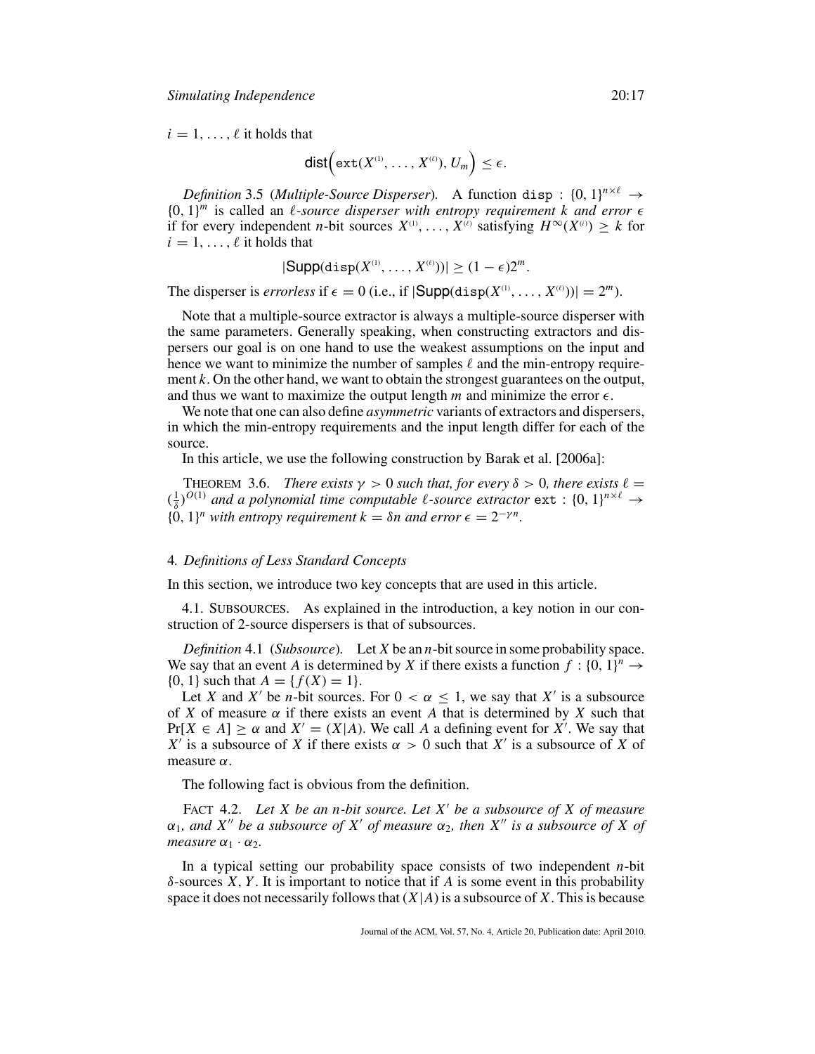$i = 1, \ldots, \ell$ it holds that

$$\mathsf{dist}\Big(\mathtt{ext}(X^{(1)}, \ldots, X^{(\ell)}), U_m\Big) \leq \epsilon.$$

*Definition* 3.5 (*Multiple-Source Disperser*). A function $\mathtt{disp} : \{0,1\}^{n \times \ell} \to \{0,1\}^m$ is called an *$\ell$-source disperser with entropy requirement $k$ and error $\epsilon$* if for every independent $n$-bit sources $X^{(1)}, \ldots, X^{(\ell)}$ satisfying $H^{\infty}(X^{(i)}) \geq k$ for $i = 1, \ldots, \ell$ it holds that

$$|\mathsf{Supp}(\mathtt{disp}(X^{(1)}, \ldots, X^{(\ell)}))| \geq (1 - \epsilon)2^m.$$

The disperser is *errorless* if $\epsilon = 0$ (i.e., if $|\mathsf{Supp}(\mathtt{disp}(X^{(1)}, \ldots, X^{(\ell)}))| = 2^m$).

Note that a multiple-source extractor is always a multiple-source disperser with the same parameters. Generally speaking, when constructing extractors and dispersers our goal is on one hand to use the weakest assumptions on the input and hence we want to minimize the number of samples $\ell$ and the min-entropy requirement $k$. On the other hand, we want to obtain the strongest guarantees on the output, and thus we want to maximize the output length $m$ and minimize the error $\epsilon$.

We note that one can also define *asymmetric* variants of extractors and dispersers, in which the min-entropy requirements and the input length differ for each of the source.

In this article, we use the following construction by Barak et al. [2006a]:

THEOREM 3.6. *There exists $\gamma > 0$ such that, for every $\delta > 0$, there exists $\ell = (\frac{1}{\delta})^{O(1)}$ and a polynomial time computable $\ell$-source extractor $\mathtt{ext} : \{0,1\}^{n \times \ell} \to \{0,1\}^n$ with entropy requirement $k = \delta n$ and error $\epsilon = 2^{-\gamma n}$.*

## 4. *Definitions of Less Standard Concepts*

In this section, we introduce two key concepts that are used in this article.

4.1. SUBSOURCES. As explained in the introduction, a key notion in our construction of 2-source dispersers is that of subsources.

*Definition* 4.1 (*Subsource*). Let $X$ be an $n$-bit source in some probability space. We say that an event $A$ is determined by $X$ if there exists a function $f : \{0,1\}^n \to \{0,1\}$ such that $A = \{f(X) = 1\}$.

Let $X$ and $X'$ be $n$-bit sources. For $0 < \alpha \leq 1$, we say that $X'$ is a subsource of $X$ of measure $\alpha$ if there exists an event $A$ that is determined by $X$ such that $\Pr[X \in A] \geq \alpha$ and $X' = (X|A)$. We call $A$ a defining event for $X'$. We say that $X'$ is a subsource of $X$ if there exists $\alpha > 0$ such that $X'$ is a subsource of $X$ of measure $\alpha$.

The following fact is obvious from the definition.

FACT 4.2. *Let $X$ be an $n$-bit source. Let $X'$ be a subsource of $X$ of measure $\alpha_1$, and $X''$ be a subsource of $X'$ of measure $\alpha_2$, then $X''$ is a subsource of $X$ of measure $\alpha_1 \cdot \alpha_2$.*

In a typical setting our probability space consists of two independent $n$-bit $\delta$-sources $X, Y$. It is important to notice that if $A$ is some event in this probability space it does not necessarily follows that $(X|A)$ is a subsource of $X$. This is because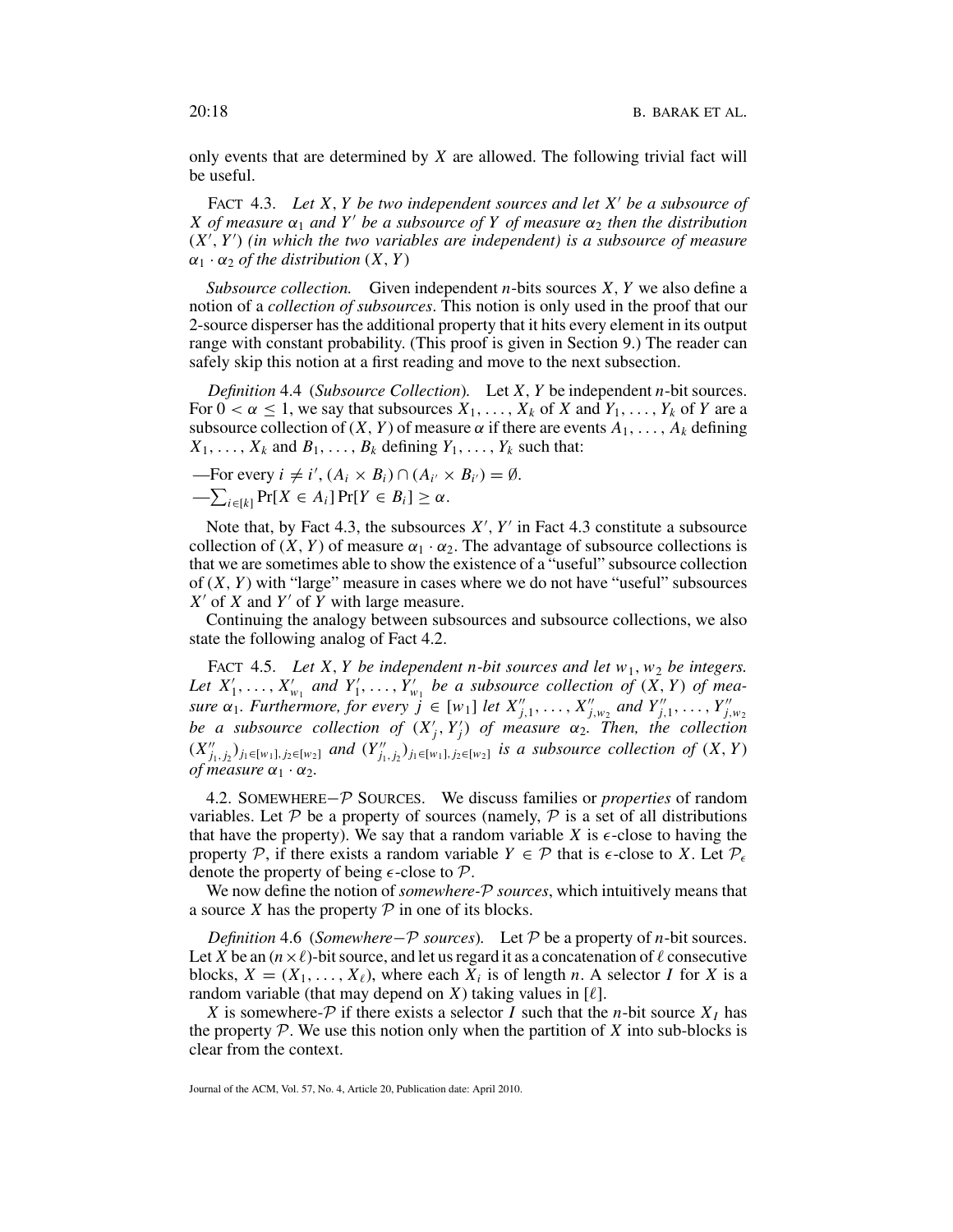only events that are determined by $X$ are allowed. The following trivial fact will be useful.

FACT 4.3. *Let $X, Y$ be two independent sources and let $X'$ be a subsource of $X$ of measure $\alpha_1$ and $Y'$ be a subsource of $Y$ of measure $\alpha_2$ then the distribution $(X', Y')$ (in which the two variables are independent) is a subsource of measure $\alpha_1 \cdot \alpha_2$ of the distribution $(X, Y)$*

*Subsource collection.* Given independent $n$-bits sources $X, Y$ we also define a notion of a *collection of subsources*. This notion is only used in the proof that our 2-source disperser has the additional property that it hits every element in its output range with constant probability. (This proof is given in Section 9.) The reader can safely skip this notion at a first reading and move to the next subsection.

*Definition* 4.4 (*Subsource Collection*). Let $X, Y$ be independent $n$-bit sources. For $0 < \alpha \leq 1$, we say that subsources $X_1, \ldots, X_k$ of $X$ and $Y_1, \ldots, Y_k$ of $Y$ are a subsource collection of $(X, Y)$ of measure $\alpha$ if there are events $A_1, \ldots, A_k$ defining $X_1, \ldots, X_k$ and $B_1, \ldots, B_k$ defining $Y_1, \ldots, Y_k$ such that:

—For every $i \neq i'$, $(A_i \times B_i) \cap (A_{i'} \times B_{i'}) = \emptyset$.
—$\sum_{i \in [k]} \Pr[X \in A_i] \Pr[Y \in B_i] \geq \alpha$.

Note that, by Fact 4.3, the subsources $X', Y'$ in Fact 4.3 constitute a subsource collection of $(X, Y)$ of measure $\alpha_1 \cdot \alpha_2$. The advantage of subsource collections is that we are sometimes able to show the existence of a "useful" subsource collection of $(X, Y)$ with "large" measure in cases where we do not have "useful" subsources $X'$ of $X$ and $Y'$ of $Y$ with large measure.

Continuing the analogy between subsources and subsource collections, we also state the following analog of Fact 4.2.

FACT 4.5. *Let $X, Y$ be independent $n$-bit sources and let $w_1, w_2$ be integers. Let $X'_1, \ldots, X'_{w_1}$ and $Y'_1, \ldots, Y'_{w_1}$ be a subsource collection of $(X, Y)$ of measure $\alpha_1$. Furthermore, for every $j \in [w_1]$ let $X''_{j,1}, \ldots, X''_{j,w_2}$ and $Y''_{j,1}, \ldots, Y''_{j,w_2}$ be a subsource collection of $(X'_j, Y'_j)$ of measure $\alpha_2$. Then, the collection $(X''_{j_1,j_2})_{j_1 \in [w_1], j_2 \in [w_2]}$ and $(Y''_{j_1,j_2})_{j_1 \in [w_1], j_2 \in [w_2]}$ is a subsource collection of $(X, Y)$ of measure $\alpha_1 \cdot \alpha_2$.*

4.2. SOMEWHERE$-\mathcal{P}$ SOURCES. We discuss families or *properties* of random variables. Let $\mathcal{P}$ be a property of sources (namely, $\mathcal{P}$ is a set of all distributions that have the property). We say that a random variable $X$ is $\epsilon$-close to having the property $\mathcal{P}$, if there exists a random variable $Y \in \mathcal{P}$ that is $\epsilon$-close to $X$. Let $\mathcal{P}_\epsilon$ denote the property of being $\epsilon$-close to $\mathcal{P}$.

We now define the notion of *somewhere-$\mathcal{P}$ sources*, which intuitively means that a source $X$ has the property $\mathcal{P}$ in one of its blocks.

*Definition* 4.6 (*Somewhere$-\mathcal{P}$ sources*). Let $\mathcal{P}$ be a property of $n$-bit sources. Let $X$ be an $(n \times \ell)$-bit source, and let us regard it as a concatenation of $\ell$ consecutive blocks, $X = (X_1, \ldots, X_\ell)$, where each $X_i$ is of length $n$. A selector $I$ for $X$ is a random variable (that may depend on $X$) taking values in $[\ell]$.

$X$ is somewhere-$\mathcal{P}$ if there exists a selector $I$ such that the $n$-bit source $X_I$ has the property $\mathcal{P}$. We use this notion only when the partition of $X$ into sub-blocks is clear from the context.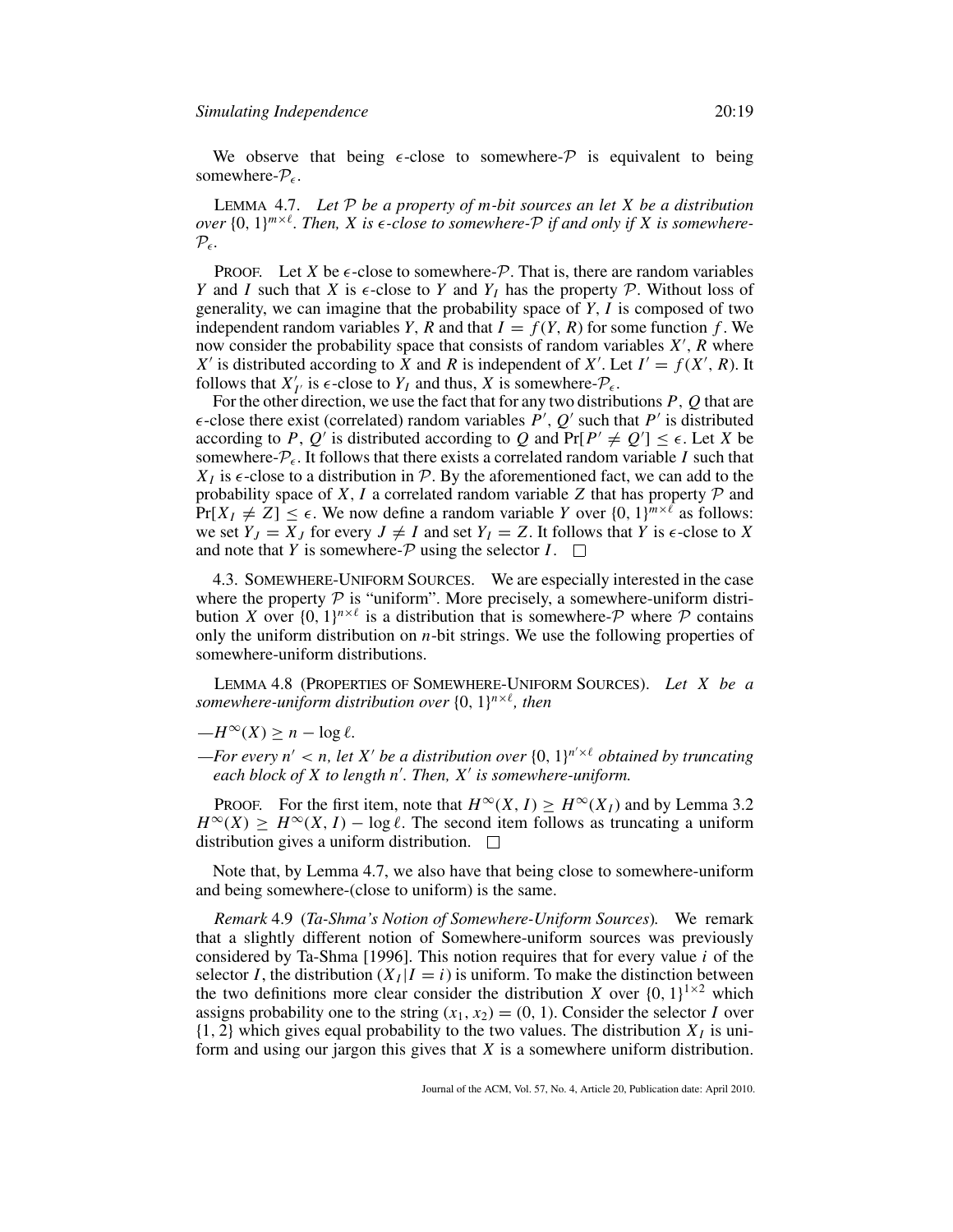We observe that being $\epsilon$-close to somewhere-$\mathcal{P}$ is equivalent to being somewhere-$\mathcal{P}_\epsilon$.

LEMMA 4.7. *Let $\mathcal{P}$ be a property of $m$-bit sources an let $X$ be a distribution over $\{0,1\}^{m\times\ell}$. Then, $X$ is $\epsilon$-close to somewhere-$\mathcal{P}$ if and only if $X$ is somewhere-$\mathcal{P}_\epsilon$.*

PROOF. Let $X$ be $\epsilon$-close to somewhere-$\mathcal{P}$. That is, there are random variables $Y$ and $I$ such that $X$ is $\epsilon$-close to $Y$ and $Y_I$ has the property $\mathcal{P}$. Without loss of generality, we can imagine that the probability space of $Y, I$ is composed of two independent random variables $Y, R$ and that $I = f(Y, R)$ for some function $f$. We now consider the probability space that consists of random variables $X', R$ where $X'$ is distributed according to $X$ and $R$ is independent of $X'$. Let $I' = f(X', R)$. It follows that $X'_{I'}$ is $\epsilon$-close to $Y_I$ and thus, $X$ is somewhere-$\mathcal{P}_\epsilon$.

For the other direction, we use the fact that for any two distributions $P, Q$ that are $\epsilon$-close there exist (correlated) random variables $P', Q'$ such that $P'$ is distributed according to $P$, $Q'$ is distributed according to $Q$ and $\Pr[P' \neq Q'] \leq \epsilon$. Let $X$ be somewhere-$\mathcal{P}_\epsilon$. It follows that there exists a correlated random variable $I$ such that $X_I$ is $\epsilon$-close to a distribution in $\mathcal{P}$. By the aforementioned fact, we can add to the probability space of $X, I$ a correlated random variable $Z$ that has property $\mathcal{P}$ and $\Pr[X_I \neq Z] \leq \epsilon$. We now define a random variable $Y$ over $\{0,1\}^{m\times\ell}$ as follows: we set $Y_J = X_J$ for every $J \neq I$ and set $Y_I = Z$. It follows that $Y$ is $\epsilon$-close to $X$ and note that $Y$ is somewhere-$\mathcal{P}$ using the selector $I$. $\square$

### 4.3. SOMEWHERE-UNIFORM SOURCES.

We are especially interested in the case where the property $\mathcal{P}$ is "uniform". More precisely, a somewhere-uniform distribution $X$ over $\{0,1\}^{n\times\ell}$ is a distribution that is somewhere-$\mathcal{P}$ where $\mathcal{P}$ contains only the uniform distribution on $n$-bit strings. We use the following properties of somewhere-uniform distributions.

LEMMA 4.8 (PROPERTIES OF SOMEWHERE-UNIFORM SOURCES). *Let $X$ be a somewhere-uniform distribution over $\{0,1\}^{n\times\ell}$, then*

- $H^\infty(X) \geq n - \log \ell$.
- *For every $n' < n$, let $X'$ be a distribution over $\{0,1\}^{n'\times\ell}$ obtained by truncating each block of $X$ to length $n'$. Then, $X'$ is somewhere-uniform.*

PROOF. For the first item, note that $H^\infty(X, I) \geq H^\infty(X_I)$ and by Lemma 3.2 $H^\infty(X) \geq H^\infty(X, I) - \log \ell$. The second item follows as truncating a uniform distribution gives a uniform distribution. $\square$

Note that, by Lemma 4.7, we also have that being close to somewhere-uniform and being somewhere-(close to uniform) is the same.

*Remark* 4.9 (*Ta-Shma's Notion of Somewhere-Uniform Sources*). We remark that a slightly different notion of Somewhere-uniform sources was previously considered by Ta-Shma [1996]. This notion requires that for every value $i$ of the selector $I$, the distribution $(X_I|I = i)$ is uniform. To make the distinction between the two definitions more clear consider the distribution $X$ over $\{0,1\}^{1\times 2}$ which assigns probability one to the string $(x_1, x_2) = (0, 1)$. Consider the selector $I$ over $\{1, 2\}$ which gives equal probability to the two values. The distribution $X_I$ is uniform and using our jargon this gives that $X$ is a somewhere uniform distribution.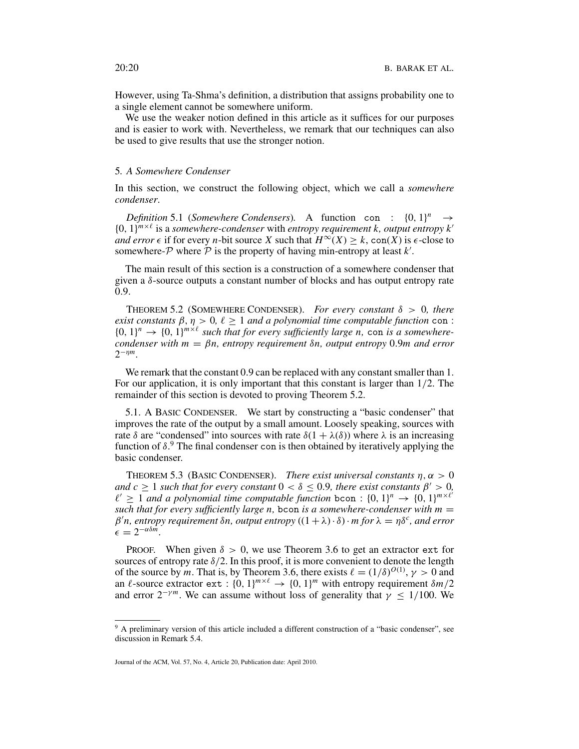However, using Ta-Shma's definition, a distribution that assigns probability one to a single element cannot be somewhere uniform.

We use the weaker notion defined in this article as it suffices for our purposes and is easier to work with. Nevertheless, we remark that our techniques can also be used to give results that use the stronger notion.

## 5. *A Somewhere Condenser*

In this section, we construct the following object, which we call a *somewhere condenser*.

*Definition* 5.1 (*Somewhere Condensers*). A function $\mathtt{con} : \{0,1\}^n \to \{0,1\}^{m\times \ell}$ is a *somewhere-condenser* with *entropy requirement $k$, output entropy $k'$ and error $\epsilon$* if for every $n$-bit source $X$ such that $H^{\infty}(X) \geq k$, $\mathtt{con}(X)$ is $\epsilon$-close to somewhere-$\mathcal{P}$ where $\mathcal{P}$ is the property of having min-entropy at least $k'$.

The main result of this section is a construction of a somewhere condenser that given a $\delta$-source outputs a constant number of blocks and has output entropy rate 0.9.

THEOREM 5.2 (SOMEWHERE CONDENSER). *For every constant $\delta > 0$, there exist constants $\beta, \eta > 0$, $\ell \geq 1$ and a polynomial time computable function $\mathtt{con} : \{0,1\}^n \to \{0,1\}^{m\times \ell}$ such that for every sufficiently large $n$, $\mathtt{con}$ is a somewhere-condenser with $m = \beta n$, entropy requirement $\delta n$, output entropy $0.9m$ and error $2^{-\eta m}$.*

We remark that the constant 0.9 can be replaced with any constant smaller than 1. For our application, it is only important that this constant is larger than 1/2. The remainder of this section is devoted to proving Theorem 5.2.

### 5.1. A BASIC CONDENSER.

We start by constructing a "basic condenser" that improves the rate of the output by a small amount. Loosely speaking, sources with rate $\delta$ are "condensed" into sources with rate $\delta(1 + \lambda(\delta))$ where $\lambda$ is an increasing function of $\delta$.[9] The final condenser $\mathtt{con}$ is then obtained by iteratively applying the basic condenser.

THEOREM 5.3 (BASIC CONDENSER). *There exist universal constants $\eta, \alpha > 0$ and $c \geq 1$ such that for every constant $0 < \delta \leq 0.9$, there exist constants $\beta' > 0$, $\ell' \geq 1$ and a polynomial time computable function $\mathtt{bcon} : \{0,1\}^n \to \{0,1\}^{m\times \ell'}$ such that for every sufficiently large $n$, $\mathtt{bcon}$ is a somewhere-condenser with $m = \beta' n$, entropy requirement $\delta n$, output entropy $((1+\lambda)\cdot \delta)\cdot m$ for $\lambda = \eta\delta^c$, and error $\epsilon = 2^{-\alpha\delta m}$.*

PROOF. When given $\delta > 0$, we use Theorem 3.6 to get an extractor $\mathtt{ext}$ for sources of entropy rate $\delta/2$. In this proof, it is more convenient to denote the length of the source by $m$. That is, by Theorem 3.6, there exists $\ell = (1/\delta)^{O(1)}$, $\gamma > 0$ and an $\ell$-source extractor $\mathtt{ext} : \{0,1\}^{m\times \ell} \to \{0,1\}^m$ with entropy requirement $\delta m/2$ and error $2^{-\gamma m}$. We can assume without loss of generality that $\gamma \leq 1/100$. We

[9] A preliminary version of this article included a different construction of a "basic condenser", see discussion in Remark 5.4.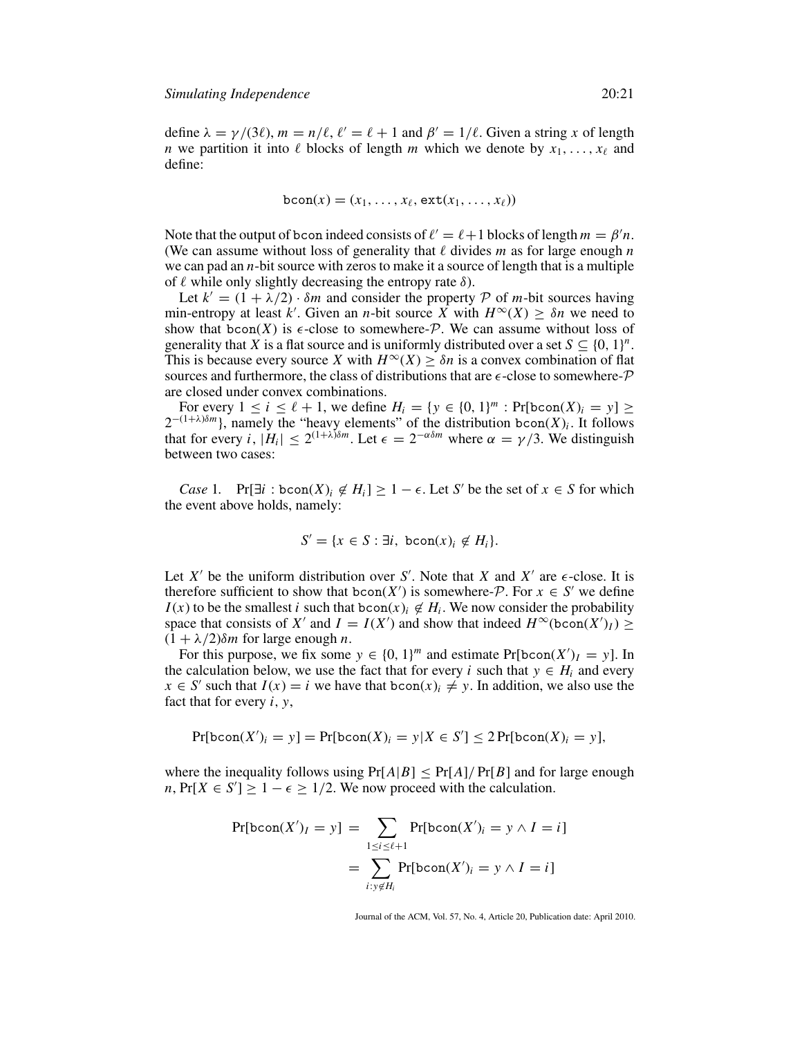define $\lambda = \gamma/(3\ell)$, $m = n/\ell$, $\ell' = \ell + 1$ and $\beta' = 1/\ell$. Given a string $x$ of length $n$ we partition it into $\ell$ blocks of length $m$ which we denote by $x_1, \ldots, x_\ell$ and define:

$$\texttt{bcon}(x) = (x_1, \ldots, x_\ell, \texttt{ext}(x_1, \ldots, x_\ell))$$

Note that the output of bcon indeed consists of $\ell' = \ell + 1$ blocks of length $m = \beta' n$. (We can assume without loss of generality that $\ell$ divides $m$ as for large enough $n$ we can pad an $n$-bit source with zeros to make it a source of length that is a multiple of $\ell$ while only slightly decreasing the entropy rate $\delta$).

Let $k' = (1 + \lambda/2) \cdot \delta m$ and consider the property $\mathcal{P}$ of $m$-bit sources having min-entropy at least $k'$. Given an $n$-bit source $X$ with $H^\infty(X) \geq \delta n$ we need to show that $\texttt{bcon}(X)$ is $\epsilon$-close to somewhere-$\mathcal{P}$. We can assume without loss of generality that $X$ is a flat source and is uniformly distributed over a set $S \subseteq \{0, 1\}^n$. This is because every source $X$ with $H^\infty(X) \geq \delta n$ is a convex combination of flat sources and furthermore, the class of distributions that are $\epsilon$-close to somewhere-$\mathcal{P}$ are closed under convex combinations.

For every $1 \leq i \leq \ell + 1$, we define $H_i = \{y \in \{0, 1\}^m : \Pr[\texttt{bcon}(X)_i = y] \geq 2^{-(1+\lambda)\delta m}\}$, namely the "heavy elements" of the distribution $\texttt{bcon}(X)_i$. It follows that for every $i$, $|H_i| \leq 2^{(1+\lambda)\delta m}$. Let $\epsilon = 2^{-\alpha \delta m}$ where $\alpha = \gamma/3$. We distinguish between two cases:

*Case* 1. $\Pr[\exists i : \texttt{bcon}(X)_i \notin H_i] \geq 1 - \epsilon$. Let $S'$ be the set of $x \in S$ for which the event above holds, namely:

$$S' = \{x \in S : \exists i,\ \texttt{bcon}(x)_i \notin H_i\}.$$

Let $X'$ be the uniform distribution over $S'$. Note that $X$ and $X'$ are $\epsilon$-close. It is therefore sufficient to show that $\texttt{bcon}(X')$ is somewhere-$\mathcal{P}$. For $x \in S'$ we define $I(x)$ to be the smallest $i$ such that $\texttt{bcon}(x)_i \notin H_i$. We now consider the probability space that consists of $X'$ and $I = I(X')$ and show that indeed $H^\infty(\texttt{bcon}(X')_I) \geq (1 + \lambda/2)\delta m$ for large enough $n$.

For this purpose, we fix some $y \in \{0, 1\}^m$ and estimate $\Pr[\texttt{bcon}(X')_I = y]$. In the calculation below, we use the fact that for every $i$ such that $y \in H_i$ and every $x \in S'$ such that $I(x) = i$ we have that $\texttt{bcon}(x)_i \neq y$. In addition, we also use the fact that for every $i$, $y$,

$$\Pr[\texttt{bcon}(X')_i = y] = \Pr[\texttt{bcon}(X)_i = y | X \in S'] \leq 2 \Pr[\texttt{bcon}(X)_i = y],$$

where the inequality follows using $\Pr[A|B] \leq \Pr[A]/\Pr[B]$ and for large enough $n$, $\Pr[X \in S'] \geq 1 - \epsilon \geq 1/2$. We now proceed with the calculation.

$$\begin{aligned}
\Pr[\texttt{bcon}(X')_I = y] &= \sum_{1 \leq i \leq \ell+1} \Pr[\texttt{bcon}(X')_i = y \wedge I = i] \\
&= \sum_{i : y \notin H_i} \Pr[\texttt{bcon}(X')_i = y \wedge I = i]
\end{aligned}$$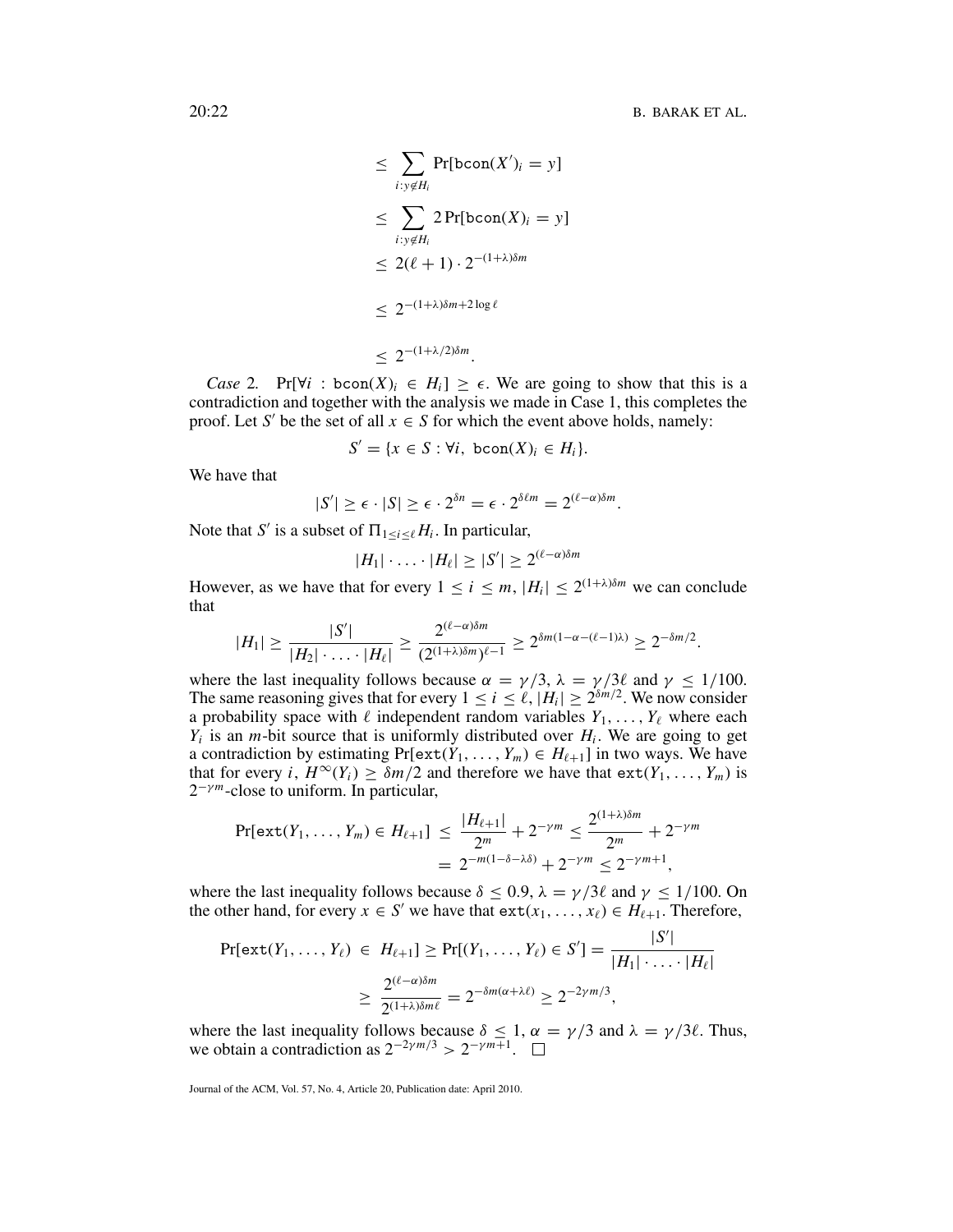$$
\begin{aligned}
&\leq \sum_{i: y \notin H_i} \Pr[\texttt{bcon}(X')_i = y] \\
&\leq \sum_{i: y \notin H_i} 2 \Pr[\texttt{bcon}(X)_i = y] \\
&\leq 2(\ell + 1) \cdot 2^{-(1+\lambda)\delta m} \\
&\leq 2^{-(1+\lambda)\delta m + 2 \log \ell} \\
&\leq 2^{-(1+\lambda/2)\delta m}.
\end{aligned}
$$

*Case* 2. $\Pr[\forall i : \texttt{bcon}(X)_i \in H_i] \geq \epsilon$. We are going to show that this is a contradiction and together with the analysis we made in Case 1, this completes the proof. Let $S'$ be the set of all $x \in S$ for which the event above holds, namely:

$$
S' = \{x \in S : \forall i,\ \texttt{bcon}(X)_i \in H_i\}.
$$

We have that

$$
|S'| \geq \epsilon \cdot |S| \geq \epsilon \cdot 2^{\delta n} = \epsilon \cdot 2^{\delta \ell m} = 2^{(\ell - \alpha)\delta m}.
$$

Note that $S'$ is a subset of $\Pi_{1 \leq i \leq \ell} H_i$. In particular,

$$
|H_1| \cdot \ldots \cdot |H_\ell| \geq |S'| \geq 2^{(\ell - \alpha)\delta m}
$$

However, as we have that for every $1 \leq i \leq m$, $|H_i| \leq 2^{(1+\lambda)\delta m}$ we can conclude that

$$
|H_1| \geq \frac{|S'|}{|H_2| \cdot \ldots \cdot |H_\ell|} \geq \frac{2^{(\ell - \alpha)\delta m}}{(2^{(1+\lambda)\delta m})^{\ell - 1}} \geq 2^{\delta m (1 - \alpha - (\ell - 1)\lambda)} \geq 2^{-\delta m/2}.
$$

where the last inequality follows because $\alpha = \gamma/3$, $\lambda = \gamma/3\ell$ and $\gamma \leq 1/100$. The same reasoning gives that for every $1 \leq i \leq \ell$, $|H_i| \geq 2^{\delta m/2}$. We now consider a probability space with $\ell$ independent random variables $Y_1, \ldots, Y_\ell$ where each $Y_i$ is an $m$-bit source that is uniformly distributed over $H_i$. We are going to get a contradiction by estimating $\Pr[\texttt{ext}(Y_1, \ldots, Y_m) \in H_{\ell+1}]$ in two ways. We have that for every $i$, $H^\infty(Y_i) \geq \delta m/2$ and therefore we have that $\texttt{ext}(Y_1, \ldots, Y_m)$ is $2^{-\gamma m}$-close to uniform. In particular,

$$
\begin{aligned}
\Pr[\texttt{ext}(Y_1, \ldots, Y_m) \in H_{\ell+1}] &\leq \frac{|H_{\ell+1}|}{2^m} + 2^{-\gamma m} \leq \frac{2^{(1+\lambda)\delta m}}{2^m} + 2^{-\gamma m} \\
&= 2^{-m(1 - \delta - \lambda\delta)} + 2^{-\gamma m} \leq 2^{-\gamma m + 1},
\end{aligned}
$$

where the last inequality follows because $\delta \leq 0.9$, $\lambda = \gamma/3\ell$ and $\gamma \leq 1/100$. On the other hand, for every $x \in S'$ we have that $\texttt{ext}(x_1, \ldots, x_\ell) \in H_{\ell+1}$. Therefore,

$$
\begin{aligned}
\Pr[\texttt{ext}(Y_1, \ldots, Y_\ell) \in H_{\ell+1}] &\geq \Pr[(Y_1, \ldots, Y_\ell) \in S'] = \frac{|S'|}{|H_1| \cdot \ldots \cdot |H_\ell|} \\
&\geq \frac{2^{(\ell - \alpha)\delta m}}{2^{(1+\lambda)\delta m \ell}} = 2^{-\delta m(\alpha + \lambda \ell)} \geq 2^{-2\gamma m/3},
\end{aligned}
$$

where the last inequality follows because $\delta \leq 1$, $\alpha = \gamma/3$ and $\lambda = \gamma/3\ell$. Thus, we obtain a contradiction as $2^{-2\gamma m/3} > 2^{-\gamma m + 1}$. $\square$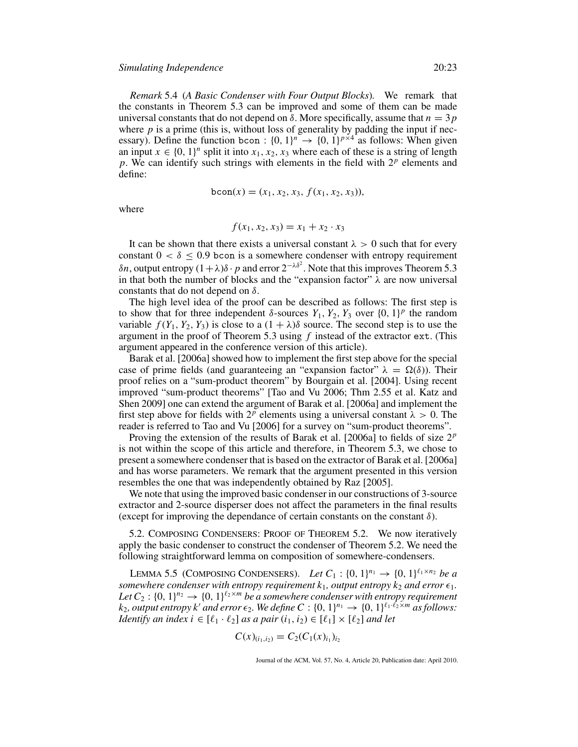*Remark* 5.4 (*A Basic Condenser with Four Output Blocks*). We remark that the constants in Theorem 5.3 can be improved and some of them can be made universal constants that do not depend on $\delta$. More specifically, assume that $n = 3p$ where $p$ is a prime (this is, without loss of generality by padding the input if necessary). Define the function bcon : $\{0,1\}^n \to \{0,1\}^{p \times 4}$ as follows: When given an input $x \in \{0,1\}^n$ split it into $x_1, x_2, x_3$ where each of these is a string of length $p$. We can identify such strings with elements in the field with $2^p$ elements and define:

$$\texttt{bcon}(x) = (x_1, x_2, x_3, f(x_1, x_2, x_3)),$$

where

$$f(x_1, x_2, x_3) = x_1 + x_2 \cdot x_3$$

It can be shown that there exists a universal constant $\lambda > 0$ such that for every constant $0 < \delta \leq 0.9$ bcon is a somewhere condenser with entropy requirement $\delta n$, output entropy $(1+\lambda)\delta \cdot p$ and error $2^{-\lambda\delta^2}$. Note that this improves Theorem 5.3 in that both the number of blocks and the "expansion factor" $\lambda$ are now universal constants that do not depend on $\delta$.

The high level idea of the proof can be described as follows: The first step is to show that for three independent $\delta$-sources $Y_1, Y_2, Y_3$ over $\{0,1\}^p$ the random variable $f(Y_1, Y_2, Y_3)$ is close to a $(1+\lambda)\delta$ source. The second step is to use the argument in the proof of Theorem 5.3 using $f$ instead of the extractor ext. (This argument appeared in the conference version of this article).

Barak et al. [2006a] showed how to implement the first step above for the special case of prime fields (and guaranteeing an "expansion factor" $\lambda = \Omega(\delta)$). Their proof relies on a "sum-product theorem" by Bourgain et al. [2004]. Using recent improved "sum-product theorems" [Tao and Vu 2006; Thm 2.55 et al. Katz and Shen 2009] one can extend the argument of Barak et al. [2006a] and implement the first step above for fields with $2^p$ elements using a universal constant $\lambda > 0$. The reader is referred to Tao and Vu [2006] for a survey on "sum-product theorems".

Proving the extension of the results of Barak et al. [2006a] to fields of size $2^p$ is not within the scope of this article and therefore, in Theorem 5.3, we chose to present a somewhere condenser that is based on the extractor of Barak et al. [2006a] and has worse parameters. We remark that the argument presented in this version resembles the one that was independently obtained by Raz [2005].

We note that using the improved basic condenser in our constructions of 3-source extractor and 2-source disperser does not affect the parameters in the final results (except for improving the dependance of certain constants on the constant $\delta$).

### 5.2. Composing Condensers: Proof of Theorem 5.2.

We now iteratively apply the basic condenser to construct the condenser of Theorem 5.2. We need the following straightforward lemma on composition of somewhere-condensers.

LEMMA 5.5 (COMPOSING CONDENSERS). *Let $C_1 : \{0,1\}^{n_1} \to \{0,1\}^{\ell_1 \times n_2}$ be a somewhere condenser with entropy requirement $k_1$, output entropy $k_2$ and error $\epsilon_1$. Let $C_2 : \{0,1\}^{n_2} \to \{0,1\}^{\ell_2 \times m}$ be a somewhere condenser with entropy requirement $k_2$, output entropy $k'$ and error $\epsilon_2$. We define $C : \{0,1\}^{n_1} \to \{0,1\}^{\ell_1 \cdot \ell_2 \times m}$ as follows: Identify an index $i \in [\ell_1 \cdot \ell_2]$ as a pair $(i_1, i_2) \in [\ell_1] \times [\ell_2]$ and let*

$$C(x)_{(i_1,i_2)} = C_2(C_1(x)_{i_1})_{i_2}$$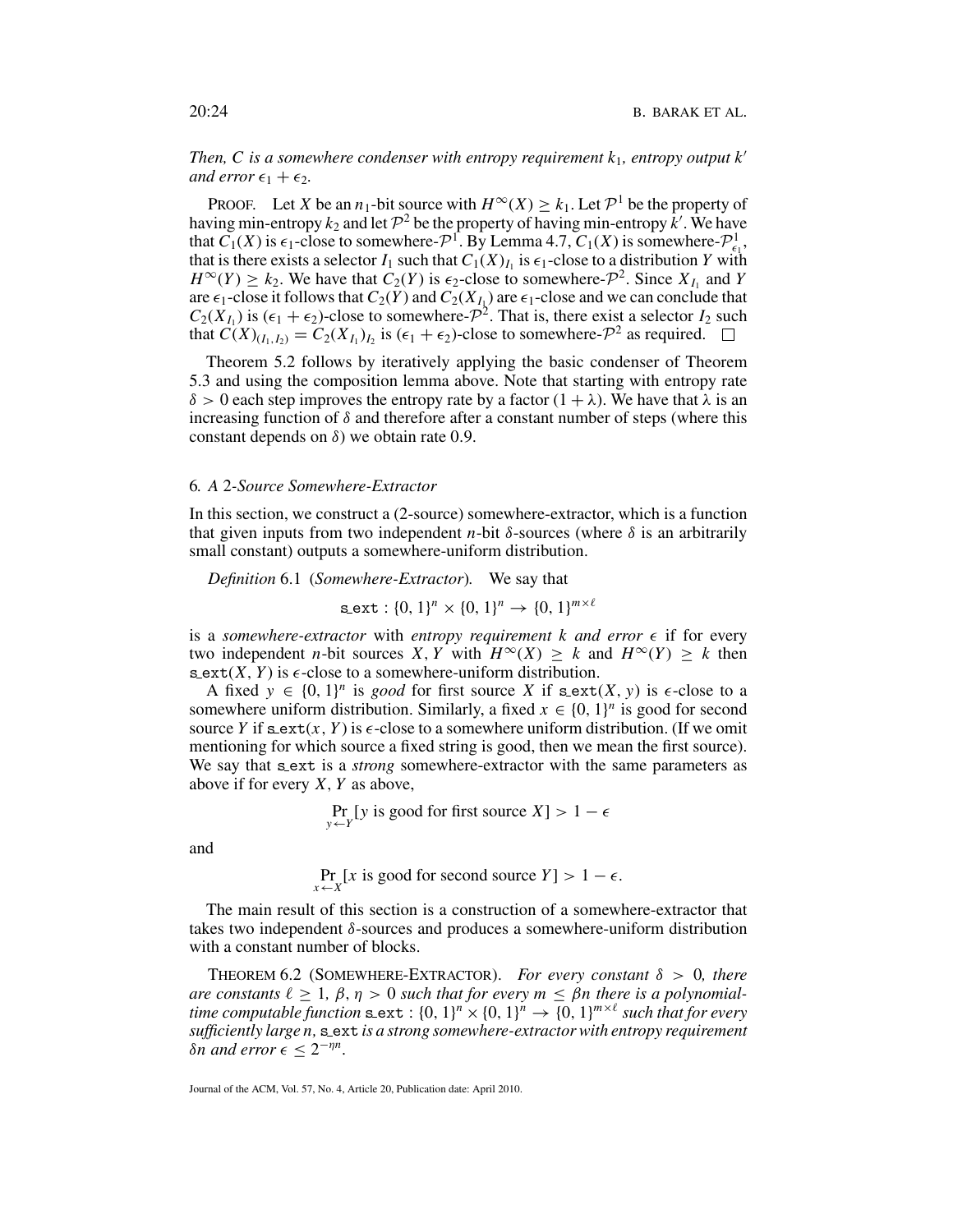*Then, $C$ is a somewhere condenser with entropy requirement $k_1$, entropy output $k'$ and error $\epsilon_1 + \epsilon_2$.*

PROOF. Let $X$ be an $n_1$-bit source with $H^\infty(X) \geq k_1$. Let $\mathcal{P}^1$ be the property of having min-entropy $k_2$ and let $\mathcal{P}^2$ be the property of having min-entropy $k'$. We have that $C_1(X)$ is $\epsilon_1$-close to somewhere-$\mathcal{P}^1$. By Lemma 4.7, $C_1(X)$ is somewhere-$\mathcal{P}^1_{\epsilon_1}$, that is there exists a selector $I_1$ such that $C_1(X)_{I_1}$ is $\epsilon_1$-close to a distribution $Y$ with $H^\infty(Y) \geq k_2$. We have that $C_2(Y)$ is $\epsilon_2$-close to somewhere-$\mathcal{P}^2$. Since $X_{I_1}$ and $Y$ are $\epsilon_1$-close it follows that $C_2(Y)$ and $C_2(X_{I_1})$ are $\epsilon_1$-close and we can conclude that $C_2(X_{I_1})$ is $(\epsilon_1 + \epsilon_2)$-close to somewhere-$\mathcal{P}^2$. That is, there exist a selector $I_2$ such that $C(X)_{(I_1, I_2)} = C_2(X_{I_1})_{I_2}$ is $(\epsilon_1 + \epsilon_2)$-close to somewhere-$\mathcal{P}^2$ as required. □

Theorem 5.2 follows by iteratively applying the basic condenser of Theorem 5.3 and using the composition lemma above. Note that starting with entropy rate $\delta > 0$ each step improves the entropy rate by a factor $(1 + \lambda)$. We have that $\lambda$ is an increasing function of $\delta$ and therefore after a constant number of steps (where this constant depends on $\delta$) we obtain rate 0.9.

## 6. *A 2-Source Somewhere-Extractor*

In this section, we construct a (2-source) somewhere-extractor, which is a function that given inputs from two independent $n$-bit $\delta$-sources (where $\delta$ is an arbitrarily small constant) outputs a somewhere-uniform distribution.

*Definition* 6.1 (*Somewhere-Extractor*). We say that

$$\text{s\_ext} : \{0, 1\}^n \times \{0, 1\}^n \to \{0, 1\}^{m \times \ell}$$

is a *somewhere-extractor* with *entropy requirement $k$ and error $\epsilon$* if for every two independent $n$-bit sources $X, Y$ with $H^\infty(X) \geq k$ and $H^\infty(Y) \geq k$ then $\text{s\_ext}(X, Y)$ is $\epsilon$-close to a somewhere-uniform distribution.

A fixed $y \in \{0, 1\}^n$ is *good* for first source $X$ if $\text{s\_ext}(X, y)$ is $\epsilon$-close to a somewhere uniform distribution. Similarly, a fixed $x \in \{0, 1\}^n$ is good for second source $Y$ if $\text{s\_ext}(x, Y)$ is $\epsilon$-close to a somewhere uniform distribution. (If we omit mentioning for which source a fixed string is good, then we mean the first source). We say that s_ext is a *strong* somewhere-extractor with the same parameters as above if for every $X, Y$ as above,

$$\Pr_{y \leftarrow Y}[y \text{ is good for first source } X] > 1 - \epsilon$$

and

$$\Pr_{x \leftarrow X}[x \text{ is good for second source } Y] > 1 - \epsilon.$$

The main result of this section is a construction of a somewhere-extractor that takes two independent $\delta$-sources and produces a somewhere-uniform distribution with a constant number of blocks.

THEOREM 6.2 (SOMEWHERE-EXTRACTOR). *For every constant $\delta > 0$, there are constants $\ell \geq 1$, $\beta, \eta > 0$ such that for every $m \leq \beta n$ there is a polynomial-time computable function $\text{s\_ext} : \{0, 1\}^n \times \{0, 1\}^n \to \{0, 1\}^{m \times \ell}$ such that for every sufficiently large $n$, s_ext is a strong somewhere-extractor with entropy requirement $\delta n$ and error $\epsilon \leq 2^{-\eta n}$.*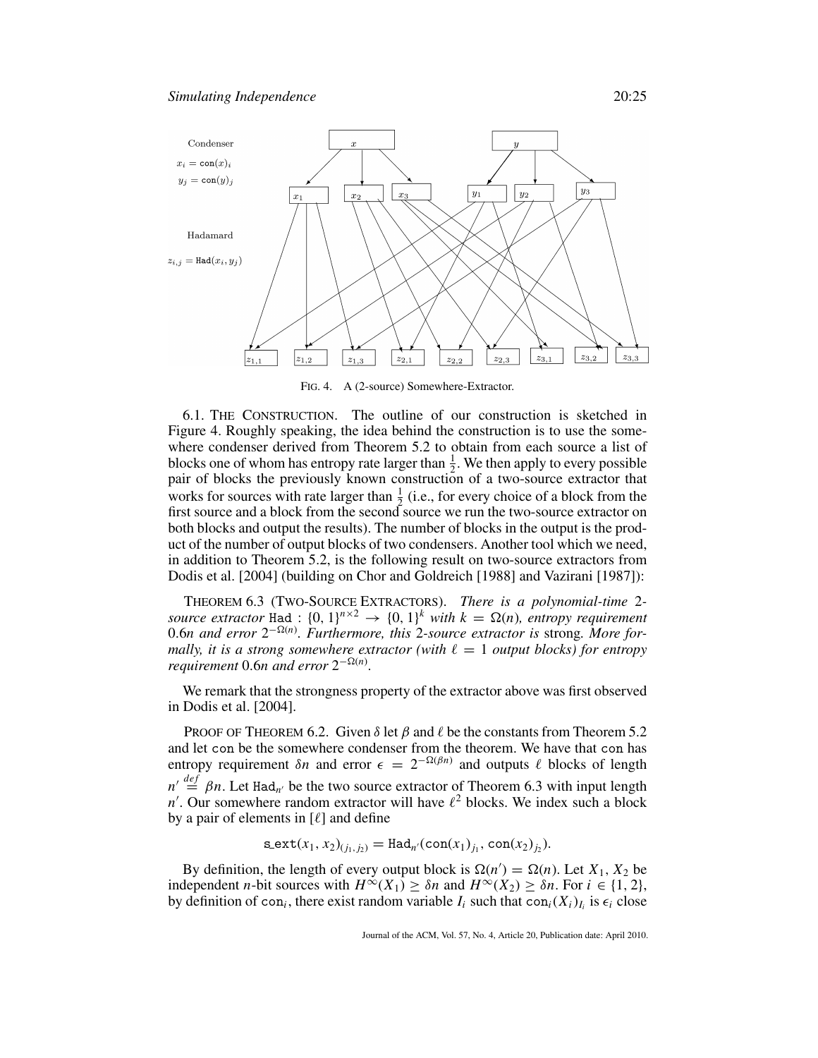FIG. 4. A (2-source) Somewhere-Extractor.

6.1. THE CONSTRUCTION. The outline of our construction is sketched in Figure 4. Roughly speaking, the idea behind the construction is to use the somewhere condenser derived from Theorem 5.2 to obtain from each source a list of blocks one of whom has entropy rate larger than $\frac{1}{2}$. We then apply to every possible pair of blocks the previously known construction of a two-source extractor that works for sources with rate larger than $\frac{1}{2}$ (i.e., for every choice of a block from the first source and a block from the second source we run the two-source extractor on both blocks and output the results). The number of blocks in the output is the product of the number of output blocks of two condensers. Another tool which we need, in addition to Theorem 5.2, is the following result on two-source extractors from Dodis et al. [2004] (building on Chor and Goldreich [1988] and Vazirani [1987]):

THEOREM 6.3 (TWO-SOURCE EXTRACTORS). *There is a polynomial-time 2-source extractor* $\mathtt{Had} : \{0,1\}^{n\times 2} \to \{0,1\}^k$ *with* $k = \Omega(n)$*, entropy requirement* $0.6n$ *and error* $2^{-\Omega(n)}$*. Furthermore, this 2-source extractor is* strong*. More formally, it is a strong somewhere extractor (with* $\ell = 1$ *output blocks) for entropy requirement* $0.6n$ *and error* $2^{-\Omega(n)}$*.*

We remark that the strongness property of the extractor above was first observed in Dodis et al. [2004].

PROOF OF THEOREM 6.2. Given $\delta$ let $\beta$ and $\ell$ be the constants from Theorem 5.2 and let $\mathtt{con}$ be the somewhere condenser from the theorem. We have that $\mathtt{con}$ has entropy requirement $\delta n$ and error $\epsilon = 2^{-\Omega(\beta n)}$ and outputs $\ell$ blocks of length $n' \stackrel{def}{=} \beta n$. Let $\mathtt{Had}_{n'}$ be the two source extractor of Theorem 6.3 with input length $n'$. Our somewhere random extractor will have $\ell^2$ blocks. We index such a block by a pair of elements in $[\ell]$ and define

$$\mathtt{s\_ext}(x_1, x_2)_{(j_1, j_2)} = \mathtt{Had}_{n'}(\mathtt{con}(x_1)_{j_1}, \mathtt{con}(x_2)_{j_2}).$$

By definition, the length of every output block is $\Omega(n') = \Omega(n)$. Let $X_1, X_2$ be independent $n$-bit sources with $H^{\infty}(X_1) \geq \delta n$ and $H^{\infty}(X_2) \geq \delta n$. For $i \in \{1, 2\}$, by definition of $\mathtt{con}_i$, there exist random variable $I_i$ such that $\mathtt{con}_i(X_i)_{I_i}$ is $\epsilon_i$ close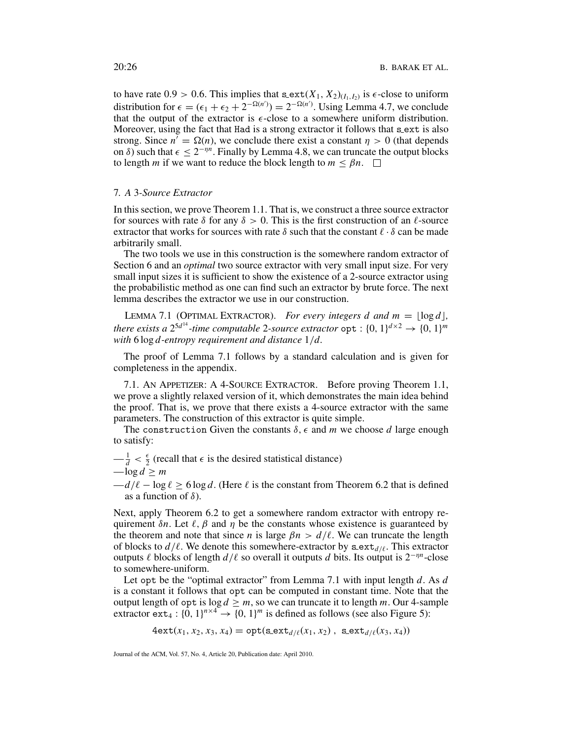to have rate $0.9 > 0.6$. This implies that $\mathtt{s\_ext}(X_1, X_2)_{(I_1, I_2)}$ is $\epsilon$-close to uniform distribution for $\epsilon = (\epsilon_1 + \epsilon_2 + 2^{-\Omega(n')}) = 2^{-\Omega(n')}$. Using Lemma 4.7, we conclude that the output of the extractor is $\epsilon$-close to a somewhere uniform distribution. Moreover, using the fact that Had is a strong extractor it follows that s_ext is also strong. Since $n' = \Omega(n)$, we conclude there exist a constant $\eta > 0$ (that depends on $\delta$) such that $\epsilon \leq 2^{-\eta n}$. Finally by Lemma 4.8, we can truncate the output blocks to length $m$ if we want to reduce the block length to $m \leq \beta n$. □

## 7. *A 3-Source Extractor*

In this section, we prove Theorem 1.1. That is, we construct a three source extractor for sources with rate $\delta$ for any $\delta > 0$. This is the first construction of an $\ell$-source extractor that works for sources with rate $\delta$ such that the constant $\ell \cdot \delta$ can be made arbitrarily small.

The two tools we use in this construction is the somewhere random extractor of Section 6 and an *optimal* two source extractor with very small input size. For very small input sizes it is sufficient to show the existence of a 2-source extractor using the probabilistic method as one can find such an extractor by brute force. The next lemma describes the extractor we use in our construction.

LEMMA 7.1 (OPTIMAL EXTRACTOR). *For every integers $d$ and $m = \lfloor \log d \rfloor$, there exists a $2^{5d^{14}}$-time computable 2-source extractor $\mathtt{opt} : \{0,1\}^{d \times 2} \to \{0,1\}^m$ with $6 \log d$-entropy requirement and distance $1/d$.*

The proof of Lemma 7.1 follows by a standard calculation and is given for completeness in the appendix.

7.1. AN APPETIZER: A 4-SOURCE EXTRACTOR. Before proving Theorem 1.1, we prove a slightly relaxed version of it, which demonstrates the main idea behind the proof. That is, we prove that there exists a 4-source extractor with the same parameters. The construction of this extractor is quite simple.

The construction Given the constants $\delta$, $\epsilon$ and $m$ we choose $d$ large enough to satisfy:

— $\frac{1}{d} < \frac{\epsilon}{2}$ (recall that $\epsilon$ is the desired statistical distance)
— $\log d \geq m$
— $d/\ell - \log \ell \geq 6 \log d$. (Here $\ell$ is the constant from Theorem 6.2 that is defined as a function of $\delta$).

Next, apply Theorem 6.2 to get a somewhere random extractor with entropy requirement $\delta n$. Let $\ell$, $\beta$ and $\eta$ be the constants whose existence is guaranteed by the theorem and note that since $n$ is large $\beta n > d/\ell$. We can truncate the length of blocks to $d/\ell$. We denote this somewhere-extractor by $\mathtt{s\_ext}_{d/\ell}$. This extractor outputs $\ell$ blocks of length $d/\ell$ so overall it outputs $d$ bits. Its output is $2^{-\eta n}$-close to somewhere-uniform.

Let opt be the "optimal extractor" from Lemma 7.1 with input length $d$. As $d$ is a constant it follows that opt can be computed in constant time. Note that the output length of opt is $\log d \geq m$, so we can truncate it to length $m$. Our 4-sample extractor $\mathtt{ext}_4 : \{0,1\}^{n \times 4} \to \{0,1\}^m$ is defined as follows (see also Figure 5):

$$\mathtt{4ext}(x_1, x_2, x_3, x_4) = \mathtt{opt}(\mathtt{s\_ext}_{d/\ell}(x_1, x_2)\,,\ \mathtt{s\_ext}_{d/\ell}(x_3, x_4))$$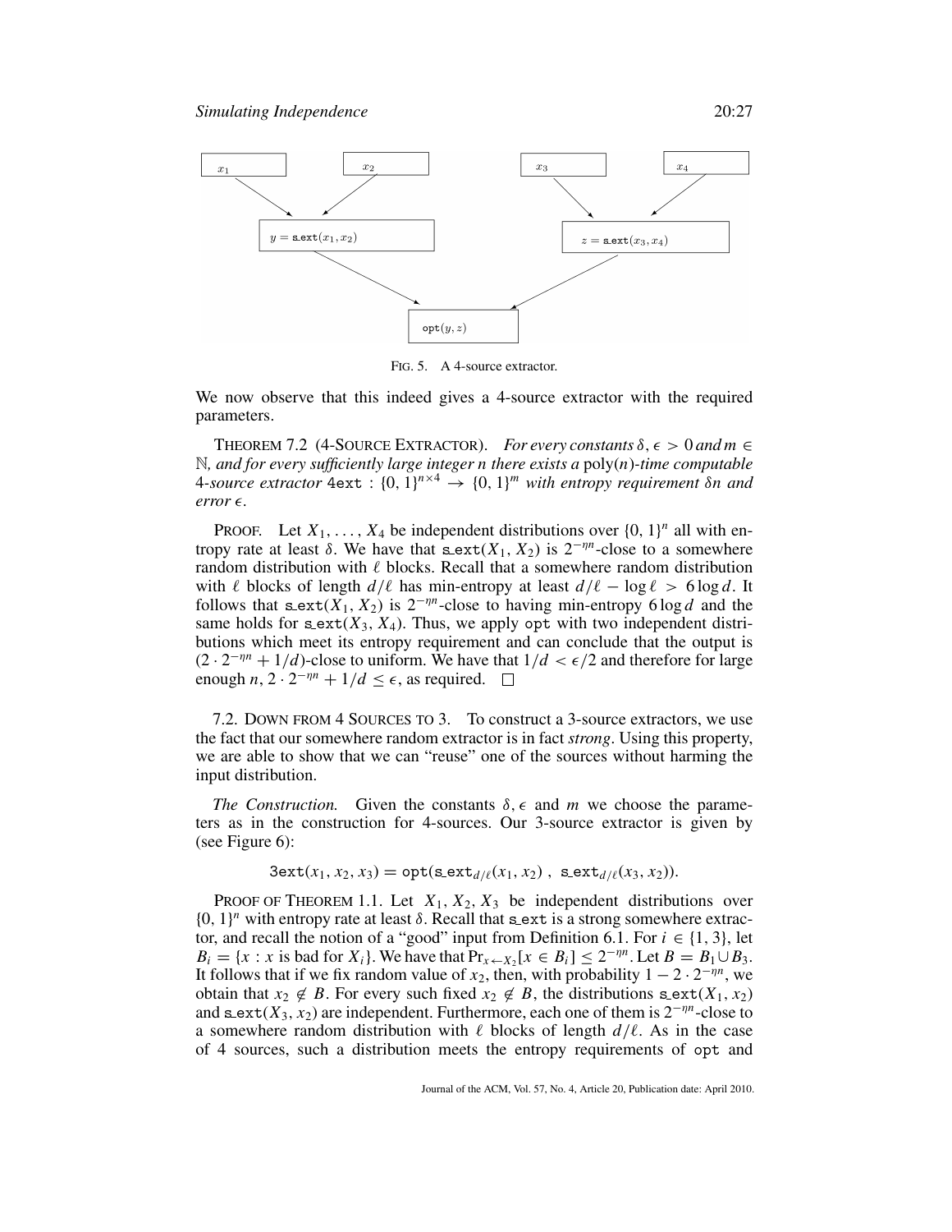FIG. 5. A 4-source extractor.

We now observe that this indeed gives a 4-source extractor with the required parameters.

THEOREM 7.2 (4-SOURCE EXTRACTOR). *For every constants $\delta, \epsilon > 0$ and $m \in \mathbb{N}$, and for every sufficiently large integer $n$ there exists a* poly$(n)$*-time computable 4-source extractor* $\texttt{4ext} : \{0,1\}^{n\times 4} \to \{0,1\}^m$ *with entropy requirement $\delta n$ and error $\epsilon$.*

PROOF. Let $X_1, \ldots, X_4$ be independent distributions over $\{0,1\}^n$ all with entropy rate at least $\delta$. We have that $\texttt{s\_ext}(X_1, X_2)$ is $2^{-\eta n}$-close to a somewhere random distribution with $\ell$ blocks. Recall that a somewhere random distribution with $\ell$ blocks of length $d/\ell$ has min-entropy at least $d/\ell - \log \ell > 6 \log d$. It follows that $\texttt{s\_ext}(X_1, X_2)$ is $2^{-\eta n}$-close to having min-entropy $6 \log d$ and the same holds for $\texttt{s\_ext}(X_3, X_4)$. Thus, we apply $\texttt{opt}$ with two independent distributions which meet its entropy requirement and can conclude that the output is $(2 \cdot 2^{-\eta n} + 1/d)$-close to uniform. We have that $1/d < \epsilon/2$ and therefore for large enough $n$, $2 \cdot 2^{-\eta n} + 1/d \le \epsilon$, as required. □

7.2. DOWN FROM 4 SOURCES TO 3. To construct a 3-source extractors, we use the fact that our somewhere random extractor is in fact *strong*. Using this property, we are able to show that we can "reuse" one of the sources without harming the input distribution.

*The Construction.* Given the constants $\delta, \epsilon$ and $m$ we choose the parameters as in the construction for 4-sources. Our 3-source extractor is given by (see Figure 6):

$$\texttt{3ext}(x_1, x_2, x_3) = \texttt{opt}(\texttt{s\_ext}_{d/\ell}(x_1, x_2)\ ,\ \texttt{s\_ext}_{d/\ell}(x_3, x_2)).$$

PROOF OF THEOREM 1.1. Let $X_1, X_2, X_3$ be independent distributions over $\{0,1\}^n$ with entropy rate at least $\delta$. Recall that $\texttt{s\_ext}$ is a strong somewhere extractor, and recall the notion of a "good" input from Definition 6.1. For $i \in \{1, 3\}$, let $B_i = \{x : x \text{ is bad for } X_i\}$. We have that $\Pr_{x \leftarrow X_2}[x \in B_i] \le 2^{-\eta n}$. Let $B = B_1 \cup B_3$. It follows that if we fix random value of $x_2$, then, with probability $1 - 2 \cdot 2^{-\eta n}$, we obtain that $x_2 \notin B$. For every such fixed $x_2 \notin B$, the distributions $\texttt{s\_ext}(X_1, x_2)$ and $\texttt{s\_ext}(X_3, x_2)$ are independent. Furthermore, each one of them is $2^{-\eta n}$-close to a somewhere random distribution with $\ell$ blocks of length $d/\ell$. As in the case of 4 sources, such a distribution meets the entropy requirements of $\texttt{opt}$ and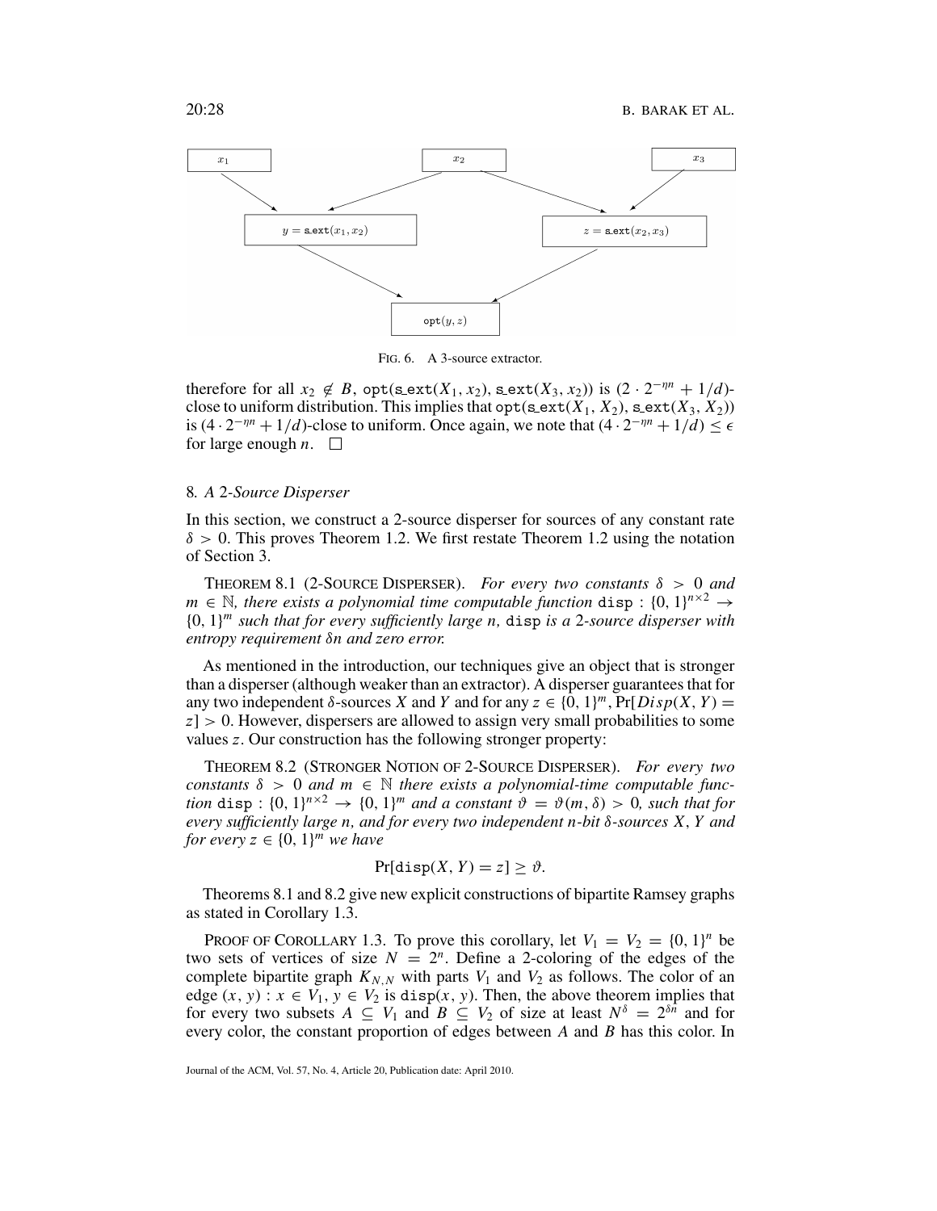FIG. 6. A 3-source extractor.

therefore for all $x_2 \notin B$, $\mathtt{opt}(\mathtt{s\_ext}(X_1, x_2), \mathtt{s\_ext}(X_3, x_2))$ is $(2 \cdot 2^{-\eta n} + 1/d)$-close to uniform distribution. This implies that $\mathtt{opt}(\mathtt{s\_ext}(X_1, X_2), \mathtt{s\_ext}(X_3, X_2))$ is $(4 \cdot 2^{-\eta n} + 1/d)$-close to uniform. Once again, we note that $(4 \cdot 2^{-\eta n} + 1/d) \leq \epsilon$ for large enough $n$. □

## 8. *A* 2-*Source Disperser*

In this section, we construct a 2-source disperser for sources of any constant rate $\delta > 0$. This proves Theorem 1.2. We first restate Theorem 1.2 using the notation of Section 3.

THEOREM 8.1 (2-SOURCE DISPERSER). *For every two constants $\delta > 0$ and $m \in \mathbb{N}$, there exists a polynomial time computable function* $\mathtt{disp} : \{0, 1\}^{n \times 2} \to \{0, 1\}^m$ *such that for every sufficiently large $n$,* $\mathtt{disp}$ *is a 2-source disperser with entropy requirement $\delta n$ and zero error.*

As mentioned in the introduction, our techniques give an object that is stronger than a disperser (although weaker than an extractor). A disperser guarantees that for any two independent $\delta$-sources $X$ and $Y$ and for any $z \in \{0, 1\}^m$, $\Pr[Disp(X, Y) = z] > 0$. However, dispersers are allowed to assign very small probabilities to some values $z$. Our construction has the following stronger property:

THEOREM 8.2 (STRONGER NOTION OF 2-SOURCE DISPERSER). *For every two constants $\delta > 0$ and $m \in \mathbb{N}$ there exists a polynomial-time computable function* $\mathtt{disp} : \{0, 1\}^{n \times 2} \to \{0, 1\}^m$ *and a constant $\vartheta = \vartheta(m, \delta) > 0$, such that for every sufficiently large $n$, and for every two independent $n$-bit $\delta$-sources $X, Y$ and for every $z \in \{0, 1\}^m$ we have*

$$\Pr[\mathtt{disp}(X, Y) = z] \geq \vartheta.$$

Theorems 8.1 and 8.2 give new explicit constructions of bipartite Ramsey graphs as stated in Corollary 1.3.

PROOF OF COROLLARY 1.3. To prove this corollary, let $V_1 = V_2 = \{0, 1\}^n$ be two sets of vertices of size $N = 2^n$. Define a 2-coloring of the edges of the complete bipartite graph $K_{N,N}$ with parts $V_1$ and $V_2$ as follows. The color of an edge $(x, y) : x \in V_1, y \in V_2$ is $\mathtt{disp}(x, y)$. Then, the above theorem implies that for every two subsets $A \subseteq V_1$ and $B \subseteq V_2$ of size at least $N^\delta = 2^{\delta n}$ and for every color, the constant proportion of edges between $A$ and $B$ has this color. In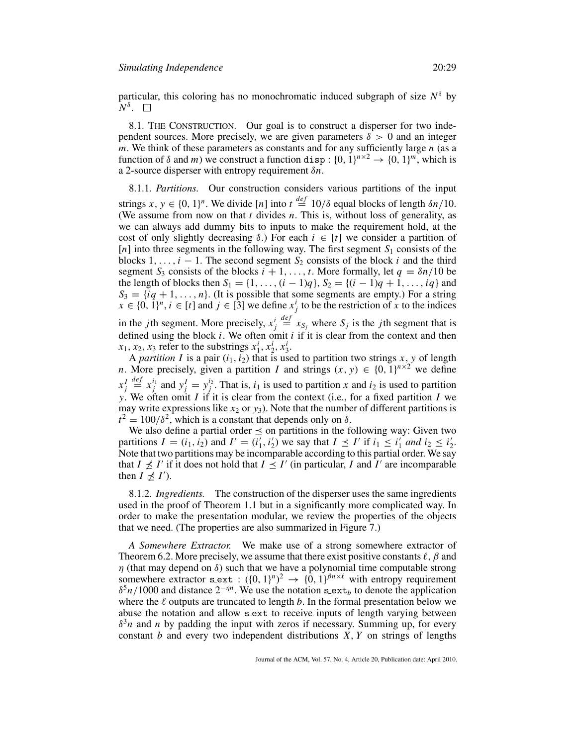particular, this coloring has no monochromatic induced subgraph of size $N^\delta$ by $N^\delta$. $\square$

### 8.1. The Construction.

Our goal is to construct a disperser for two independent sources. More precisely, we are given parameters $\delta > 0$ and an integer $m$. We think of these parameters as constants and for any sufficiently large $n$ (as a function of $\delta$ and $m$) we construct a function $\mathtt{disp} : \{0,1\}^{n \times 2} \to \{0,1\}^m$, which is a 2-source disperser with entropy requirement $\delta n$.

#### 8.1.1. *Partitions.*

Our construction considers various partitions of the input strings $x, y \in \{0,1\}^n$. We divide $[n]$ into $t \stackrel{def}{=} 10/\delta$ equal blocks of length $\delta n/10$. (We assume from now on that $t$ divides $n$. This is, without loss of generality, as we can always add dummy bits to inputs to make the requirement hold, at the cost of only slightly decreasing $\delta$.) For each $i \in [t]$ we consider a partition of $[n]$ into three segments in the following way. The first segment $S_1$ consists of the blocks $1, \ldots, i-1$. The second segment $S_2$ consists of the block $i$ and the third segment $S_3$ consists of the blocks $i+1, \ldots, t$. More formally, let $q = \delta n/10$ be the length of blocks then $S_1 = \{1, \ldots, (i-1)q\}$, $S_2 = \{(i-1)q+1, \ldots, iq\}$ and $S_3 = \{iq+1, \ldots, n\}$. (It is possible that some segments are empty.) For a string $x \in \{0,1\}^n$, $i \in [t]$ and $j \in [3]$ we define $x_j^i$ to be the restriction of $x$ to the indices in the $j$th segment. More precisely, $x_j^i \stackrel{def}{=} x_{S_j}$ where $S_j$ is the $j$th segment that is defined using the block $i$. We often omit $i$ if it is clear from the context and then $x_1, x_2, x_3$ refer to the substrings $x_1^i, x_2^i, x_3^i$.

A *partition* $I$ is a pair $(i_1, i_2)$ that is used to partition two strings $x, y$ of length $n$. More precisely, given a partition $I$ and strings $(x, y) \in \{0,1\}^{n \times 2}$ we define $x_j^I \stackrel{def}{=} x_j^{i_1}$ and $y_j^I = y_j^{i_2}$. That is, $i_1$ is used to partition $x$ and $i_2$ is used to partition $y$. We often omit $I$ if it is clear from the context (i.e., for a fixed partition $I$ we may write expressions like $x_2$ or $y_3$). Note that the number of different partitions is $t^2 = 100/\delta^2$, which is a constant that depends only on $\delta$.

We also define a partial order $\preceq$ on partitions in the following way: Given two partitions $I = (i_1, i_2)$ and $I' = (i_1', i_2')$ we say that $I \preceq I'$ if $i_1 \leq i_1'$ *and* $i_2 \leq i_2'$. Note that two partitions may be incomparable according to this partial order. We say that $I \not\preceq I'$ if it does not hold that $I \preceq I'$ (in particular, $I$ and $I'$ are incomparable then $I \not\preceq I'$).

#### 8.1.2. *Ingredients.*

The construction of the disperser uses the same ingredients used in the proof of Theorem 1.1 but in a significantly more complicated way. In order to make the presentation modular, we review the properties of the objects that we need. (The properties are also summarized in Figure 7.)

*A Somewhere Extractor.* We make use of a strong somewhere extractor of Theorem 6.2. More precisely, we assume that there exist positive constants $\ell$, $\beta$ and $\eta$ (that may depend on $\delta$) such that we have a polynomial time computable strong somewhere extractor $\mathtt{s\_ext} : (\{0,1\}^n)^2 \to \{0,1\}^{\beta n \times \ell}$ with entropy requirement $\delta^5 n/1000$ and distance $2^{-\eta n}$. We use the notation $\mathtt{s\_ext}_b$ to denote the application where the $\ell$ outputs are truncated to length $b$. In the formal presentation below we abuse the notation and allow $\mathtt{s\_ext}$ to receive inputs of length varying between $\delta^3 n$ and $n$ by padding the input with zeros if necessary. Summing up, for every constant $b$ and every two independent distributions $X, Y$ on strings of lengths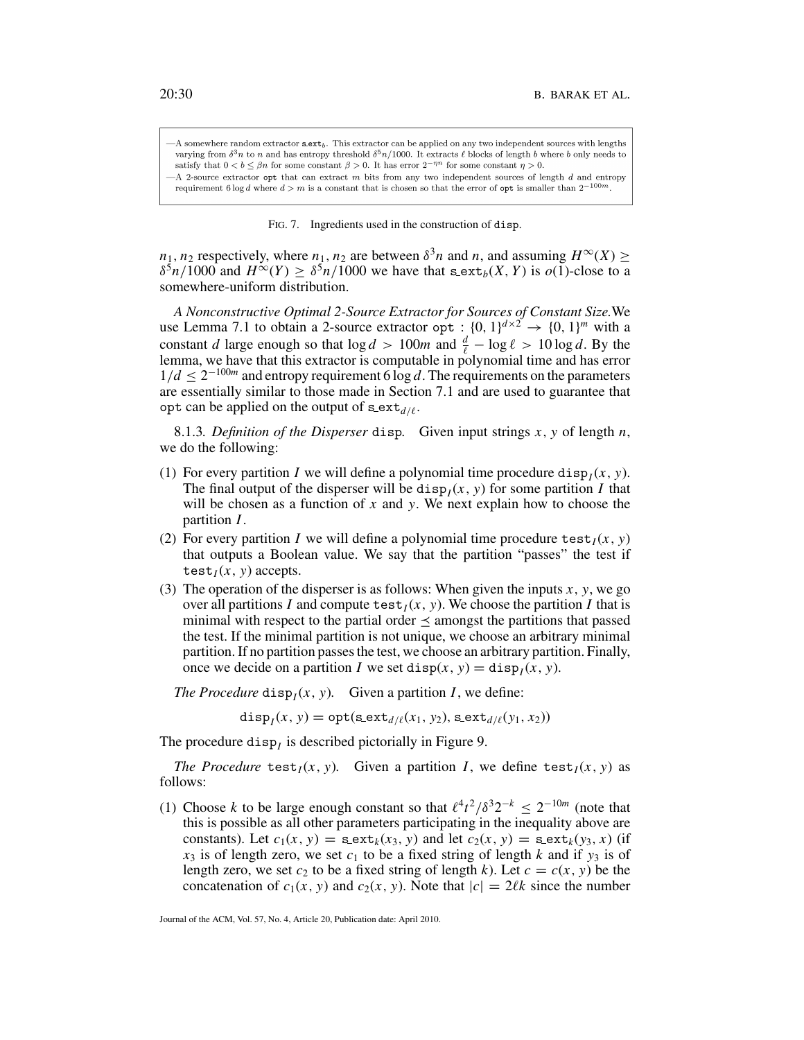—A somewhere random extractor $\mathtt{s\_ext}_b$. This extractor can be applied on any two independent sources with lengths varying from $\delta^3 n$ to $n$ and has entropy threshold $\delta^5 n/1000$. It extracts $\ell$ blocks of length $b$ where $b$ only needs to satisfy that $0 < b \leq \beta n$ for some constant $\beta > 0$. It has error $2^{-\eta n}$ for some constant $\eta > 0$.

—A 2-source extractor $\mathtt{opt}$ that can extract $m$ bits from any two independent sources of length $d$ and entropy requirement $6 \log d$ where $d > m$ is a constant that is chosen so that the error of $\mathtt{opt}$ is smaller than $2^{-100m}$.

FIG. 7. Ingredients used in the construction of $\mathtt{disp}$.

$n_1, n_2$ respectively, where $n_1, n_2$ are between $\delta^3 n$ and $n$, and assuming $H^\infty(X) \geq \delta^5 n/1000$ and $H^\infty(Y) \geq \delta^5 n/1000$ we have that $\mathtt{s\_ext}_b(X, Y)$ is $o(1)$-close to a somewhere-uniform distribution.

*A Nonconstructive Optimal 2-Source Extractor for Sources of Constant Size.* We use Lemma 7.1 to obtain a 2-source extractor $\mathtt{opt} : \{0,1\}^{d \times 2} \to \{0,1\}^m$ with a constant $d$ large enough so that $\log d > 100m$ and $\frac{d}{\ell} - \log \ell > 10 \log d$. By the lemma, we have that this extractor is computable in polynomial time and has error $1/d \leq 2^{-100m}$ and entropy requirement $6 \log d$. The requirements on the parameters are essentially similar to those made in Section 7.1 and are used to guarantee that $\mathtt{opt}$ can be applied on the output of $\mathtt{s\_ext}_{d/\ell}$.

8.1.3. *Definition of the Disperser* $\mathtt{disp}$. Given input strings $x, y$ of length $n$, we do the following:

(1) For every partition $I$ we will define a polynomial time procedure $\mathtt{disp}_I(x, y)$. The final output of the disperser will be $\mathtt{disp}_I(x, y)$ for some partition $I$ that will be chosen as a function of $x$ and $y$. We next explain how to choose the partition $I$.
(2) For every partition $I$ we will define a polynomial time procedure $\mathtt{test}_I(x, y)$ that outputs a Boolean value. We say that the partition "passes" the test if $\mathtt{test}_I(x, y)$ accepts.
(3) The operation of the disperser is as follows: When given the inputs $x, y$, we go over all partitions $I$ and compute $\mathtt{test}_I(x, y)$. We choose the partition $I$ that is minimal with respect to the partial order $\preceq$ amongst the partitions that passed the test. If the minimal partition is not unique, we choose an arbitrary minimal partition. If no partition passes the test, we choose an arbitrary partition. Finally, once we decide on a partition $I$ we set $\mathtt{disp}(x, y) = \mathtt{disp}_I(x, y)$.

*The Procedure* $\mathtt{disp}_I(x, y)$. Given a partition $I$, we define:

$$\mathtt{disp}_I(x, y) = \mathtt{opt}(\mathtt{s\_ext}_{d/\ell}(x_1, y_2), \mathtt{s\_ext}_{d/\ell}(y_1, x_2))$$

The procedure $\mathtt{disp}_I$ is described pictorially in Figure 9.

*The Procedure* $\mathtt{test}_I(x, y)$. Given a partition $I$, we define $\mathtt{test}_I(x, y)$ as follows:

(1) Choose $k$ to be large enough constant so that $\ell^4 t^2/\delta^3 2^{-k} \leq 2^{-10m}$ (note that this is possible as all other parameters participating in the inequality above are constants). Let $c_1(x, y) = \mathtt{s\_ext}_k(x_3, y)$ and let $c_2(x, y) = \mathtt{s\_ext}_k(y_3, x)$ (if $x_3$ is of length zero, we set $c_1$ to be a fixed string of length $k$ and if $y_3$ is of length zero, we set $c_2$ to be a fixed string of length $k$). Let $c = c(x, y)$ be the concatenation of $c_1(x, y)$ and $c_2(x, y)$. Note that $|c| = 2\ell k$ since the number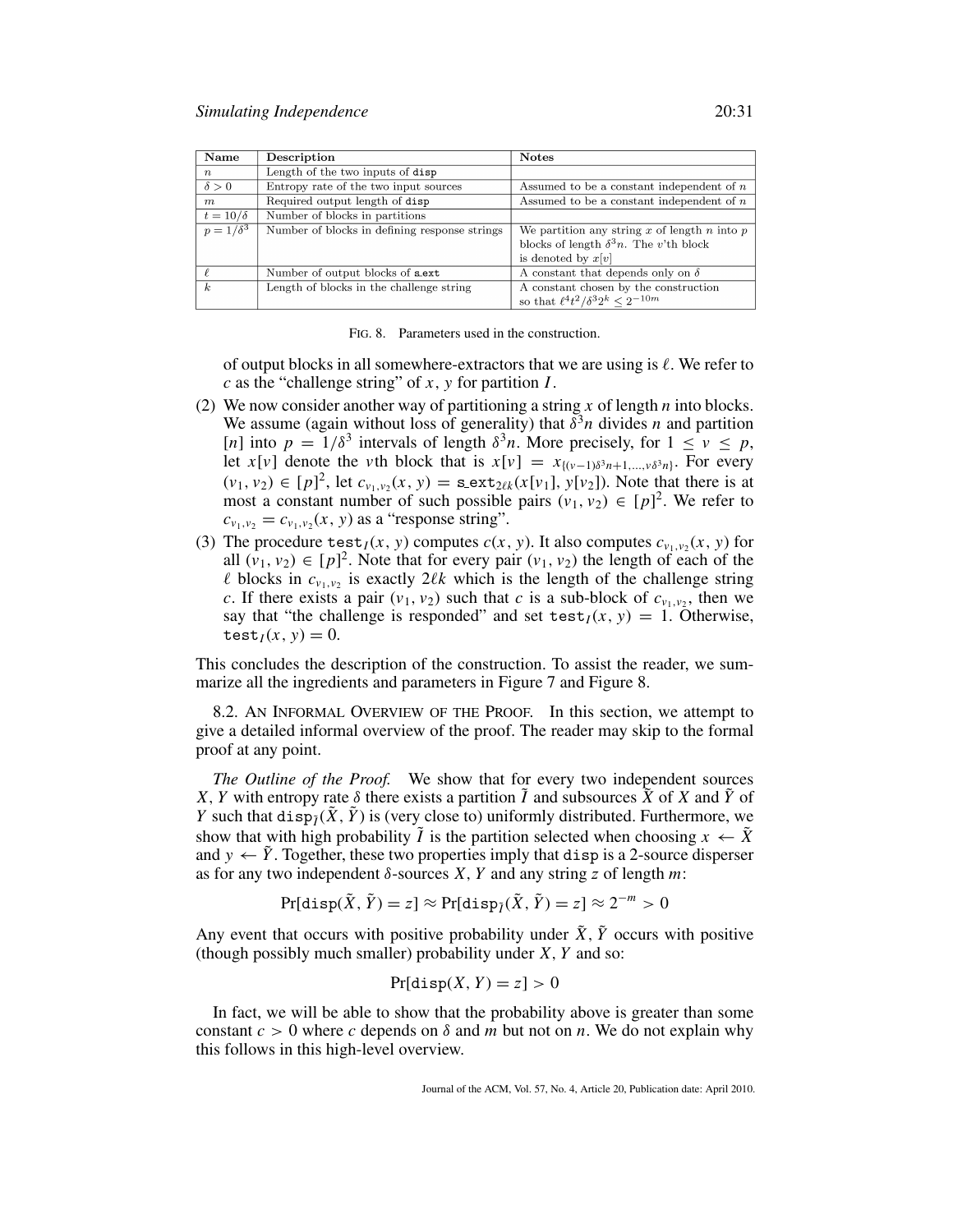| Name | Description | Notes |
|---|---|---|
| $n$ | Length of the two inputs of disp | |
| $\delta > 0$ | Entropy rate of the two input sources | Assumed to be a constant independent of $n$ |
| $m$ | Required output length of disp | Assumed to be a constant independent of $n$ |
| $t = 10/\delta$ | Number of blocks in partitions | |
| $p = 1/\delta^3$ | Number of blocks in defining response strings | We partition any string $x$ of length $n$ into $p$ blocks of length $\delta^3 n$. The $v$'th block is denoted by $x[v]$ |
| $\ell$ | Number of output blocks of s_ext | A constant that depends only on $\delta$ |
| $k$ | Length of blocks in the challenge string | A constant chosen by the construction so that $\ell^4 t^2/\delta^3 2^k \leq 2^{-10m}$ |

FIG. 8. Parameters used in the construction.

of output blocks in all somewhere-extractors that we are using is $\ell$. We refer to $c$ as the "challenge string" of $x, y$ for partition $I$.

(2) We now consider another way of partitioning a string $x$ of length $n$ into blocks. We assume (again without loss of generality) that $\delta^3 n$ divides $n$ and partition $[n]$ into $p = 1/\delta^3$ intervals of length $\delta^3 n$. More precisely, for $1 \leq v \leq p$, let $x[v]$ denote the $v$th block that is $x[v] = x_{\{(v-1)\delta^3 n+1,\ldots,v\delta^3 n\}}$. For every $(v_1, v_2) \in [p]^2$, let $c_{v_1,v_2}(x, y) = \texttt{s\_ext}_{2\ell k}(x[v_1], y[v_2])$. Note that there is at most a constant number of such possible pairs $(v_1, v_2) \in [p]^2$. We refer to $c_{v_1,v_2} = c_{v_1,v_2}(x, y)$ as a "response string".

(3) The procedure $\texttt{test}_I(x, y)$ computes $c(x, y)$. It also computes $c_{v_1,v_2}(x, y)$ for all $(v_1, v_2) \in [p]^2$. Note that for every pair $(v_1, v_2)$ the length of each of the $\ell$ blocks in $c_{v_1,v_2}$ is exactly $2\ell k$ which is the length of the challenge string $c$. If there exists a pair $(v_1, v_2)$ such that $c$ is a sub-block of $c_{v_1,v_2}$, then we say that "the challenge is responded" and set $\texttt{test}_I(x, y) = 1$. Otherwise, $\texttt{test}_I(x, y) = 0$.

This concludes the description of the construction. To assist the reader, we summarize all the ingredients and parameters in Figure 7 and Figure 8.

## 8.2. An Informal Overview of the Proof.

In this section, we attempt to give a detailed informal overview of the proof. The reader may skip to the formal proof at any point.

*The Outline of the Proof.* We show that for every two independent sources $X, Y$ with entropy rate $\delta$ there exists a partition $\tilde{I}$ and subsources $\tilde{X}$ of $X$ and $\tilde{Y}$ of $Y$ such that $\texttt{disp}_{\tilde{I}}(\tilde{X}, \tilde{Y})$ is (very close to) uniformly distributed. Furthermore, we show that with high probability $\tilde{I}$ is the partition selected when choosing $x \leftarrow \tilde{X}$ and $y \leftarrow \tilde{Y}$. Together, these two properties imply that disp is a 2-source disperser as for any two independent $\delta$-sources $X, Y$ and any string $z$ of length $m$:

$$\Pr[\texttt{disp}(\tilde{X}, \tilde{Y}) = z] \approx \Pr[\texttt{disp}_{\tilde{I}}(\tilde{X}, \tilde{Y}) = z] \approx 2^{-m} > 0$$

Any event that occurs with positive probability under $\tilde{X}, \tilde{Y}$ occurs with positive (though possibly much smaller) probability under $X, Y$ and so:

$$\Pr[\texttt{disp}(X, Y) = z] > 0$$

In fact, we will be able to show that the probability above is greater than some constant $c > 0$ where $c$ depends on $\delta$ and $m$ but not on $n$. We do not explain why this follows in this high-level overview.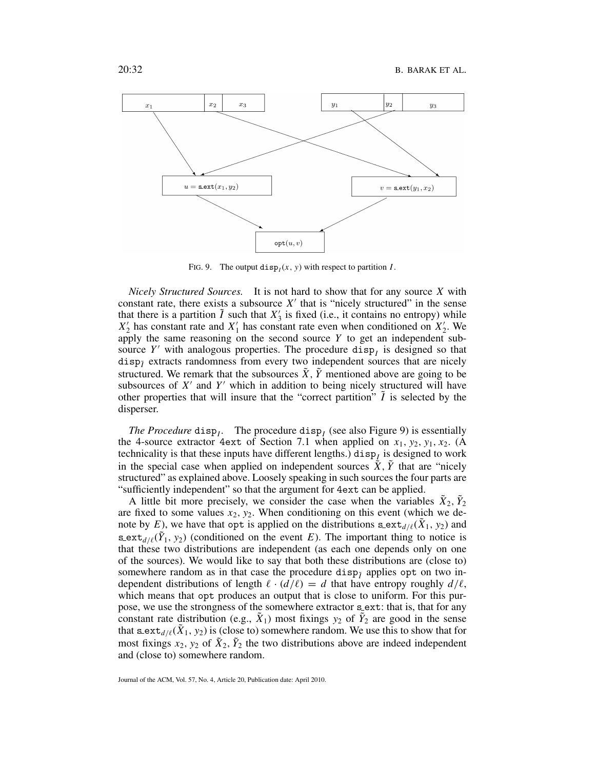FIG. 9. The output $\mathtt{disp}_I(x, y)$ with respect to partition $I$.

*Nicely Structured Sources.* It is not hard to show that for any source $X$ with constant rate, there exists a subsource $X'$ that is "nicely structured" in the sense that there is a partition $\tilde{I}$ such that $X'_3$ is fixed (i.e., it contains no entropy) while $X'_2$ has constant rate and $X'_1$ has constant rate even when conditioned on $X'_2$. We apply the same reasoning on the second source $Y$ to get an independent subsource $Y'$ with analogous properties. The procedure $\mathtt{disp}_I$ is designed so that $\mathtt{disp}_{\tilde{I}}$ extracts randomness from every two independent sources that are nicely structured. We remark that the subsources $\tilde{X}, \tilde{Y}$ mentioned above are going to be subsources of $X'$ and $Y'$ which in addition to being nicely structured will have other properties that will insure that the "correct partition" $\tilde{I}$ is selected by the disperser.

*The Procedure* $\mathtt{disp}_I$. The procedure $\mathtt{disp}_I$ (see also Figure 9) is essentially the 4-source extractor $\mathtt{4ext}$ of Section 7.1 when applied on $x_1, y_2, y_1, x_2$. (A technicality is that these inputs have different lengths.) $\mathtt{disp}_I$ is designed to work in the special case when applied on independent sources $\tilde{X}, \tilde{Y}$ that are "nicely structured" as explained above. Loosely speaking in such sources the four parts are "sufficiently independent" so that the argument for $\mathtt{4ext}$ can be applied.

A little bit more precisely, we consider the case when the variables $\tilde{X}_2, \tilde{Y}_2$ are fixed to some values $x_2, y_2$. When conditioning on this event (which we denote by $E$), we have that $\mathtt{opt}$ is applied on the distributions $\mathtt{s\_ext}_{d/\ell}(\tilde{X}_1, y_2)$ and $\mathtt{s\_ext}_{d/\ell}(\tilde{Y}_1, x_2)$ (conditioned on the event $E$). The important thing to notice is that these two distributions are independent (as each one depends only on one of the sources). We would like to say that both these distributions are (close to) somewhere random as in that case the procedure $\mathtt{disp}_{\tilde{I}}$ applies $\mathtt{opt}$ on two independent distributions of length $\ell \cdot (d/\ell) = d$ that have entropy roughly $d/\ell$, which means that $\mathtt{opt}$ produces an output that is close to uniform. For this purpose, we use the strongness of the somewhere extractor $\mathtt{s\_ext}$: that is, that for any constant rate distribution (e.g., $\tilde{X}_1$) most fixings $y_2$ of $\tilde{Y}_2$ are good in the sense that $\mathtt{s\_ext}_{d/\ell}(\tilde{X}_1, y_2)$ is (close to) somewhere random. We use this to show that for most fixings $x_2, y_2$ of $\tilde{X}_2, \tilde{Y}_2$ the two distributions above are indeed independent and (close to) somewhere random.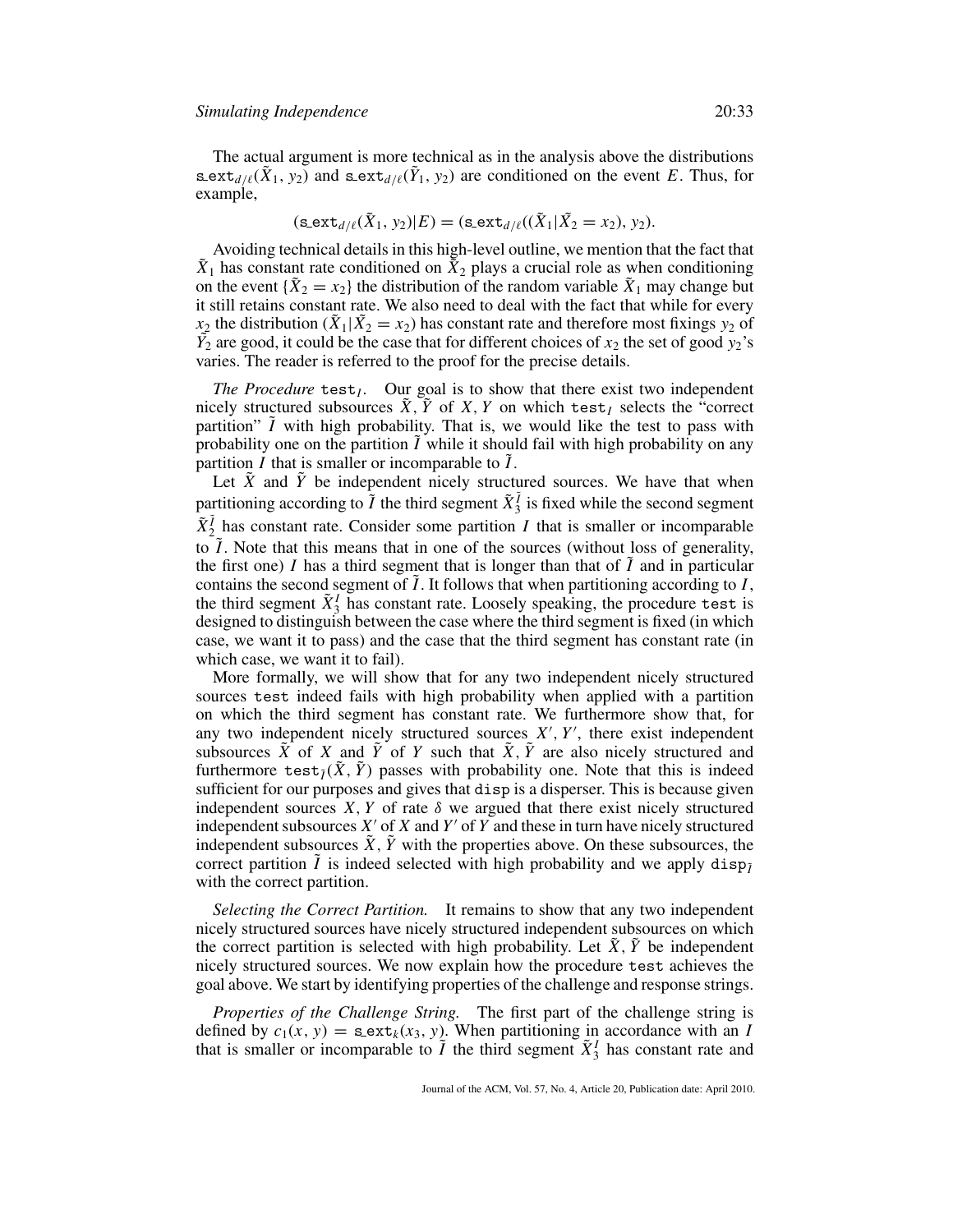The actual argument is more technical as in the analysis above the distributions $\mathtt{s\_ext}_{d/\ell}(\tilde{X}_1, y_2)$ and $\mathtt{s\_ext}_{d/\ell}(\tilde{Y}_1, y_2)$ are conditioned on the event $E$. Thus, for example,

$$(\mathtt{s\_ext}_{d/\ell}(\tilde{X}_1, y_2)|E) = (\mathtt{s\_ext}_{d/\ell}((\tilde{X}_1|\tilde{X}_2 = x_2), y_2).$$

Avoiding technical details in this high-level outline, we mention that the fact that $\tilde{X}_1$ has constant rate conditioned on $\tilde{X}_2$ plays a crucial role as when conditioning on the event $\{\tilde{X}_2 = x_2\}$ the distribution of the random variable $\tilde{X}_1$ may change but it still retains constant rate. We also need to deal with the fact that while for every $x_2$ the distribution $(\tilde{X}_1|\tilde{X}_2 = x_2)$ has constant rate and therefore most fixings $y_2$ of $\tilde{Y}_2$ are good, it could be the case that for different choices of $x_2$ the set of good $y_2$'s varies. The reader is referred to the proof for the precise details.

*The Procedure* $\mathtt{test}_I$. Our goal is to show that there exist two independent nicely structured subsources $\tilde{X}, \tilde{Y}$ of $X, Y$ on which $\mathtt{test}_I$ selects the "correct partition" $\tilde{I}$ with high probability. That is, we would like the test to pass with probability one on the partition $\tilde{I}$ while it should fail with high probability on any partition $I$ that is smaller or incomparable to $\tilde{I}$.

Let $\tilde{X}$ and $\tilde{Y}$ be independent nicely structured sources. We have that when partitioning according to $\tilde{I}$ the third segment $\tilde{X}_3^{\tilde{I}}$ is fixed while the second segment $\tilde{X}_2^{\tilde{I}}$ has constant rate. Consider some partition $I$ that is smaller or incomparable to $\tilde{I}$. Note that this means that in one of the sources (without loss of generality, the first one) $I$ has a third segment that is longer than that of $\tilde{I}$ and in particular contains the second segment of $\tilde{I}$. It follows that when partitioning according to $I$, the third segment $\tilde{X}_3^I$ has constant rate. Loosely speaking, the procedure $\mathtt{test}$ is designed to distinguish between the case where the third segment is fixed (in which case, we want it to pass) and the case that the third segment has constant rate (in which case, we want it to fail).

More formally, we will show that for any two independent nicely structured sources $\mathtt{test}$ indeed fails with high probability when applied with a partition on which the third segment has constant rate. We furthermore show that, for any two independent nicely structured sources $X', Y'$, there exist independent subsources $\tilde{X}$ of $X$ and $\tilde{Y}$ of $Y$ such that $\tilde{X}, \tilde{Y}$ are also nicely structured and furthermore $\mathtt{test}_{\tilde{I}}(\tilde{X}, \tilde{Y})$ passes with probability one. Note that this is indeed sufficient for our purposes and gives that $\mathtt{disp}$ is a disperser. This is because given independent sources $X, Y$ of rate $\delta$ we argued that there exist nicely structured independent subsources $X'$ of $X$ and $Y'$ of $Y$ and these in turn have nicely structured independent subsources $\tilde{X}, \tilde{Y}$ with the properties above. On these subsources, the correct partition $\tilde{I}$ is indeed selected with high probability and we apply $\mathtt{disp}_{\tilde{I}}$ with the correct partition.

*Selecting the Correct Partition.* It remains to show that any two independent nicely structured sources have nicely structured independent subsources on which the correct partition is selected with high probability. Let $\tilde{X}, \tilde{Y}$ be independent nicely structured sources. We now explain how the procedure $\mathtt{test}$ achieves the goal above. We start by identifying properties of the challenge and response strings.

*Properties of the Challenge String.* The first part of the challenge string is defined by $c_1(x, y) = \mathtt{s\_ext}_k(x_3, y)$. When partitioning in accordance with an $I$ that is smaller or incomparable to $\tilde{I}$ the third segment $\tilde{X}_3^I$ has constant rate and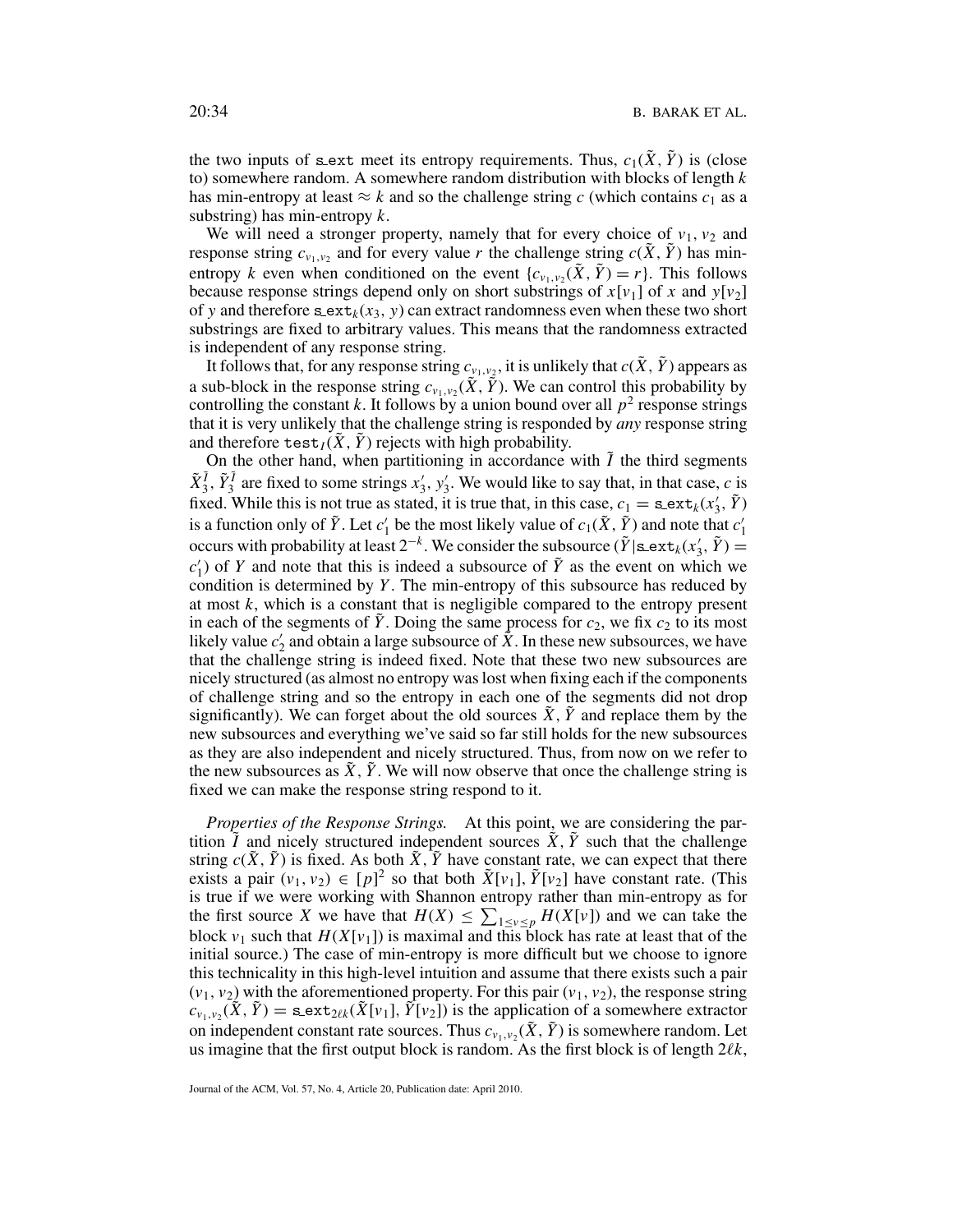the two inputs of $\mathtt{s\_ext}$ meet its entropy requirements. Thus, $c_1(\tilde{X}, \tilde{Y})$ is (close to) somewhere random. A somewhere random distribution with blocks of length $k$ has min-entropy at least $\approx k$ and so the challenge string $c$ (which contains $c_1$ as a substring) has min-entropy $k$.

We will need a stronger property, namely that for every choice of $v_1, v_2$ and response string $c_{v_1,v_2}$ and for every value $r$ the challenge string $c(\tilde{X}, \tilde{Y})$ has min-entropy $k$ even when conditioned on the event $\{c_{v_1,v_2}(\tilde{X}, \tilde{Y}) = r\}$. This follows because response strings depend only on short substrings of $x[v_1]$ of $x$ and $y[v_2]$ of $y$ and therefore $\mathtt{s\_ext}_k(x_3, y)$ can extract randomness even when these two short substrings are fixed to arbitrary values. This means that the randomness extracted is independent of any response string.

It follows that, for any response string $c_{v_1,v_2}$, it is unlikely that $c(\tilde{X}, \tilde{Y})$ appears as a sub-block in the response string $c_{v_1,v_2}(\tilde{X}, \tilde{Y})$. We can control this probability by controlling the constant $k$. It follows by a union bound over all $p^2$ response strings that it is very unlikely that the challenge string is responded by *any* response string and therefore $\mathtt{test}_I(\tilde{X}, \tilde{Y})$ rejects with high probability.

On the other hand, when partitioning in accordance with $\tilde{I}$ the third segments $\tilde{X}_3^{\tilde{I}}, \tilde{Y}_3^{\tilde{I}}$ are fixed to some strings $x'_3, y'_3$. We would like to say that, in that case, $c$ is fixed. While this is not true as stated, it is true that, in this case, $c_1 = \mathtt{s\_ext}_k(x'_3, \tilde{Y})$ is a function only of $\tilde{Y}$. Let $c'_1$ be the most likely value of $c_1(\tilde{X}, \tilde{Y})$ and note that $c'_1$ occurs with probability at least $2^{-k}$. We consider the subsource $(\tilde{Y}|\mathtt{s\_ext}_k(x'_3, \tilde{Y}) = c'_1)$ of $Y$ and note that this is indeed a subsource of $\tilde{Y}$ as the event on which we condition is determined by $Y$. The min-entropy of this subsource has reduced by at most $k$, which is a constant that is negligible compared to the entropy present in each of the segments of $\tilde{Y}$. Doing the same process for $c_2$, we fix $c_2$ to its most likely value $c'_2$ and obtain a large subsource of $\tilde{X}$. In these new subsources, we have that the challenge string is indeed fixed. Note that these two new subsources are nicely structured (as almost no entropy was lost when fixing each if the components of challenge string and so the entropy in each one of the segments did not drop significantly). We can forget about the old sources $\tilde{X}, \tilde{Y}$ and replace them by the new subsources and everything we've said so far still holds for the new subsources as they are also independent and nicely structured. Thus, from now on we refer to the new subsources as $\tilde{X}, \tilde{Y}$. We will now observe that once the challenge string is fixed we can make the response string respond to it.

*Properties of the Response Strings.* At this point, we are considering the partition $\tilde{I}$ and nicely structured independent sources $\tilde{X}, \tilde{Y}$ such that the challenge string $c(\tilde{X}, \tilde{Y})$ is fixed. As both $\tilde{X}, \tilde{Y}$ have constant rate, we can expect that there exists a pair $(v_1, v_2) \in [p]^2$ so that both $\tilde{X}[v_1], \tilde{Y}[v_2]$ have constant rate. (This is true if we were working with Shannon entropy rather than min-entropy as for the first source $X$ we have that $H(X) \leq \sum_{1 \leq v \leq p} H(X[v])$ and we can take the block $v_1$ such that $H(X[v_1])$ is maximal and this block has rate at least that of the initial source.) The case of min-entropy is more difficult but we choose to ignore this technicality in this high-level intuition and assume that there exists such a pair $(v_1, v_2)$ with the aforementioned property. For this pair $(v_1, v_2)$, the response string $c_{v_1,v_2}(\tilde{X}, \tilde{Y}) = \mathtt{s\_ext}_{2\ell k}(\tilde{X}[v_1], \tilde{Y}[v_2])$ is the application of a somewhere extractor on independent constant rate sources. Thus $c_{v_1,v_2}(\tilde{X}, \tilde{Y})$ is somewhere random. Let us imagine that the first output block is random. As the first block is of length $2\ell k$,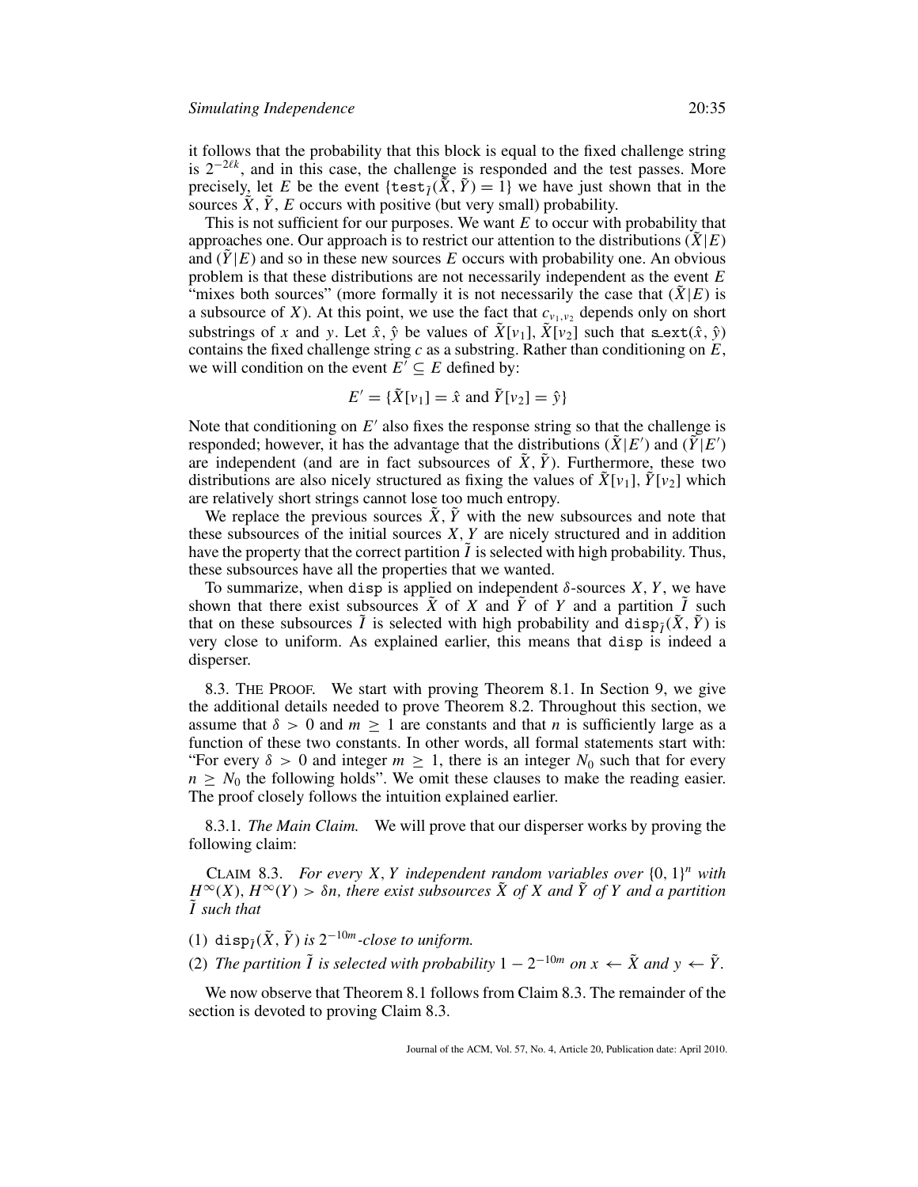it follows that the probability that this block is equal to the fixed challenge string is $2^{-2\ell k}$, and in this case, the challenge is responded and the test passes. More precisely, let $E$ be the event $\{\texttt{test}_{\tilde{I}}(\tilde{X}, \tilde{Y}) = 1\}$ we have just shown that in the sources $\tilde{X}, \tilde{Y}$, $E$ occurs with positive (but very small) probability.

This is not sufficient for our purposes. We want $E$ to occur with probability that approaches one. Our approach is to restrict our attention to the distributions $(\tilde{X}|E)$ and $(\tilde{Y}|E)$ and so in these new sources $E$ occurs with probability one. An obvious problem is that these distributions are not necessarily independent as the event $E$ "mixes both sources" (more formally it is not necessarily the case that $(\tilde{X}|E)$ is a subsource of $X$). At this point, we use the fact that $c_{v_1,v_2}$ depends only on short substrings of $x$ and $y$. Let $\hat{x}$, $\hat{y}$ be values of $\tilde{X}[v_1]$, $\tilde{X}[v_2]$ such that $\texttt{s\_ext}(\hat{x}, \hat{y})$ contains the fixed challenge string $c$ as a substring. Rather than conditioning on $E$, we will condition on the event $E' \subseteq E$ defined by:

$$E' = \{\tilde{X}[v_1] = \hat{x} \text{ and } \tilde{Y}[v_2] = \hat{y}\}$$

Note that conditioning on $E'$ also fixes the response string so that the challenge is responded; however, it has the advantage that the distributions $(\tilde{X}|E')$ and $(\tilde{Y}|E')$ are independent (and are in fact subsources of $\tilde{X}, \tilde{Y}$). Furthermore, these two distributions are also nicely structured as fixing the values of $\tilde{X}[v_1]$, $\tilde{Y}[v_2]$ which are relatively short strings cannot lose too much entropy.

We replace the previous sources $\tilde{X}, \tilde{Y}$ with the new subsources and note that these subsources of the initial sources $X, Y$ are nicely structured and in addition have the property that the correct partition $\tilde{I}$ is selected with high probability. Thus, these subsources have all the properties that we wanted.

To summarize, when $\texttt{disp}$ is applied on independent $\delta$-sources $X, Y$, we have shown that there exist subsources $\tilde{X}$ of $X$ and $\tilde{Y}$ of $Y$ and a partition $\tilde{I}$ such that on these subsources $\tilde{I}$ is selected with high probability and $\texttt{disp}_{\tilde{I}}(\tilde{X}, \tilde{Y})$ is very close to uniform. As explained earlier, this means that $\texttt{disp}$ is indeed a disperser.

8.3. THE PROOF. We start with proving Theorem 8.1. In Section 9, we give the additional details needed to prove Theorem 8.2. Throughout this section, we assume that $\delta > 0$ and $m \geq 1$ are constants and that $n$ is sufficiently large as a function of these two constants. In other words, all formal statements start with: "For every $\delta > 0$ and integer $m \geq 1$, there is an integer $N_0$ such that for every $n \geq N_0$ the following holds". We omit these clauses to make the reading easier. The proof closely follows the intuition explained earlier.

8.3.1. *The Main Claim.* We will prove that our disperser works by proving the following claim:

CLAIM 8.3. *For every $X, Y$ independent random variables over $\{0,1\}^n$ with $H^\infty(X), H^\infty(Y) > \delta n$, there exist subsources $\tilde{X}$ of $X$ and $\tilde{Y}$ of $Y$ and a partition $\tilde{I}$ such that*

(1) $\texttt{disp}_{\tilde{I}}(\tilde{X}, \tilde{Y})$ *is $2^{-10m}$-close to uniform.*

(2) *The partition $\tilde{I}$ is selected with probability $1 - 2^{-10m}$ on $x \leftarrow \tilde{X}$ and $y \leftarrow \tilde{Y}$.*

We now observe that Theorem 8.1 follows from Claim 8.3. The remainder of the section is devoted to proving Claim 8.3.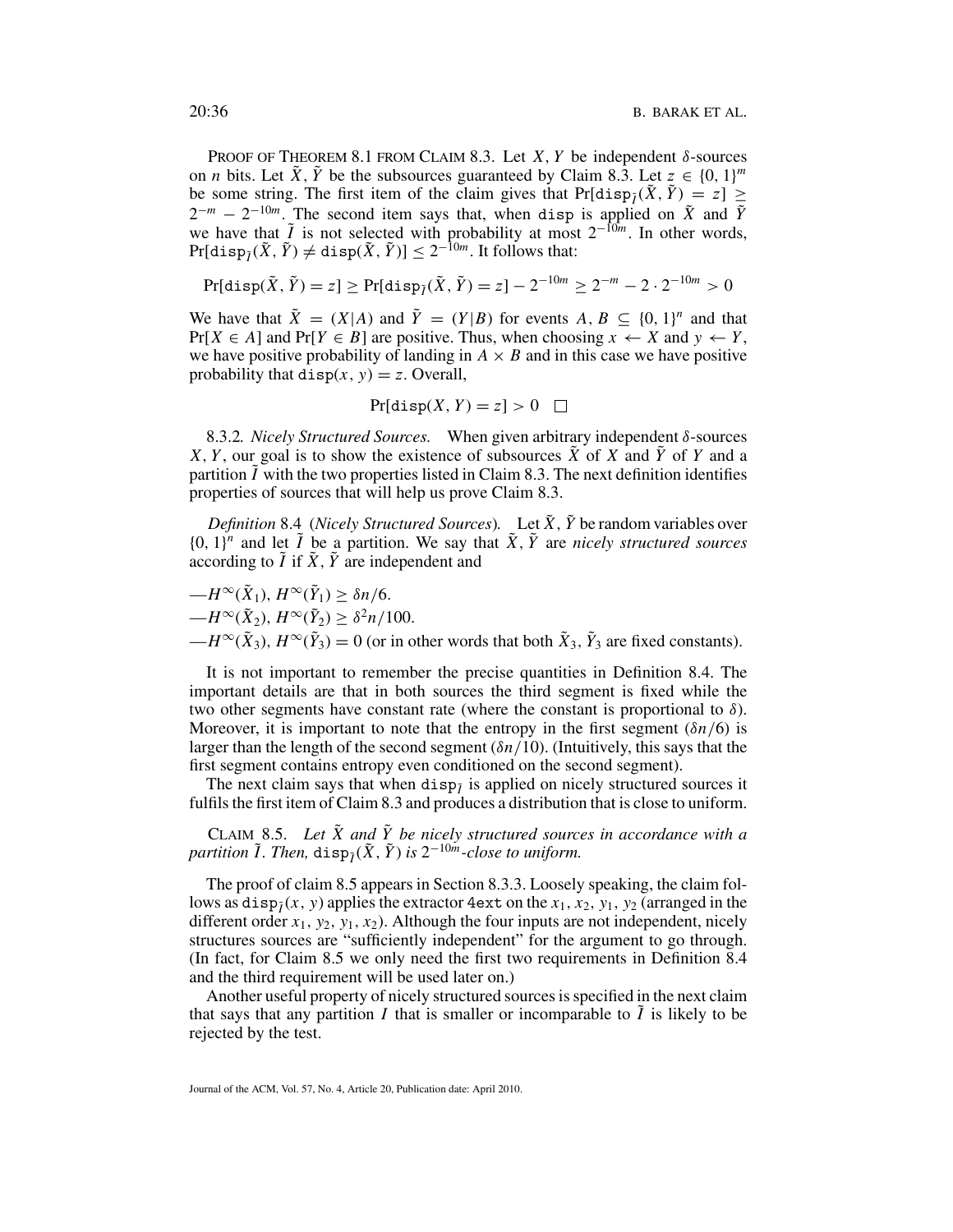PROOF OF THEOREM 8.1 FROM CLAIM 8.3. Let $X, Y$ be independent $\delta$-sources on $n$ bits. Let $\tilde{X}, \tilde{Y}$ be the subsources guaranteed by Claim 8.3. Let $z \in \{0,1\}^m$ be some string. The first item of the claim gives that $\Pr[\mathtt{disp}_{\tilde{I}}(\tilde{X}, \tilde{Y}) = z] \geq 2^{-m} - 2^{-10m}$. The second item says that, when $\mathtt{disp}$ is applied on $\tilde{X}$ and $\tilde{Y}$ we have that $\tilde{I}$ is not selected with probability at most $2^{-10m}$. In other words, $\Pr[\mathtt{disp}_{\tilde{I}}(\tilde{X}, \tilde{Y}) \neq \mathtt{disp}(\tilde{X}, \tilde{Y})] \leq 2^{-10m}$. It follows that:

$$\Pr[\mathtt{disp}(\tilde{X}, \tilde{Y}) = z] \geq \Pr[\mathtt{disp}_{\tilde{I}}(\tilde{X}, \tilde{Y}) = z] - 2^{-10m} \geq 2^{-m} - 2 \cdot 2^{-10m} > 0$$

We have that $\tilde{X} = (X|A)$ and $\tilde{Y} = (Y|B)$ for events $A, B \subseteq \{0,1\}^n$ and that $\Pr[X \in A]$ and $\Pr[Y \in B]$ are positive. Thus, when choosing $x \leftarrow X$ and $y \leftarrow Y$, we have positive probability of landing in $A \times B$ and in this case we have positive probability that $\mathtt{disp}(x, y) = z$. Overall,

$$\Pr[\mathtt{disp}(X, Y) = z] > 0 \quad \square$$

8.3.2. *Nicely Structured Sources.* When given arbitrary independent $\delta$-sources $X, Y$, our goal is to show the existence of subsources $\tilde{X}$ of $X$ and $\tilde{Y}$ of $Y$ and a partition $\tilde{I}$ with the two properties listed in Claim 8.3. The next definition identifies properties of sources that will help us prove Claim 8.3.

*Definition* 8.4 (*Nicely Structured Sources*). Let $\tilde{X}, \tilde{Y}$ be random variables over $\{0,1\}^n$ and let $\tilde{I}$ be a partition. We say that $\tilde{X}, \tilde{Y}$ are *nicely structured sources* according to $\tilde{I}$ if $\tilde{X}, \tilde{Y}$ are independent and

- $H^\infty(\tilde{X}_1), H^\infty(\tilde{Y}_1) \geq \delta n/6$.
- $H^\infty(\tilde{X}_2), H^\infty(\tilde{Y}_2) \geq \delta^2 n/100$.
- $H^\infty(\tilde{X}_3), H^\infty(\tilde{Y}_3) = 0$ (or in other words that both $\tilde{X}_3, \tilde{Y}_3$ are fixed constants).

It is not important to remember the precise quantities in Definition 8.4. The important details are that in both sources the third segment is fixed while the two other segments have constant rate (where the constant is proportional to $\delta$). Moreover, it is important to note that the entropy in the first segment ($\delta n/6$) is larger than the length of the second segment ($\delta n/10$). (Intuitively, this says that the first segment contains entropy even conditioned on the second segment).

The next claim says that when $\mathtt{disp}_{\tilde{I}}$ is applied on nicely structured sources it fulfils the first item of Claim 8.3 and produces a distribution that is close to uniform.

CLAIM 8.5. *Let $\tilde{X}$ and $\tilde{Y}$ be nicely structured sources in accordance with a partition $\tilde{I}$. Then, $\mathtt{disp}_{\tilde{I}}(\tilde{X}, \tilde{Y})$ is $2^{-10m}$-close to uniform.*

The proof of claim 8.5 appears in Section 8.3.3. Loosely speaking, the claim follows as $\mathtt{disp}_{\tilde{I}}(x, y)$ applies the extractor $\mathtt{4ext}$ on the $x_1, x_2, y_1, y_2$ (arranged in the different order $x_1, y_2, y_1, x_2$). Although the four inputs are not independent, nicely structures sources are "sufficiently independent" for the argument to go through. (In fact, for Claim 8.5 we only need the first two requirements in Definition 8.4 and the third requirement will be used later on.)

Another useful property of nicely structured sources is specified in the next claim that says that any partition $I$ that is smaller or incomparable to $\tilde{I}$ is likely to be rejected by the test.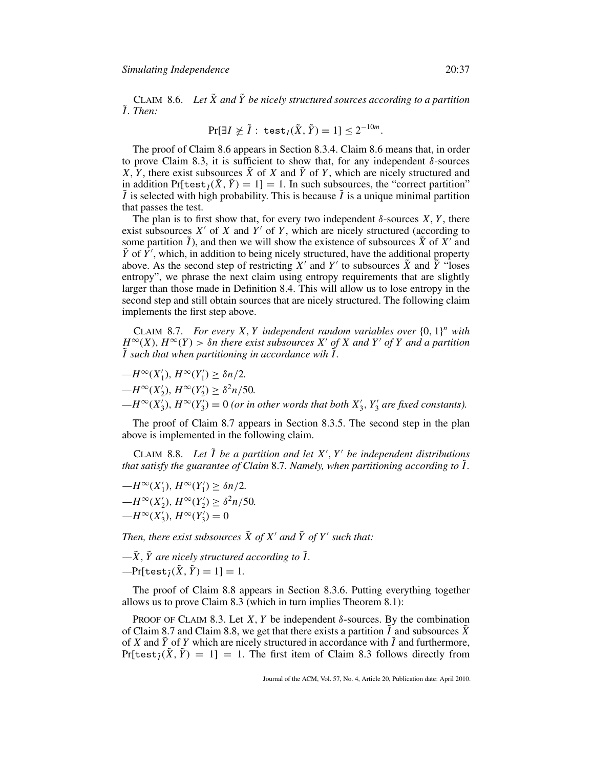CLAIM 8.6. *Let $\tilde{X}$ and $\tilde{Y}$ be nicely structured sources according to a partition $\tilde{I}$. Then:*

$$\Pr[\exists I \not\geq \tilde{I} : \mathtt{test}_I(\tilde{X}, \tilde{Y}) = 1] \leq 2^{-10m}.$$

The proof of Claim 8.6 appears in Section 8.3.4. Claim 8.6 means that, in order to prove Claim 8.3, it is sufficient to show that, for any independent $\delta$-sources $X, Y$, there exist subsources $\tilde{X}$ of $X$ and $\tilde{Y}$ of $Y$, which are nicely structured and in addition $\Pr[\mathtt{test}_{\tilde{I}}(\tilde{X}, \tilde{Y}) = 1] = 1$. In such subsources, the "correct partition" $\tilde{I}$ is selected with high probability. This is because $\tilde{I}$ is a unique minimal partition that passes the test.

The plan is to first show that, for every two independent $\delta$-sources $X, Y$, there exist subsources $X'$ of $X$ and $Y'$ of $Y$, which are nicely structured (according to some partition $\tilde{I}$), and then we will show the existence of subsources $\tilde{X}$ of $X'$ and $\tilde{Y}$ of $Y'$, which, in addition to being nicely structured, have the additional property above. As the second step of restricting $X'$ and $Y'$ to subsources $\tilde{X}$ and $\tilde{Y}$ "loses entropy", we phrase the next claim using entropy requirements that are slightly larger than those made in Definition 8.4. This will allow us to lose entropy in the second step and still obtain sources that are nicely structured. The following claim implements the first step above.

CLAIM 8.7. *For every $X, Y$ independent random variables over $\{0, 1\}^n$ with $H^{\infty}(X), H^{\infty}(Y) > \delta n$ there exist subsources $X'$ of $X$ and $Y'$ of $Y$ and a partition $\tilde{I}$ such that when partitioning in accordance wih $\tilde{I}$.*

—$H^{\infty}(X_1'), H^{\infty}(Y_1') \geq \delta n/2$.
—$H^{\infty}(X_2'), H^{\infty}(Y_2') \geq \delta^2 n/50$.
—$H^{\infty}(X_3'), H^{\infty}(Y_3') = 0$ *(or in other words that both $X_3', Y_3'$ are fixed constants).*

The proof of Claim 8.7 appears in Section 8.3.5. The second step in the plan above is implemented in the following claim.

CLAIM 8.8. *Let $\tilde{I}$ be a partition and let $X', Y'$ be independent distributions that satisfy the guarantee of Claim 8.7. Namely, when partitioning according to $\tilde{I}$.*

—$H^{\infty}(X_1'), H^{\infty}(Y_1') \geq \delta n/2$.
—$H^{\infty}(X_2'), H^{\infty}(Y_2') \geq \delta^2 n/50$.
—$H^{\infty}(X_3'), H^{\infty}(Y_3') = 0$

*Then, there exist subsources $\tilde{X}$ of $X'$ and $\tilde{Y}$ of $Y'$ such that:*

—*$\tilde{X}, \tilde{Y}$ are nicely structured according to $\tilde{I}$.*
—$\Pr[\mathtt{test}_{\tilde{I}}(\tilde{X}, \tilde{Y}) = 1] = 1$.

The proof of Claim 8.8 appears in Section 8.3.6. Putting everything together allows us to prove Claim 8.3 (which in turn implies Theorem 8.1):

PROOF OF CLAIM 8.3. Let $X, Y$ be independent $\delta$-sources. By the combination of Claim 8.7 and Claim 8.8, we get that there exists a partition $\tilde{I}$ and subsources $\tilde{X}$ of $X$ and $\tilde{Y}$ of $Y$ which are nicely structured in accordance with $\tilde{I}$ and furthermore, $\Pr[\mathtt{test}_{\tilde{I}}(\tilde{X}, \tilde{Y}) = 1] = 1$. The first item of Claim 8.3 follows directly from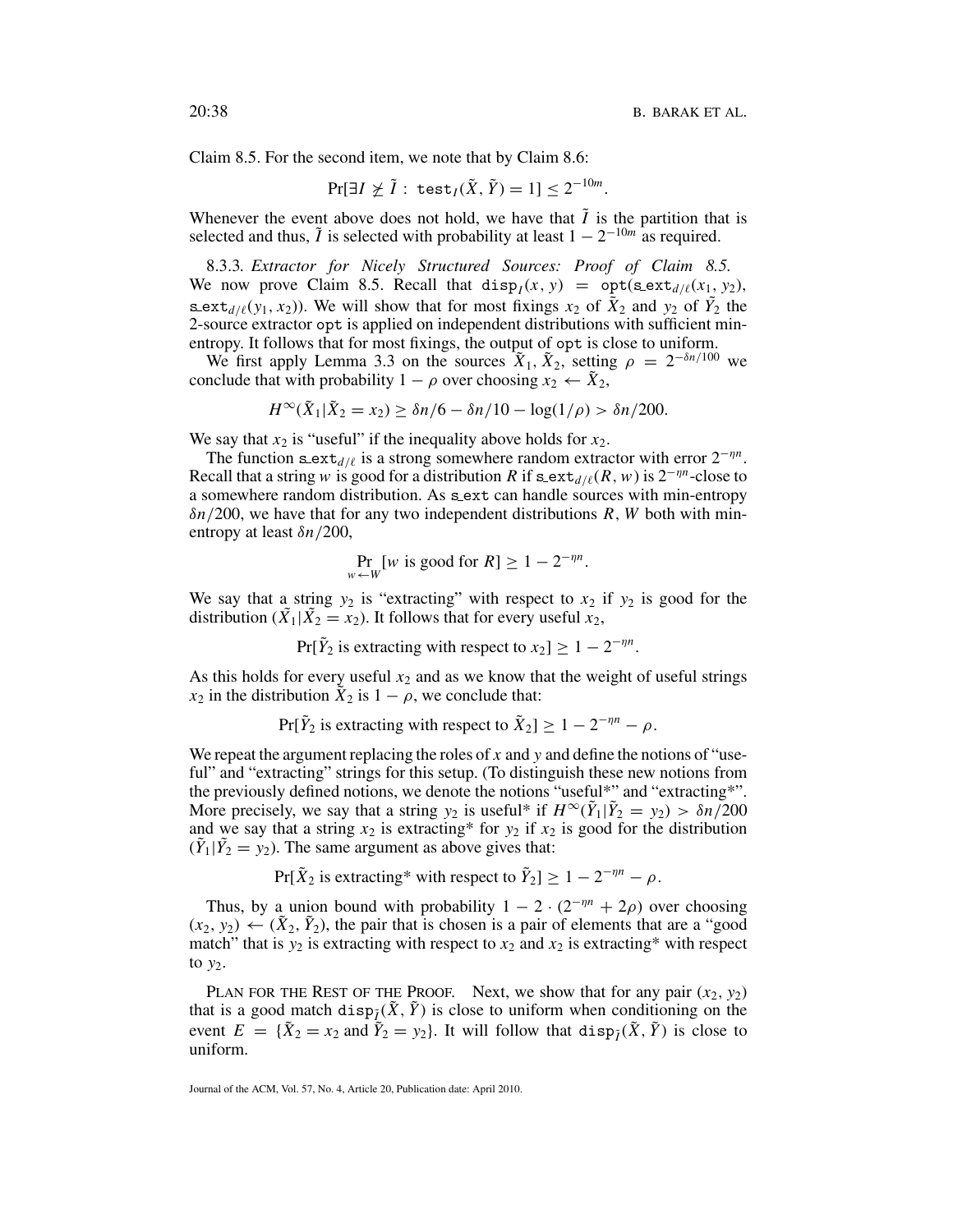Claim 8.5. For the second item, we note that by Claim 8.6:

$$\Pr[\exists I \not\geq \tilde{I} : \mathtt{test}_I(\tilde{X}, \tilde{Y}) = 1] \leq 2^{-10m}.$$

Whenever the event above does not hold, we have that $\tilde{I}$ is the partition that is selected and thus, $\tilde{I}$ is selected with probability at least $1 - 2^{-10m}$ as required.

8.3.3. *Extractor for Nicely Structured Sources: Proof of Claim 8.5.* We now prove Claim 8.5. Recall that $\mathtt{disp}_I(x, y) = \mathtt{opt}(\mathtt{s\_ext}_{d/\ell}(x_1, y_2), \mathtt{s\_ext}_{d/\ell}(y_1, x_2))$. We will show that for most fixings $x_2$ of $\tilde{X}_2$ and $y_2$ of $\tilde{Y}_2$ the 2-source extractor opt is applied on independent distributions with sufficient min-entropy. It follows that for most fixings, the output of opt is close to uniform.

We first apply Lemma 3.3 on the sources $\tilde{X}_1, \tilde{X}_2$, setting $\rho = 2^{-\delta n/100}$ we conclude that with probability $1 - \rho$ over choosing $x_2 \leftarrow \tilde{X}_2$,

$$H^\infty(\tilde{X}_1 | \tilde{X}_2 = x_2) \geq \delta n/6 - \delta n/10 - \log(1/\rho) > \delta n/200.$$

We say that $x_2$ is "useful" if the inequality above holds for $x_2$.

The function $\mathtt{s\_ext}_{d/\ell}$ is a strong somewhere random extractor with error $2^{-\eta n}$. Recall that a string $w$ is good for a distribution $R$ if $\mathtt{s\_ext}_{d/\ell}(R, w)$ is $2^{-\eta n}$-close to a somewhere random distribution. As s_ext can handle sources with min-entropy $\delta n/200$, we have that for any two independent distributions $R, W$ both with min-entropy at least $\delta n/200$,

$$\Pr_{w \leftarrow W}[w \text{ is good for } R] \geq 1 - 2^{-\eta n}.$$

We say that a string $y_2$ is "extracting" with respect to $x_2$ if $y_2$ is good for the distribution $(\tilde{X}_1 | \tilde{X}_2 = x_2)$. It follows that for every useful $x_2$,

$$\Pr[\tilde{Y}_2 \text{ is extracting with respect to } x_2] \geq 1 - 2^{-\eta n}.$$

As this holds for every useful $x_2$ and as we know that the weight of useful strings $x_2$ in the distribution $\tilde{X}_2$ is $1 - \rho$, we conclude that:

$$\Pr[\tilde{Y}_2 \text{ is extracting with respect to } \tilde{X}_2] \geq 1 - 2^{-\eta n} - \rho.$$

We repeat the argument replacing the roles of $x$ and $y$ and define the notions of "useful" and "extracting" strings for this setup. (To distinguish these new notions from the previously defined notions, we denote the notions "useful*" and "extracting*". More precisely, we say that a string $y_2$ is useful* if $H^\infty(\tilde{Y}_1 | \tilde{Y}_2 = y_2) > \delta n/200$ and we say that a string $x_2$ is extracting* for $y_2$ if $x_2$ is good for the distribution $(\tilde{Y}_1 | \tilde{Y}_2 = y_2)$. The same argument as above gives that:

$$\Pr[\tilde{X}_2 \text{ is extracting* with respect to } \tilde{Y}_2] \geq 1 - 2^{-\eta n} - \rho.$$

Thus, by a union bound with probability $1 - 2 \cdot (2^{-\eta n} + 2\rho)$ over choosing $(x_2, y_2) \leftarrow (\tilde{X}_2, \tilde{Y}_2)$, the pair that is chosen is a pair of elements that are a "good match" that is $y_2$ is extracting with respect to $x_2$ and $x_2$ is extracting* with respect to $y_2$.

PLAN FOR THE REST OF THE PROOF. Next, we show that for any pair $(x_2, y_2)$ that is a good match $\mathtt{disp}_{\tilde{I}}(\tilde{X}, \tilde{Y})$ is close to uniform when conditioning on the event $E = \{\tilde{X}_2 = x_2 \text{ and } \tilde{Y}_2 = y_2\}$. It will follow that $\mathtt{disp}_{\tilde{I}}(\tilde{X}, \tilde{Y})$ is close to uniform.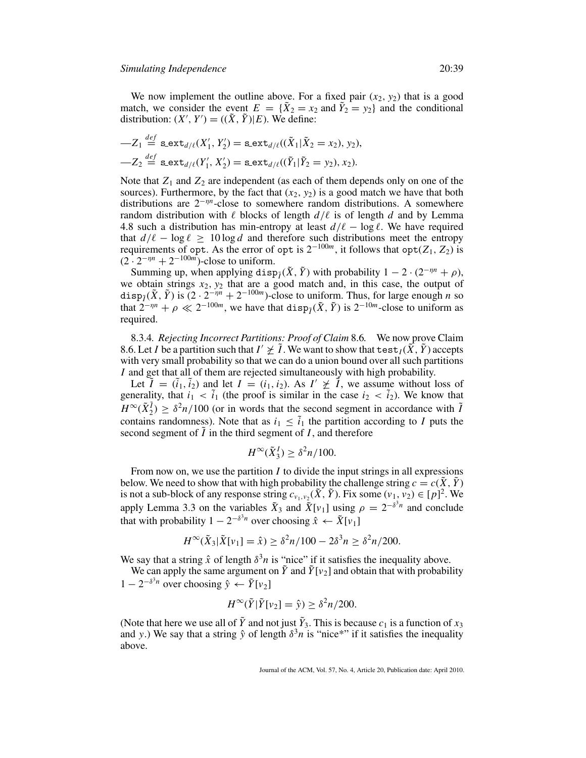We now implement the outline above. For a fixed pair $(x_2, y_2)$ that is a good match, we consider the event $E = \{\tilde{X}_2 = x_2 \text{ and } \tilde{Y}_2 = y_2\}$ and the conditional distribution: $(X', Y') = ((\tilde{X}, \tilde{Y})|E)$. We define:

—$Z_1 \stackrel{def}{=} \mathtt{s\_ext}_{d/\ell}(X'_1, Y'_2) = \mathtt{s\_ext}_{d/\ell}((\tilde{X}_1|\tilde{X}_2 = x_2), y_2)$,

—$Z_2 \stackrel{def}{=} \mathtt{s\_ext}_{d/\ell}(Y'_1, X'_2) = \mathtt{s\_ext}_{d/\ell}((\tilde{Y}_1|\tilde{Y}_2 = y_2), x_2)$.

Note that $Z_1$ and $Z_2$ are independent (as each of them depends only on one of the sources). Furthermore, by the fact that $(x_2, y_2)$ is a good match we have that both distributions are $2^{-\eta n}$-close to somewhere random distributions. A somewhere random distribution with $\ell$ blocks of length $d/\ell$ is of length $d$ and by Lemma 4.8 such a distribution has min-entropy at least $d/\ell - \log \ell$. We have required that $d/\ell - \log \ell \geq 10 \log d$ and therefore such distributions meet the entropy requirements of $\mathtt{opt}$. As the error of $\mathtt{opt}$ is $2^{-100m}$, it follows that $\mathtt{opt}(Z_1, Z_2)$ is $(2 \cdot 2^{-\eta n} + 2^{-100m})$-close to uniform.

Summing up, when applying $\mathtt{disp}_{\tilde{I}}(\tilde{X}, \tilde{Y})$ with probability $1 - 2 \cdot (2^{-\eta n} + \rho)$, we obtain strings $x_2, y_2$ that are a good match and, in this case, the output of $\mathtt{disp}_{\tilde{I}}(\tilde{X}, \tilde{Y})$ is $(2 \cdot 2^{-\eta n} + 2^{-100m})$-close to uniform. Thus, for large enough $n$ so that $2^{-\eta n} + \rho \ll 2^{-100m}$, we have that $\mathtt{disp}_{\tilde{I}}(\tilde{X}, \tilde{Y})$ is $2^{-10m}$-close to uniform as required.

8.3.4. *Rejecting Incorrect Partitions: Proof of Claim* 8.6. We now prove Claim 8.6. Let $I$ be a partition such that $I' \not\succeq \tilde{I}$. We want to show that $\mathtt{test}_I(\tilde{X}, \tilde{Y})$ accepts with very small probability so that we can do a union bound over all such partitions $I$ and get that all of them are rejected simultaneously with high probability.

Let $\tilde{I} = (\tilde{i}_1, \tilde{i}_2)$ and let $I = (i_1, i_2)$. As $I' \not\succeq \tilde{I}$, we assume without loss of generality, that $i_1 < \tilde{i}_1$ (the proof is similar in the case $i_2 < \tilde{i}_2$). We know that $H^\infty(\tilde{X}_2^{\tilde{I}}) \geq \delta^2 n/100$ (or in words that the second segment in accordance with $\tilde{I}$ contains randomness). Note that as $i_1 \leq \tilde{i}_1$ the partition according to $I$ puts the second segment of $\tilde{I}$ in the third segment of $I$, and therefore

$$H^\infty(\tilde{X}_3^I) \geq \delta^2 n/100.$$

From now on, we use the partition $I$ to divide the input strings in all expressions below. We need to show that with high probability the challenge string $c = c(\tilde{X}, \tilde{Y})$ is not a sub-block of any response string $c_{v_1,v_2}(\tilde{X}, \tilde{Y})$. Fix some $(v_1, v_2) \in [p]^2$. We apply Lemma 3.3 on the variables $\tilde{X}_3$ and $\tilde{X}[v_1]$ using $\rho = 2^{-\delta^3 n}$ and conclude that with probability $1 - 2^{-\delta^3 n}$ over choosing $\hat{x} \leftarrow \tilde{X}[v_1]$

$$H^\infty(\tilde{X}_3|\tilde{X}[v_1] = \hat{x}) \geq \delta^2 n/100 - 2\delta^3 n \geq \delta^2 n/200.$$

We say that a string $\hat{x}$ of length $\delta^3 n$ is "nice" if it satisfies the inequality above.

We can apply the same argument on $\tilde{Y}$ and $\tilde{Y}[v_2]$ and obtain that with probability $1 - 2^{-\delta^3 n}$ over choosing $\hat{y} \leftarrow \tilde{Y}[v_2]$

$$H^\infty(\tilde{Y}|\tilde{Y}[v_2] = \hat{y}) \geq \delta^2 n/200.$$

(Note that here we use all of $\tilde{Y}$ and not just $\tilde{Y}_3$. This is because $c_1$ is a function of $x_3$ and $y$.) We say that a string $\hat{y}$ of length $\delta^3 n$ is "nice*" if it satisfies the inequality above.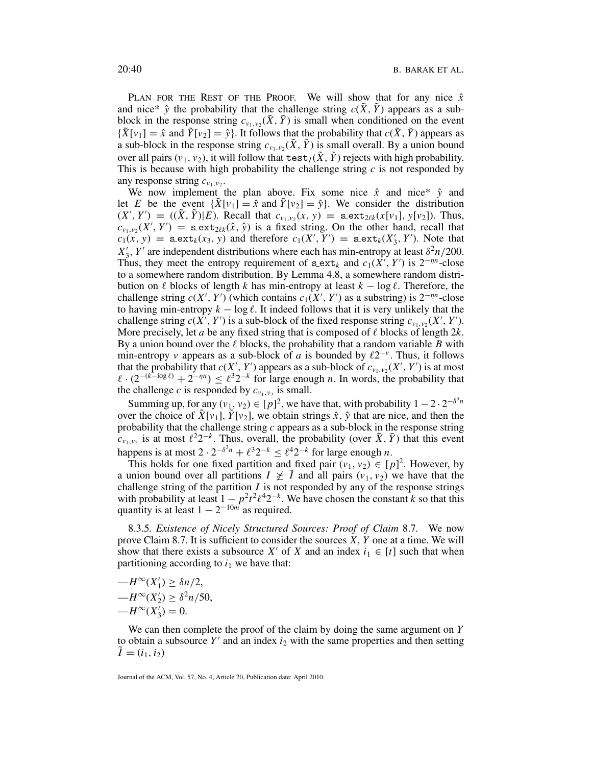PLAN FOR THE REST OF THE PROOF. We will show that for any nice $\hat{x}$ and nice* $\hat{y}$ the probability that the challenge string $c(\tilde{X}, \tilde{Y})$ appears as a sub-block in the response string $c_{v_1,v_2}(\tilde{X}, \tilde{Y})$ is small when conditioned on the event $\{\tilde{X}[v_1] = \hat{x}$ and $\tilde{Y}[v_2] = \hat{y}\}$. It follows that the probability that $c(\tilde{X}, \tilde{Y})$ appears as a sub-block in the response string $c_{v_1,v_2}(\tilde{X}, \tilde{Y})$ is small overall. By a union bound over all pairs $(v_1, v_2)$, it will follow that $\texttt{test}_I(\tilde{X}, \tilde{Y})$ rejects with high probability. This is because with high probability the challenge string $c$ is not responded by any response string $c_{v_1,v_2}$.

We now implement the plan above. Fix some nice $\hat{x}$ and nice* $\hat{y}$ and let $E$ be the event $\{\tilde{X}[v_1] = \hat{x}$ and $\tilde{Y}[v_2] = \hat{y}\}$. We consider the distribution $(X', Y') = ((\tilde{X}, \tilde{Y})|E)$. Recall that $c_{v_1,v_2}(x, y) = \texttt{s\_ext}_{2\ell k}(x[v_1], y[v_2])$. Thus, $c_{v_1,v_2}(X', Y') = \texttt{s\_ext}_{2\ell k}(\hat{x}, \hat{y})$ is a fixed string. On the other hand, recall that $c_1(x, y) = \texttt{s\_ext}_k(x_3, y)$ and therefore $c_1(X', Y') = \texttt{s\_ext}_k(X'_3, Y')$. Note that $X'_3, Y'$ are independent distributions where each has min-entropy at least $\delta^2 n/200$. Thus, they meet the entropy requirement of $\texttt{s\_ext}_k$ and $c_1(X', Y')$ is $2^{-\eta n}$-close to a somewhere random distribution. By Lemma 4.8, a somewhere random distribution on $\ell$ blocks of length $k$ has min-entropy at least $k - \log \ell$. Therefore, the challenge string $c(X', Y')$ (which contains $c_1(X', Y')$ as a substring) is $2^{-\eta n}$-close to having min-entropy $k - \log \ell$. It indeed follows that it is very unlikely that the challenge string $c(X', Y')$ is a sub-block of the fixed response string $c_{v_1,v_2}(X', Y')$. More precisely, let $a$ be any fixed string that is composed of $\ell$ blocks of length $2k$. By a union bound over the $\ell$ blocks, the probability that a random variable $B$ with min-entropy $v$ appears as a sub-block of $a$ is bounded by $\ell 2^{-v}$. Thus, it follows that the probability that $c(X', Y')$ appears as a sub-block of $c_{v_1,v_2}(X', Y')$ is at most $\ell \cdot (2^{-(k-\log \ell)} + 2^{-\eta n}) \le \ell^3 2^{-k}$ for large enough $n$. In words, the probability that the challenge $c$ is responded by $c_{v_1,v_2}$ is small.

Summing up, for any $(v_1, v_2) \in [p]^2$, we have that, with probability $1 - 2 \cdot 2^{-\delta^3 n}$ over the choice of $\tilde{X}[v_1]$, $\tilde{Y}[v_2]$, we obtain strings $\hat{x}, \hat{y}$ that are nice, and then the probability that the challenge string $c$ appears as a sub-block in the response string $c_{v_1,v_2}$ is at most $\ell^2 2^{-k}$. Thus, overall, the probability (over $\tilde{X}, \tilde{Y}$) that this event happens is at most $2 \cdot 2^{-\delta^3 n} + \ell^3 2^{-k} \le \ell^4 2^{-k}$ for large enough $n$.

This holds for one fixed partition and fixed pair $(v_1, v_2) \in [p]^2$. However, by a union bound over all partitions $I \not\geq \tilde{I}$ and all pairs $(v_1, v_2)$ we have that the challenge string of the partition $I$ is not responded by any of the response strings with probability at least $1 - p^2 t^2 \ell^4 2^{-k}$. We have chosen the constant $k$ so that this quantity is at least $1 - 2^{-10m}$ as required.

8.3.5. *Existence of Nicely Structured Sources: Proof of Claim* 8.7. We now prove Claim 8.7. It is sufficient to consider the sources $X, Y$ one at a time. We will show that there exists a subsource $X'$ of $X$ and an index $i_1 \in [t]$ such that when partitioning according to $i_1$ we have that:

—$H^\infty(X'_1) \ge \delta n/2$,
—$H^\infty(X'_2) \ge \delta^2 n/50$,
—$H^\infty(X'_3) = 0$.

We can then complete the proof of the claim by doing the same argument on $Y$ to obtain a subsource $Y'$ and an index $i_2$ with the same properties and then setting $\tilde{I} = (i_1, i_2)$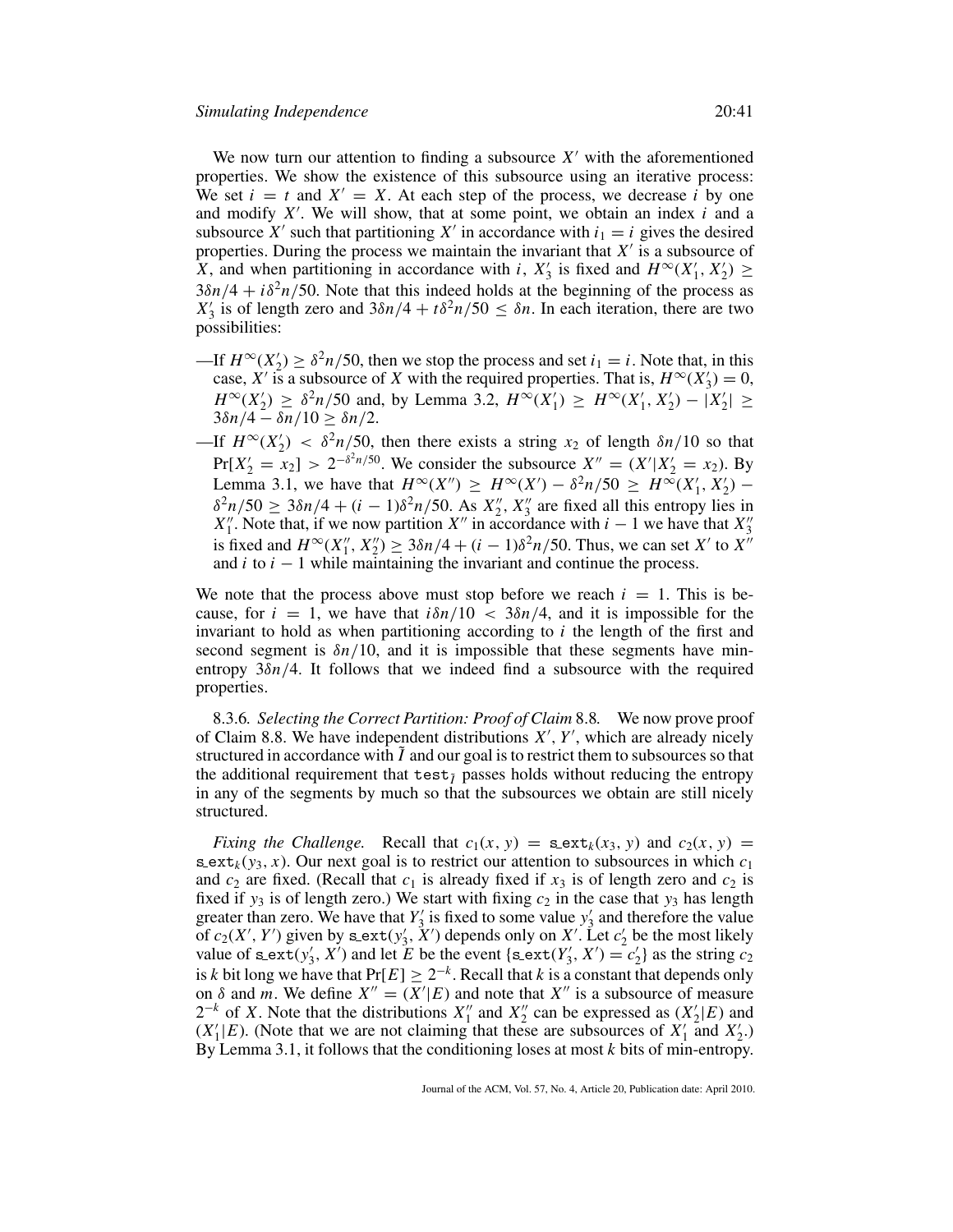We now turn our attention to finding a subsource $X'$ with the aforementioned properties. We show the existence of this subsource using an iterative process: We set $i = t$ and $X' = X$. At each step of the process, we decrease $i$ by one and modify $X'$. We will show, that at some point, we obtain an index $i$ and a subsource $X'$ such that partitioning $X'$ in accordance with $i_1 = i$ gives the desired properties. During the process we maintain the invariant that $X'$ is a subsource of $X$, and when partitioning in accordance with $i$, $X_3'$ is fixed and $H^\infty(X_1', X_2') \geq 3\delta n/4 + i\delta^2 n/50$. Note that this indeed holds at the beginning of the process as $X_3'$ is of length zero and $3\delta n/4 + t\delta^2 n/50 \leq \delta n$. In each iteration, there are two possibilities:

—If $H^\infty(X_2') \geq \delta^2 n/50$, then we stop the process and set $i_1 = i$. Note that, in this case, $X'$ is a subsource of $X$ with the required properties. That is, $H^\infty(X_3') = 0$, $H^\infty(X_2') \geq \delta^2 n/50$ and, by Lemma 3.2, $H^\infty(X_1') \geq H^\infty(X_1', X_2') - |X_2'| \geq 3\delta n/4 - \delta n/10 \geq \delta n/2$.

—If $H^\infty(X_2') < \delta^2 n/50$, then there exists a string $x_2$ of length $\delta n/10$ so that $\Pr[X_2' = x_2] > 2^{-\delta^2 n/50}$. We consider the subsource $X'' = (X' | X_2' = x_2)$. By Lemma 3.1, we have that $H^\infty(X'') \geq H^\infty(X') - \delta^2 n/50 \geq H^\infty(X_1', X_2') - \delta^2 n/50 \geq 3\delta n/4 + (i-1)\delta^2 n/50$. As $X_2'', X_3''$ are fixed all this entropy lies in $X_1''$. Note that, if we now partition $X''$ in accordance with $i - 1$ we have that $X_3''$ is fixed and $H^\infty(X_1'', X_2'') \geq 3\delta n/4 + (i-1)\delta^2 n/50$. Thus, we can set $X'$ to $X''$ and $i$ to $i - 1$ while maintaining the invariant and continue the process.

We note that the process above must stop before we reach $i = 1$. This is because, for $i = 1$, we have that $i\delta n/10 < 3\delta n/4$, and it is impossible for the invariant to hold as when partitioning according to $i$ the length of the first and second segment is $\delta n/10$, and it is impossible that these segments have min-entropy $3\delta n/4$. It follows that we indeed find a subsource with the required properties.

### 8.3.6. *Selecting the Correct Partition: Proof of Claim* 8.8.

We now prove proof of Claim 8.8. We have independent distributions $X', Y'$, which are already nicely structured in accordance with $\bar{I}$ and our goal is to restrict them to subsources so that the additional requirement that $\mathtt{test}_{\bar{I}}$ passes holds without reducing the entropy in any of the segments by much so that the subsources we obtain are still nicely structured.

*Fixing the Challenge.* Recall that $c_1(x, y) = \mathtt{s\_ext}_k(x_3, y)$ and $c_2(x, y) = \mathtt{s\_ext}_k(y_3, x)$. Our next goal is to restrict our attention to subsources in which $c_1$ and $c_2$ are fixed. (Recall that $c_1$ is already fixed if $x_3$ is of length zero and $c_2$ is fixed if $y_3$ is of length zero.) We start with fixing $c_2$ in the case that $y_3$ has length greater than zero. We have that $Y_3'$ is fixed to some value $y_3'$ and therefore the value of $c_2(X', Y')$ given by $\mathtt{s\_ext}(y_3', X')$ depends only on $X'$. Let $c_2'$ be the most likely value of $\mathtt{s\_ext}(y_3', X')$ and let $E$ be the event $\{\mathtt{s\_ext}(Y_3', X') = c_2'\}$ as the string $c_2$ is $k$ bit long we have that $\Pr[E] \geq 2^{-k}$. Recall that $k$ is a constant that depends only on $\delta$ and $m$. We define $X'' = (X'|E)$ and note that $X''$ is a subsource of measure $2^{-k}$ of $X$. Note that the distributions $X_1''$ and $X_2''$ can be expressed as $(X_2'|E)$ and $(X_1'|E)$. (Note that we are not claiming that these are subsources of $X_1'$ and $X_2'$.) By Lemma 3.1, it follows that the conditioning loses at most $k$ bits of min-entropy.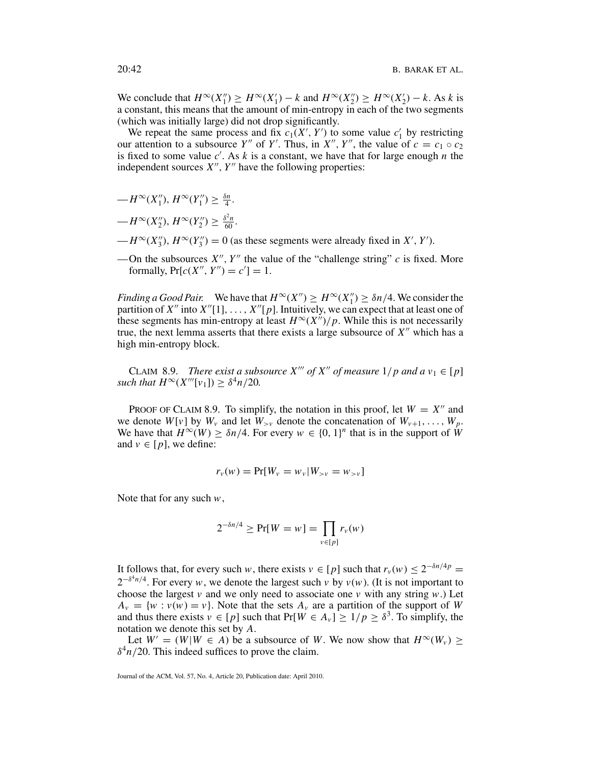We conclude that $H^\infty(X_1'') \geq H^\infty(X_1') - k$ and $H^\infty(X_2'') \geq H^\infty(X_2') - k$. As $k$ is a constant, this means that the amount of min-entropy in each of the two segments (which was initially large) did not drop significantly.

We repeat the same process and fix $c_1(X', Y')$ to some value $c_1'$ by restricting our attention to a subsource $Y''$ of $Y'$. Thus, in $X'', Y''$, the value of $c = c_1 \circ c_2$ is fixed to some value $c'$. As $k$ is a constant, we have that for large enough $n$ the independent sources $X'', Y''$ have the following properties:

— $H^\infty(X_1''), H^\infty(Y_1'') \geq \frac{\delta n}{4}$.

— $H^\infty(X_2''), H^\infty(Y_2'') \geq \frac{\delta^2 n}{60}$.

— $H^\infty(X_3''), H^\infty(Y_3'') = 0$ (as these segments were already fixed in $X', Y'$).

— On the subsources $X'', Y''$ the value of the "challenge string" $c$ is fixed. More formally, $\Pr[c(X'', Y'') = c'] = 1$.

*Finding a Good Pair.* We have that $H^\infty(X'') \geq H^\infty(X_1'') \geq \delta n/4$. We consider the partition of $X''$ into $X''[1], \ldots, X''[p]$. Intuitively, we can expect that at least one of these segments has min-entropy at least $H^\infty(X'')/p$. While this is not necessarily true, the next lemma asserts that there exists a large subsource of $X''$ which has a high min-entropy block.

CLAIM 8.9. *There exist a subsource $X'''$ of $X''$ of measure $1/p$ and a $v_1 \in [p]$ such that $H^\infty(X'''[v_1]) \geq \delta^4 n/20$.*

PROOF OF CLAIM 8.9. To simplify, the notation in this proof, let $W = X''$ and we denote $W[v]$ by $W_v$ and let $W_{>v}$ denote the concatenation of $W_{v+1}, \ldots, W_p$. We have that $H^\infty(W) \geq \delta n/4$. For every $w \in \{0, 1\}^n$ that is in the support of $W$ and $v \in [p]$, we define:

$$r_v(w) = \Pr[W_v = w_v | W_{>v} = w_{>v}]$$

Note that for any such $w$,

$$2^{-\delta n/4} \geq \Pr[W = w] = \prod_{v \in [p]} r_v(w)$$

It follows that, for every such $w$, there exists $v \in [p]$ such that $r_v(w) \leq 2^{-\delta n/4p} = 2^{-\delta^4 n/4}$. For every $w$, we denote the largest such $v$ by $v(w)$. (It is not important to choose the largest $v$ and we only need to associate one $v$ with any string $w$.) Let $A_v = \{w : v(w) = v\}$. Note that the sets $A_v$ are a partition of the support of $W$ and thus there exists $v \in [p]$ such that $\Pr[W \in A_v] \geq 1/p \geq \delta^3$. To simplify, the notation we denote this set by $A$.

Let $W' = (W | W \in A)$ be a subsource of $W$. We now show that $H^\infty(W_v) \geq \delta^4 n/20$. This indeed suffices to prove the claim.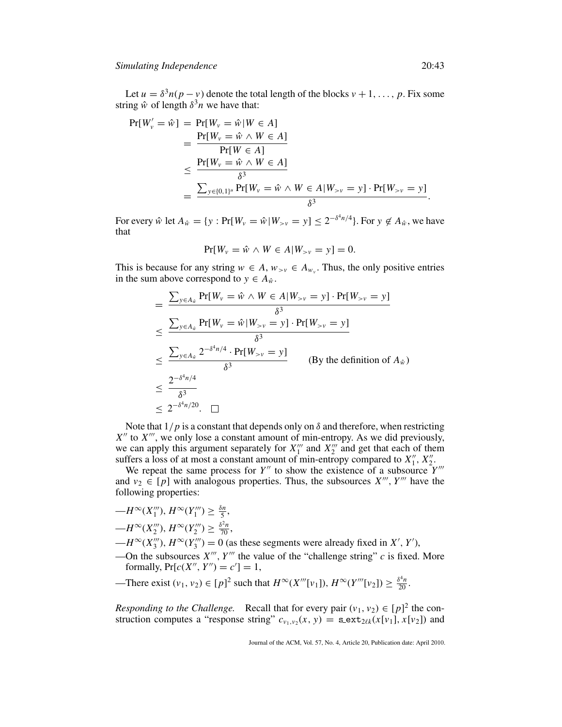Let $u = \delta^3 n(p - v)$ denote the total length of the blocks $v + 1, \ldots, p$. Fix some string $\hat{w}$ of length $\delta^3 n$ we have that:

$$
\begin{aligned}
\Pr[W'_v = \hat{w}] &= \Pr[W_v = \hat{w} | W \in A] \\
&= \frac{\Pr[W_v = \hat{w} \wedge W \in A]}{\Pr[W \in A]} \\
&\leq \frac{\Pr[W_v = \hat{w} \wedge W \in A]}{\delta^3} \\
&= \frac{\sum_{y \in \{0,1\}^u} \Pr[W_v = \hat{w} \wedge W \in A | W_{>v} = y] \cdot \Pr[W_{>v} = y]}{\delta^3}.
\end{aligned}
$$

For every $\hat{w}$ let $A_{\hat{w}} = \{y : \Pr[W_v = \hat{w} | W_{>v} = y] \leq 2^{-\delta^4 n/4}\}$. For $y \notin A_{\hat{w}}$, we have that

$$
\Pr[W_v = \hat{w} \wedge W \in A | W_{>v} = y] = 0.
$$

This is because for any string $w \in A$, $w_{>v} \in A_{w_v}$. Thus, the only positive entries in the sum above correspond to $y \in A_{\hat{w}}$.

$$
\begin{aligned}
&= \frac{\sum_{y \in A_{\hat{w}}} \Pr[W_v = \hat{w} \wedge W \in A | W_{>v} = y] \cdot \Pr[W_{>v} = y]}{\delta^3} \\
&\leq \frac{\sum_{y \in A_{\hat{w}}} \Pr[W_v = \hat{w} | W_{>v} = y] \cdot \Pr[W_{>v} = y]}{\delta^3} \\
&\leq \frac{\sum_{y \in A_{\hat{w}}} 2^{-\delta^4 n/4} \cdot \Pr[W_{>v} = y]}{\delta^3} \qquad \text{(By the definition of } A_{\hat{w}}\text{)} \\
&\leq \frac{2^{-\delta^4 n/4}}{\delta^3} \\
&\leq 2^{-\delta^4 n/20}. \quad \square
\end{aligned}
$$

Note that $1/p$ is a constant that depends only on $\delta$ and therefore, when restricting $X''$ to $X'''$, we only lose a constant amount of min-entropy. As we did previously, we can apply this argument separately for $X'''_1$ and $X'''_2$ and get that each of them suffers a loss of at most a constant amount of min-entropy compared to $X''_1, X''_2$.

We repeat the same process for $Y''$ to show the existence of a subsource $Y'''$ and $v_2 \in [p]$ with analogous properties. Thus, the subsources $X''', Y'''$ have the following properties:

—$H^\infty(X'''_1), H^\infty(Y'''_1) \geq \frac{\delta n}{5}$,

—$H^\infty(X'''_2), H^\infty(Y'''_2) \geq \frac{\delta^2 n}{70}$,

—$H^\infty(X'''_3), H^\infty(Y'''_3) = 0$ (as these segments were already fixed in $X', Y'$),

—On the subsources $X''', Y'''$ the value of the "challenge string" $c$ is fixed. More formally, $\Pr[c(X'', Y'') = c'] = 1$,

—There exist $(v_1, v_2) \in [p]^2$ such that $H^\infty(X'''[v_1]), H^\infty(Y'''[v_2]) \geq \frac{\delta^4 n}{20}$.

*Responding to the Challenge.* Recall that for every pair $(v_1, v_2) \in [p]^2$ the construction computes a "response string" $c_{v_1,v_2}(x, y) = \mathtt{s\_ext}_{2\ell k}(x[v_1], x[v_2])$ and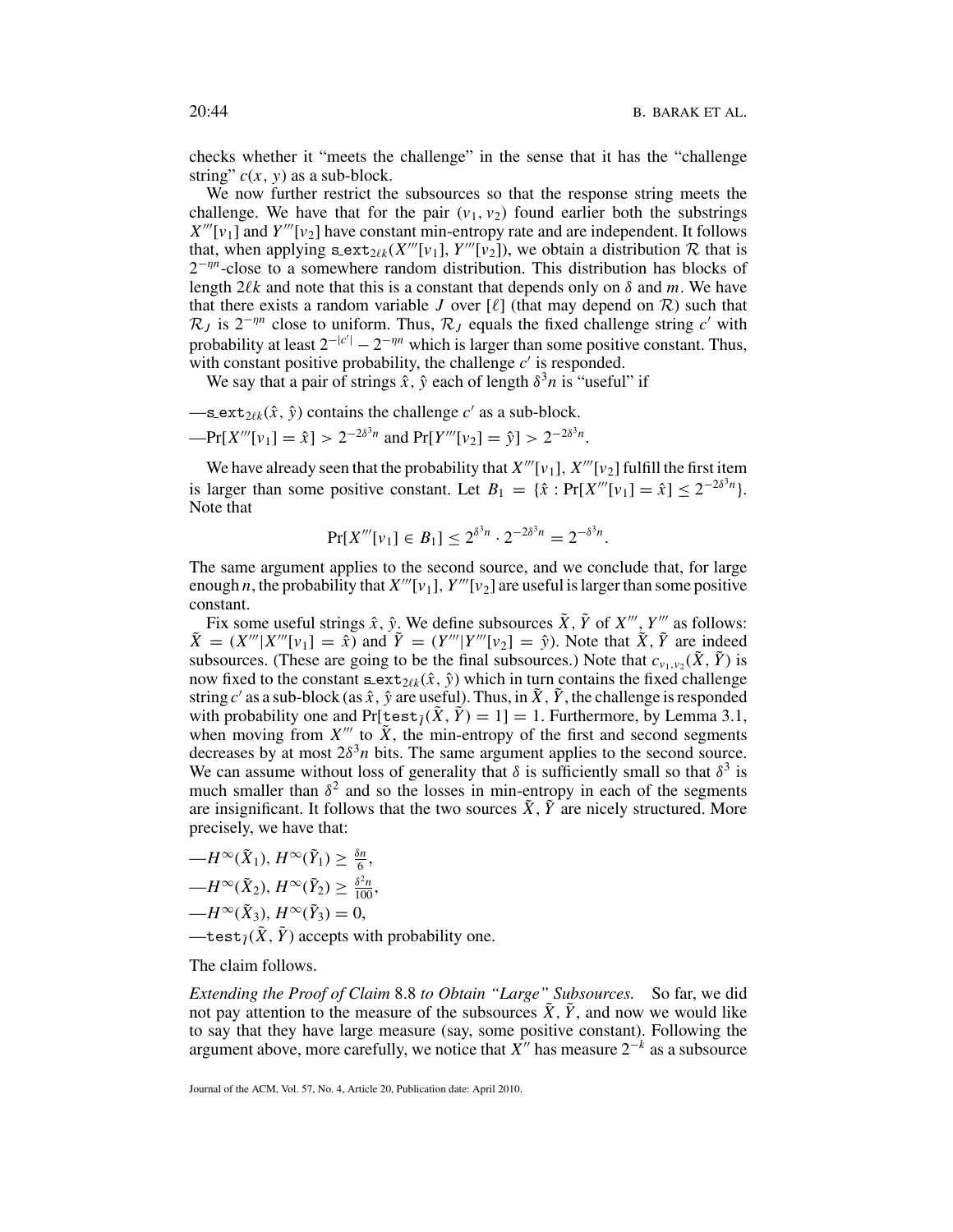checks whether it "meets the challenge" in the sense that it has the "challenge string" $c(x, y)$ as a sub-block.

We now further restrict the subsources so that the response string meets the challenge. We have that for the pair $(v_1, v_2)$ found earlier both the substrings $X'''[v_1]$ and $Y'''[v_2]$ have constant min-entropy rate and are independent. It follows that, when applying $\mathtt{s\_ext}_{2\ell k}(X'''[v_1], Y'''[v_2])$, we obtain a distribution $\mathcal{R}$ that is $2^{-\eta n}$-close to a somewhere random distribution. This distribution has blocks of length $2\ell k$ and note that this is a constant that depends only on $\delta$ and $m$. We have that there exists a random variable $J$ over $[\ell]$ (that may depend on $\mathcal{R}$) such that $\mathcal{R}_J$ is $2^{-\eta n}$ close to uniform. Thus, $\mathcal{R}_J$ equals the fixed challenge string $c'$ with probability at least $2^{-|c'|} - 2^{-\eta n}$ which is larger than some positive constant. Thus, with constant positive probability, the challenge $c'$ is responded.

We say that a pair of strings $\hat{x}$, $\hat{y}$ each of length $\delta^3 n$ is "useful" if

— $\mathtt{s\_ext}_{2\ell k}(\hat{x}, \hat{y})$ contains the challenge $c'$ as a sub-block.

— $\Pr[X'''[v_1] = \hat{x}] > 2^{-2\delta^3 n}$ and $\Pr[Y'''[v_2] = \hat{y}] > 2^{-2\delta^3 n}$.

We have already seen that the probability that $X'''[v_1]$, $X'''[v_2]$ fulfill the first item is larger than some positive constant. Let $B_1 = \{\hat{x} : \Pr[X'''[v_1] = \hat{x}] \leq 2^{-2\delta^3 n}\}$. Note that

$$\Pr[X'''[v_1] \in B_1] \leq 2^{\delta^3 n} \cdot 2^{-2\delta^3 n} = 2^{-\delta^3 n}.$$

The same argument applies to the second source, and we conclude that, for large enough $n$, the probability that $X'''[v_1]$, $Y'''[v_2]$ are useful is larger than some positive constant.

Fix some useful strings $\hat{x}$, $\hat{y}$. We define subsources $\tilde{X}$, $\tilde{Y}$ of $X'''$, $Y'''$ as follows: $\tilde{X} = (X'''|X'''[v_1] = \hat{x})$ and $\tilde{Y} = (Y'''|Y'''[v_2] = \hat{y})$. Note that $\tilde{X}$, $\tilde{Y}$ are indeed subsources. (These are going to be the final subsources.) Note that $c_{v_1,v_2}(\tilde{X}, \tilde{Y})$ is now fixed to the constant $\mathtt{s\_ext}_{2\ell k}(\hat{x}, \hat{y})$ which in turn contains the fixed challenge string $c'$ as a sub-block (as $\hat{x}$, $\hat{y}$ are useful). Thus, in $\tilde{X}$, $\tilde{Y}$, the challenge is responded with probability one and $\Pr[\mathtt{test}_{\bar{l}}(\tilde{X}, \tilde{Y}) = 1] = 1$. Furthermore, by Lemma 3.1, when moving from $X'''$ to $\tilde{X}$, the min-entropy of the first and second segments decreases by at most $2\delta^3 n$ bits. The same argument applies to the second source. We can assume without loss of generality that $\delta$ is sufficiently small so that $\delta^3$ is much smaller than $\delta^2$ and so the losses in min-entropy in each of the segments are insignificant. It follows that the two sources $\tilde{X}$, $\tilde{Y}$ are nicely structured. More precisely, we have that:

— $H^\infty(\tilde{X}_1), H^\infty(\tilde{Y}_1) \geq \frac{\delta n}{6}$,

— $H^\infty(\tilde{X}_2), H^\infty(\tilde{Y}_2) \geq \frac{\delta^2 n}{100}$,

— $H^\infty(\tilde{X}_3), H^\infty(\tilde{Y}_3) = 0$,

— $\mathtt{test}_{\bar{l}}(\tilde{X}, \tilde{Y})$ accepts with probability one.

The claim follows.

*Extending the Proof of Claim* 8.8 *to Obtain "Large" Subsources.* So far, we did not pay attention to the measure of the subsources $\tilde{X}$, $\tilde{Y}$, and now we would like to say that they have large measure (say, some positive constant). Following the argument above, more carefully, we notice that $X''$ has measure $2^{-k}$ as a subsource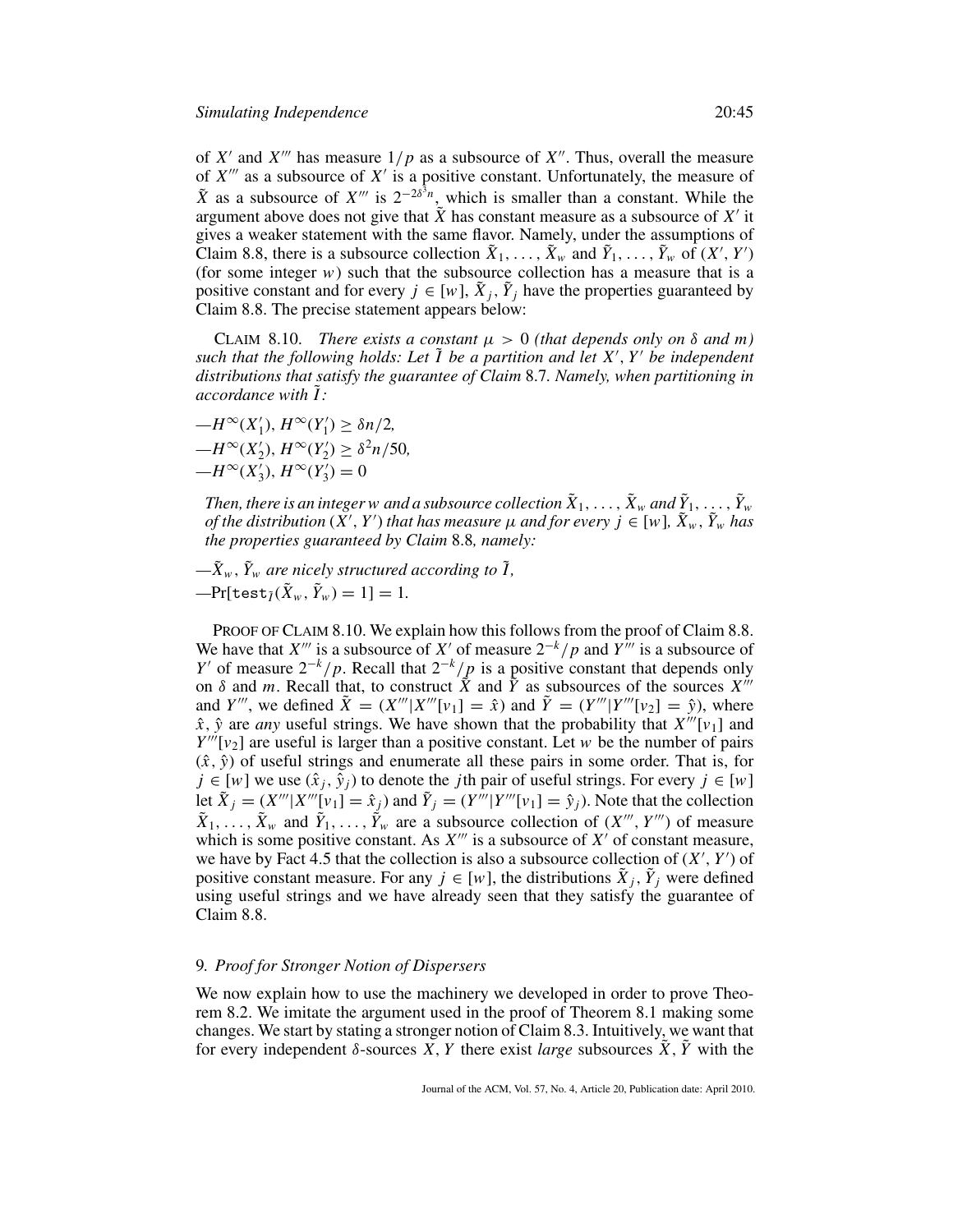of $X'$ and $X'''$ has measure $1/p$ as a subsource of $X''$. Thus, overall the measure of $X'''$ as a subsource of $X'$ is a positive constant. Unfortunately, the measure of $\tilde{X}$ as a subsource of $X'''$ is $2^{-2\delta^3 n}$, which is smaller than a constant. While the argument above does not give that $\tilde{X}$ has constant measure as a subsource of $X'$ it gives a weaker statement with the same flavor. Namely, under the assumptions of Claim 8.8, there is a subsource collection $\tilde{X}_1, \ldots, \tilde{X}_w$ and $\tilde{Y}_1, \ldots, \tilde{Y}_w$ of $(X', Y')$ (for some integer $w$) such that the subsource collection has a measure that is a positive constant and for every $j \in [w]$, $\tilde{X}_j, \tilde{Y}_j$ have the properties guaranteed by Claim 8.8. The precise statement appears below:

CLAIM 8.10. *There exists a constant $\mu > 0$ (that depends only on $\delta$ and $m$) such that the following holds: Let $\tilde{I}$ be a partition and let $X', Y'$ be independent distributions that satisfy the guarantee of Claim 8.7. Namely, when partitioning in accordance with $\tilde{I}$:*

—$H^\infty(X'_1), H^\infty(Y'_1) \geq \delta n/2$,
—$H^\infty(X'_2), H^\infty(Y'_2) \geq \delta^2 n/50$,
—$H^\infty(X'_3), H^\infty(Y'_3) = 0$

*Then, there is an integer $w$ and a subsource collection $\tilde{X}_1, \ldots, \tilde{X}_w$ and $\tilde{Y}_1, \ldots, \tilde{Y}_w$ of the distribution $(X', Y')$ that has measure $\mu$ and for every $j \in [w]$, $\tilde{X}_w, \tilde{Y}_w$ has the properties guaranteed by Claim 8.8, namely:*

—*$\tilde{X}_w, \tilde{Y}_w$ are nicely structured according to $\tilde{I}$,*
—$\Pr[\mathtt{test}_{\tilde{I}}(\tilde{X}_w, \tilde{Y}_w) = 1] = 1$.

PROOF OF CLAIM 8.10. We explain how this follows from the proof of Claim 8.8. We have that $X'''$ is a subsource of $X'$ of measure $2^{-k}/p$ and $Y'''$ is a subsource of $Y'$ of measure $2^{-k}/p$. Recall that $2^{-k}/p$ is a positive constant that depends only on $\delta$ and $m$. Recall that, to construct $\tilde{X}$ and $\tilde{Y}$ as subsources of the sources $X'''$ and $Y'''$, we defined $\tilde{X} = (X'''|X'''[v_1] = \hat{x})$ and $\tilde{Y} = (Y'''|Y'''[v_2] = \hat{y})$, where $\hat{x}, \hat{y}$ are *any* useful strings. We have shown that the probability that $X'''[v_1]$ and $Y'''[v_2]$ are useful is larger than a positive constant. Let $w$ be the number of pairs $(\hat{x}, \hat{y})$ of useful strings and enumerate all these pairs in some order. That is, for $j \in [w]$ we use $(\hat{x}_j, \hat{y}_j)$ to denote the $j$th pair of useful strings. For every $j \in [w]$ let $\tilde{X}_j = (X'''|X'''[v_1] = \hat{x}_j)$ and $\tilde{Y}_j = (Y'''|Y'''[v_1] = \hat{y}_j)$. Note that the collection $\tilde{X}_1, \ldots, \tilde{X}_w$ and $\tilde{Y}_1, \ldots, \tilde{Y}_w$ are a subsource collection of $(X''', Y''')$ of measure which is some positive constant. As $X'''$ is a subsource of $X'$ of constant measure, we have by Fact 4.5 that the collection is also a subsource collection of $(X', Y')$ of positive constant measure. For any $j \in [w]$, the distributions $\tilde{X}_j, \tilde{Y}_j$ were defined using useful strings and we have already seen that they satisfy the guarantee of Claim 8.8.

## 9. *Proof for Stronger Notion of Dispersers*

We now explain how to use the machinery we developed in order to prove Theorem 8.2. We imitate the argument used in the proof of Theorem 8.1 making some changes. We start by stating a stronger notion of Claim 8.3. Intuitively, we want that for every independent $\delta$-sources $X, Y$ there exist *large* subsources $\tilde{X}, \tilde{Y}$ with the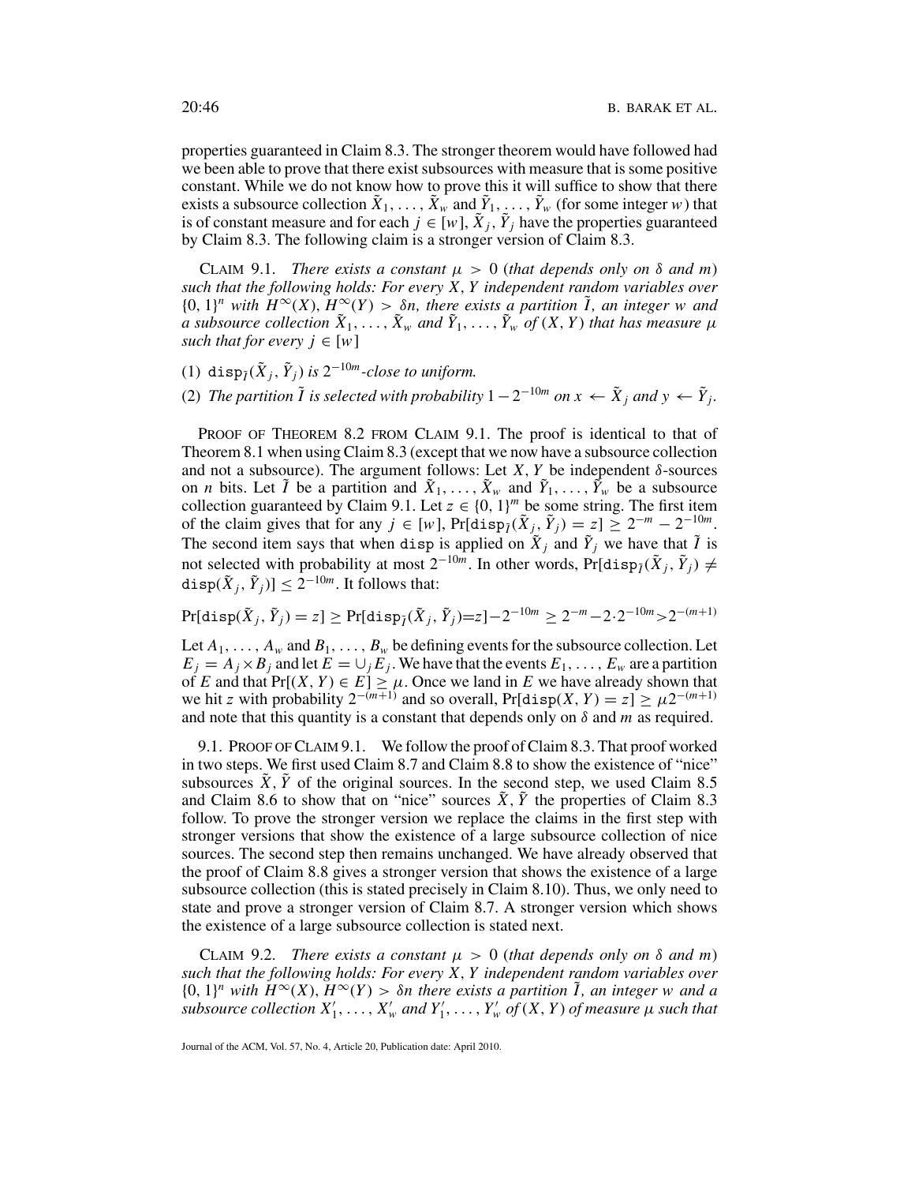properties guaranteed in Claim 8.3. The stronger theorem would have followed had we been able to prove that there exist subsources with measure that is some positive constant. While we do not know how to prove this it will suffice to show that there exists a subsource collection $\tilde{X}_1, \ldots, \tilde{X}_w$ and $\tilde{Y}_1, \ldots, \tilde{Y}_w$ (for some integer $w$) that is of constant measure and for each $j \in [w]$, $\tilde{X}_j, \tilde{Y}_j$ have the properties guaranteed by Claim 8.3. The following claim is a stronger version of Claim 8.3.

CLAIM 9.1. *There exists a constant $\mu > 0$ (that depends only on $\delta$ and $m$) such that the following holds: For every $X, Y$ independent random variables over $\{0,1\}^n$ with $H^\infty(X), H^\infty(Y) > \delta n$, there exists a partition $\tilde{I}$, an integer $w$ and a subsource collection $\tilde{X}_1, \ldots, \tilde{X}_w$ and $\tilde{Y}_1, \ldots, \tilde{Y}_w$ of $(X, Y)$ that has measure $\mu$ such that for every $j \in [w]$*

(1) $\mathtt{disp}_{\tilde{I}}(\tilde{X}_j, \tilde{Y}_j)$ *is $2^{-10m}$-close to uniform.*

(2) *The partition $\tilde{I}$ is selected with probability $1 - 2^{-10m}$ on $x \leftarrow \tilde{X}_j$ and $y \leftarrow \tilde{Y}_j$.*

PROOF OF THEOREM 8.2 FROM CLAIM 9.1. The proof is identical to that of Theorem 8.1 when using Claim 8.3 (except that we now have a subsource collection and not a subsource). The argument follows: Let $X, Y$ be independent $\delta$-sources on $n$ bits. Let $\tilde{I}$ be a partition and $\tilde{X}_1, \ldots, \tilde{X}_w$ and $\tilde{Y}_1, \ldots, \tilde{Y}_w$ be a subsource collection guaranteed by Claim 9.1. Let $z \in \{0,1\}^m$ be some string. The first item of the claim gives that for any $j \in [w]$, $\Pr[\mathtt{disp}_{\tilde{I}}(\tilde{X}_j, \tilde{Y}_j) = z] \geq 2^{-m} - 2^{-10m}$. The second item says that when $\mathtt{disp}$ is applied on $\tilde{X}_j$ and $\tilde{Y}_j$ we have that $\tilde{I}$ is not selected with probability at most $2^{-10m}$. In other words, $\Pr[\mathtt{disp}_{\tilde{I}}(\tilde{X}_j, \tilde{Y}_j) \neq \mathtt{disp}(\tilde{X}_j, \tilde{Y}_j)] \leq 2^{-10m}$. It follows that:

$$\Pr[\mathtt{disp}(\tilde{X}_j, \tilde{Y}_j) = z] \geq \Pr[\mathtt{disp}_{\tilde{I}}(\tilde{X}_j, \tilde{Y}_j) = z] - 2^{-10m} \geq 2^{-m} - 2 \cdot 2^{-10m} > 2^{-(m+1)}$$

Let $A_1, \ldots, A_w$ and $B_1, \ldots, B_w$ be defining events for the subsource collection. Let $E_j = A_j \times B_j$ and let $E = \cup_j E_j$. We have that the events $E_1, \ldots, E_w$ are a partition of $E$ and that $\Pr[(X, Y) \in E] \geq \mu$. Once we land in $E$ we have already shown that we hit $z$ with probability $2^{-(m+1)}$ and so overall, $\Pr[\mathtt{disp}(X, Y) = z] \geq \mu 2^{-(m+1)}$ and note that this quantity is a constant that depends only on $\delta$ and $m$ as required.

9.1. PROOF OF CLAIM 9.1. We follow the proof of Claim 8.3. That proof worked in two steps. We first used Claim 8.7 and Claim 8.8 to show the existence of "nice" subsources $\tilde{X}, \tilde{Y}$ of the original sources. In the second step, we used Claim 8.5 and Claim 8.6 to show that on "nice" sources $\tilde{X}, \tilde{Y}$ the properties of Claim 8.3 follow. To prove the stronger version we replace the claims in the first step with stronger versions that show the existence of a large subsource collection of nice sources. The second step then remains unchanged. We have already observed that the proof of Claim 8.8 gives a stronger version that shows the existence of a large subsource collection (this is stated precisely in Claim 8.10). Thus, we only need to state and prove a stronger version of Claim 8.7. A stronger version which shows the existence of a large subsource collection is stated next.

CLAIM 9.2. *There exists a constant $\mu > 0$ (that depends only on $\delta$ and $m$) such that the following holds: For every $X, Y$ independent random variables over $\{0,1\}^n$ with $H^\infty(X), H^\infty(Y) > \delta n$ there exists a partition $\tilde{I}$, an integer $w$ and a subsource collection $X'_1, \ldots, X'_w$ and $Y'_1, \ldots, Y'_w$ of $(X, Y)$ of measure $\mu$ such that*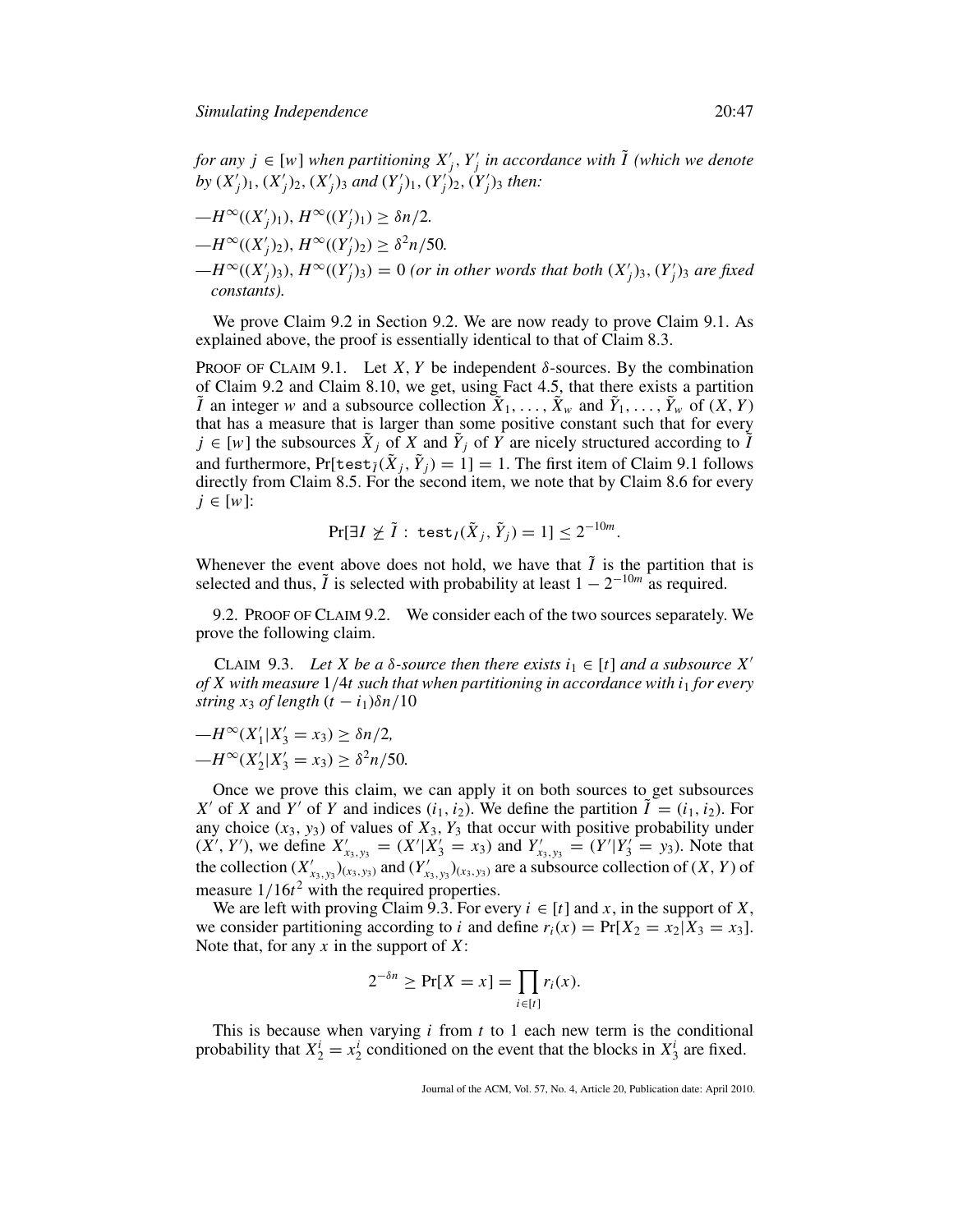*for any* $j \in [w]$ *when partitioning* $X'_j, Y'_j$ *in accordance with* $\tilde{I}$ *(which we denote by* $(X'_j)_1, (X'_j)_2, (X'_j)_3$ *and* $(Y'_j)_1, (Y'_j)_2, (Y'_j)_3$ *then:*

— $H^\infty((X'_j)_1), H^\infty((Y'_j)_1) \geq \delta n/2$.

— $H^\infty((X'_j)_2), H^\infty((Y'_j)_2) \geq \delta^2 n/50$.

— $H^\infty((X'_j)_3), H^\infty((Y'_j)_3) = 0$ *(or in other words that both* $(X'_j)_3, (Y'_j)_3$ *are fixed constants).*

We prove Claim 9.2 in Section 9.2. We are now ready to prove Claim 9.1. As explained above, the proof is essentially identical to that of Claim 8.3.

PROOF OF CLAIM 9.1. Let $X, Y$ be independent $\delta$-sources. By the combination of Claim 9.2 and Claim 8.10, we get, using Fact 4.5, that there exists a partition $\tilde{I}$ an integer $w$ and a subsource collection $\tilde{X}_1, \ldots, \tilde{X}_w$ and $\tilde{Y}_1, \ldots, \tilde{Y}_w$ of $(X, Y)$ that has a measure that is larger than some positive constant such that for every $j \in [w]$ the subsources $\tilde{X}_j$ of $X$ and $\tilde{Y}_j$ of $Y$ are nicely structured according to $\tilde{I}$ and furthermore, $\Pr[\texttt{test}_{\tilde{I}}(\tilde{X}_j, \tilde{Y}_j) = 1] = 1$. The first item of Claim 9.1 follows directly from Claim 8.5. For the second item, we note that by Claim 8.6 for every $j \in [w]$:

$$\Pr[\exists I \not\geq \tilde{I} : \texttt{test}_I(\tilde{X}_j, \tilde{Y}_j) = 1] \leq 2^{-10m}.$$

Whenever the event above does not hold, we have that $\tilde{I}$ is the partition that is selected and thus, $\tilde{I}$ is selected with probability at least $1 - 2^{-10m}$ as required.

9.2. PROOF OF CLAIM 9.2. We consider each of the two sources separately. We prove the following claim.

CLAIM 9.3. *Let* $X$ *be a* $\delta$*-source then there exists* $i_1 \in [t]$ *and a subsource* $X'$ *of* $X$ *with measure* $1/4t$ *such that when partitioning in accordance with* $i_1$ *for every string* $x_3$ *of length* $(t - i_1)\delta n/10$

— $H^\infty(X'_1 | X'_3 = x_3) \geq \delta n/2$,

— $H^\infty(X'_2 | X'_3 = x_3) \geq \delta^2 n/50$.

Once we prove this claim, we can apply it on both sources to get subsources $X'$ of $X$ and $Y'$ of $Y$ and indices $(i_1, i_2)$. We define the partition $\tilde{I} = (i_1, i_2)$. For any choice $(x_3, y_3)$ of values of $X_3, Y_3$ that occur with positive probability under $(X', Y')$, we define $X'_{x_3,y_3} = (X' | X'_3 = x_3)$ and $Y'_{x_3,y_3} = (Y' | Y'_3 = y_3)$. Note that the collection $(X'_{x_3,y_3})_{(x_3,y_3)}$ and $(Y'_{x_3,y_3})_{(x_3,y_3)}$ are a subsource collection of $(X, Y)$ of measure $1/16t^2$ with the required properties.

We are left with proving Claim 9.3. For every $i \in [t]$ and $x$, in the support of $X$, we consider partitioning according to $i$ and define $r_i(x) = \Pr[X_2 = x_2 | X_3 = x_3]$. Note that, for any $x$ in the support of $X$:

$$2^{-\delta n} \geq \Pr[X = x] = \prod_{i \in [t]} r_i(x).$$

This is because when varying $i$ from $t$ to 1 each new term is the conditional probability that $X_2^i = x_2^i$ conditioned on the event that the blocks in $X_3^i$ are fixed.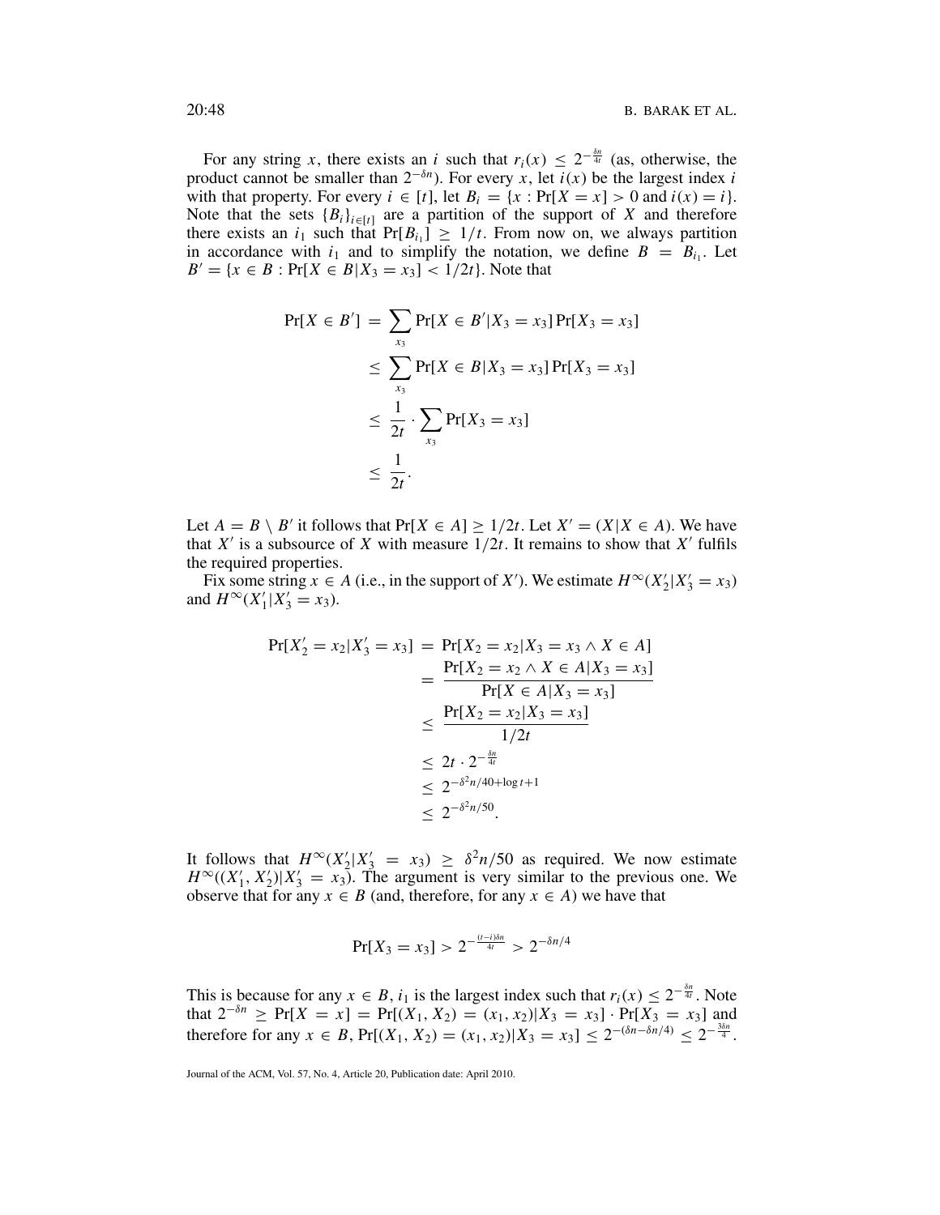For any string $x$, there exists an $i$ such that $r_i(x) \leq 2^{-\frac{\delta n}{4t}}$ (as, otherwise, the product cannot be smaller than $2^{-\delta n}$). For every $x$, let $i(x)$ be the largest index $i$ with that property. For every $i \in [t]$, let $B_i = \{x : \Pr[X = x] > 0 \text{ and } i(x) = i\}$. Note that the sets $\{B_i\}_{i \in [t]}$ are a partition of the support of $X$ and therefore there exists an $i_1$ such that $\Pr[B_{i_1}] \geq 1/t$. From now on, we always partition in accordance with $i_1$ and to simplify the notation, we define $B = B_{i_1}$. Let $B' = \{x \in B : \Pr[X \in B | X_3 = x_3] < 1/2t\}$. Note that

$$
\begin{aligned}
\Pr[X \in B'] &= \sum_{x_3} \Pr[X \in B' | X_3 = x_3] \Pr[X_3 = x_3] \\
&\leq \sum_{x_3} \Pr[X \in B | X_3 = x_3] \Pr[X_3 = x_3] \\
&\leq \frac{1}{2t} \cdot \sum_{x_3} \Pr[X_3 = x_3] \\
&\leq \frac{1}{2t}.
\end{aligned}
$$

Let $A = B \setminus B'$ it follows that $\Pr[X \in A] \geq 1/2t$. Let $X' = (X | X \in A)$. We have that $X'$ is a subsource of $X$ with measure $1/2t$. It remains to show that $X'$ fulfils the required properties.

Fix some string $x \in A$ (i.e., in the support of $X'$). We estimate $H^\infty(X'_2 | X'_3 = x_3)$ and $H^\infty(X'_1 | X'_3 = x_3)$.

$$
\begin{aligned}
\Pr[X'_2 = x_2 | X'_3 = x_3] &= \Pr[X_2 = x_2 | X_3 = x_3 \wedge X \in A] \\
&= \frac{\Pr[X_2 = x_2 \wedge X \in A | X_3 = x_3]}{\Pr[X \in A | X_3 = x_3]} \\
&\leq \frac{\Pr[X_2 = x_2 | X_3 = x_3]}{1/2t} \\
&\leq 2t \cdot 2^{-\frac{\delta n}{4t}} \\
&\leq 2^{-\delta^2 n/40 + \log t + 1} \\
&\leq 2^{-\delta^2 n/50}.
\end{aligned}
$$

It follows that $H^\infty(X'_2 | X'_3 = x_3) \geq \delta^2 n/50$ as required. We now estimate $H^\infty((X'_1, X'_2) | X'_3 = x_3)$. The argument is very similar to the previous one. We observe that for any $x \in B$ (and, therefore, for any $x \in A$) we have that

$$
\Pr[X_3 = x_3] > 2^{-\frac{(t-i)\delta n}{4t}} > 2^{-\delta n/4}
$$

This is because for any $x \in B$, $i_1$ is the largest index such that $r_i(x) \leq 2^{-\frac{\delta n}{4t}}$. Note that $2^{-\delta n} \geq \Pr[X = x] = \Pr[(X_1, X_2) = (x_1, x_2) | X_3 = x_3] \cdot \Pr[X_3 = x_3]$ and therefore for any $x \in B$, $\Pr[(X_1, X_2) = (x_1, x_2) | X_3 = x_3] \leq 2^{-(\delta n - \delta n/4)} \leq 2^{-\frac{3\delta n}{4}}$.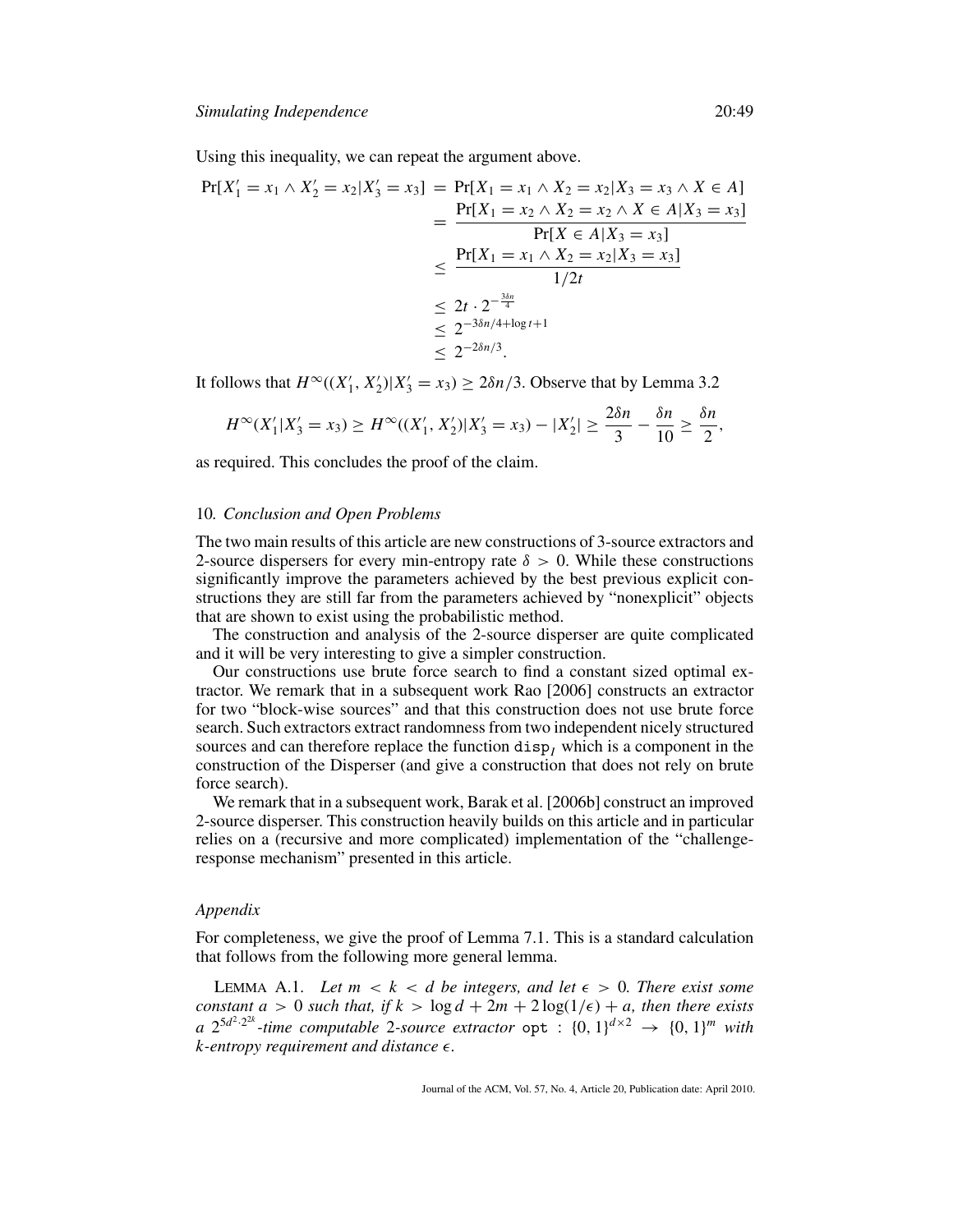Using this inequality, we can repeat the argument above.

$$
\begin{aligned}
\Pr[X'_1 = x_1 \wedge X'_2 = x_2 | X'_3 = x_3] &= \Pr[X_1 = x_1 \wedge X_2 = x_2 | X_3 = x_3 \wedge X \in A] \\
&= \frac{\Pr[X_1 = x_2 \wedge X_2 = x_2 \wedge X \in A | X_3 = x_3]}{\Pr[X \in A | X_3 = x_3]} \\
&\leq \frac{\Pr[X_1 = x_1 \wedge X_2 = x_2 | X_3 = x_3]}{1/2t} \\
&\leq 2t \cdot 2^{-\frac{3\delta n}{4}} \\
&\leq 2^{-3\delta n/4 + \log t + 1} \\
&\leq 2^{-2\delta n/3}.
\end{aligned}
$$

It follows that $H^{\infty}((X'_1, X'_2)|X'_3 = x_3) \geq 2\delta n/3$. Observe that by Lemma 3.2

$$
H^{\infty}(X'_1 | X'_3 = x_3) \geq H^{\infty}((X'_1, X'_2)|X'_3 = x_3) - |X'_2| \geq \frac{2\delta n}{3} - \frac{\delta n}{10} \geq \frac{\delta n}{2},
$$

as required. This concludes the proof of the claim.

## 10. *Conclusion and Open Problems*

The two main results of this article are new constructions of 3-source extractors and 2-source dispersers for every min-entropy rate $\delta > 0$. While these constructions significantly improve the parameters achieved by the best previous explicit constructions they are still far from the parameters achieved by "nonexplicit" objects that are shown to exist using the probabilistic method.

The construction and analysis of the 2-source disperser are quite complicated and it will be very interesting to give a simpler construction.

Our constructions use brute force search to find a constant sized optimal extractor. We remark that in a subsequent work Rao [2006] constructs an extractor for two "block-wise sources" and that this construction does not use brute force search. Such extractors extract randomness from two independent nicely structured sources and can therefore replace the function $\mathtt{disp}_I$ which is a component in the construction of the Disperser (and give a construction that does not rely on brute force search).

We remark that in a subsequent work, Barak et al. [2006b] construct an improved 2-source disperser. This construction heavily builds on this article and in particular relies on a (recursive and more complicated) implementation of the "challenge-response mechanism" presented in this article.

## *Appendix*

For completeness, we give the proof of Lemma 7.1. This is a standard calculation that follows from the following more general lemma.

LEMMA A.1. *Let $m < k < d$ be integers, and let $\epsilon > 0$. There exist some constant $a > 0$ such that, if $k > \log d + 2m + 2\log(1/\epsilon) + a$, then there exists a $2^{5d^2 \cdot 2^{2k}}$-time computable 2-source extractor $\mathtt{opt} : \{0,1\}^{d \times 2} \rightarrow \{0,1\}^m$ with $k$-entropy requirement and distance $\epsilon$.*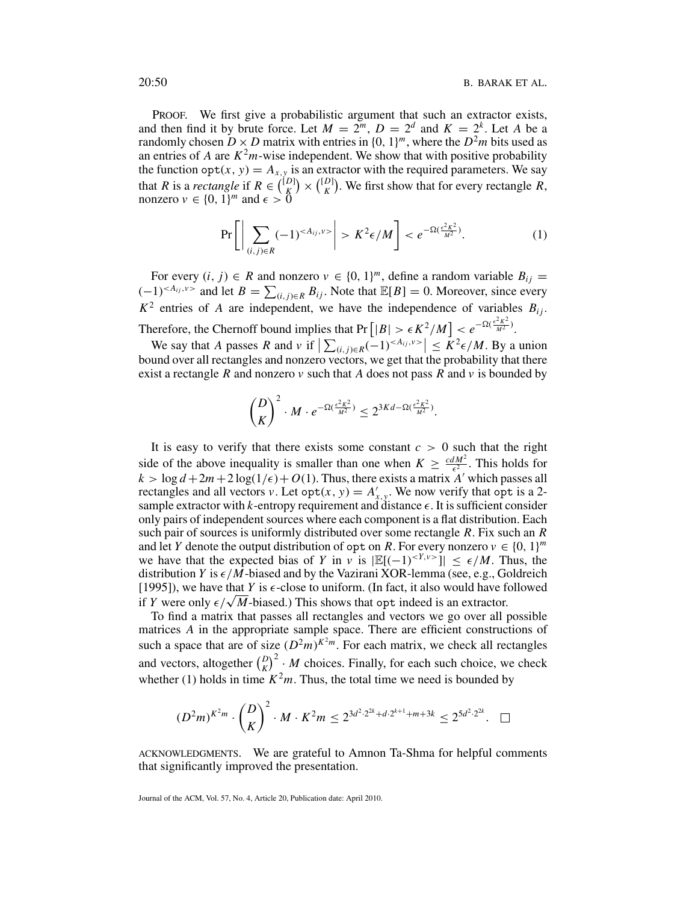PROOF. We first give a probabilistic argument that such an extractor exists, and then find it by brute force. Let $M = 2^m$, $D = 2^d$ and $K = 2^k$. Let $A$ be a randomly chosen $D \times D$ matrix with entries in $\{0, 1\}^m$, where the $D^2 m$ bits used as an entries of $A$ are $K^2 m$-wise independent. We show that with positive probability the function $\texttt{opt}(x, y) = A_{x,y}$ is an extractor with the required parameters. We say that $R$ is a *rectangle* if $R \in \binom{[D]}{K} \times \binom{[D]}{K}$. We first show that for every rectangle $R$, nonzero $v \in \{0, 1\}^m$ and $\epsilon > 0$

$$\Pr\left[ \left| \sum_{(i,j) \in R} (-1)^{<A_{ij}, v>} \right| > K^2 \epsilon / M \right] < e^{-\Omega(\frac{\epsilon^2 K^2}{M^2})}. \quad (1)$$

For every $(i, j) \in R$ and nonzero $v \in \{0, 1\}^m$, define a random variable $B_{ij} = (-1)^{<A_{ij}, v>}$ and let $B = \sum_{(i,j) \in R} B_{ij}$. Note that $\mathbb{E}[B] = 0$. Moreover, since every $K^2$ entries of $A$ are independent, we have the independence of variables $B_{ij}$. Therefore, the Chernoff bound implies that $\Pr\left[|B| > \epsilon K^2/M\right] < e^{-\Omega(\frac{\epsilon^2 K^2}{M^2})}$.

We say that $A$ passes $R$ and $v$ if $\left| \sum_{(i,j) \in R} (-1)^{<A_{ij}, v>} \right| \leq K^2 \epsilon / M$. By a union bound over all rectangles and nonzero vectors, we get that the probability that there exist a rectangle $R$ and nonzero $v$ such that $A$ does not pass $R$ and $v$ is bounded by

$$\binom{D}{K}^2 \cdot M \cdot e^{-\Omega(\frac{\epsilon^2 K^2}{M^2})} \leq 2^{3Kd - \Omega(\frac{\epsilon^2 K^2}{M^2})}.$$

It is easy to verify that there exists some constant $c > 0$ such that the right side of the above inequality is smaller than one when $K \geq \frac{cdM^2}{\epsilon^2}$. This holds for $k > \log d + 2m + 2\log(1/\epsilon) + O(1)$. Thus, there exists a matrix $A'$ which passes all rectangles and all vectors $v$. Let $\texttt{opt}(x, y) = A'_{x,y}$. We now verify that $\texttt{opt}$ is a 2-sample extractor with $k$-entropy requirement and distance $\epsilon$. It is sufficient consider only pairs of independent sources where each component is a flat distribution. Each such pair of sources is uniformly distributed over some rectangle $R$. Fix such an $R$ and let $Y$ denote the output distribution of $\texttt{opt}$ on $R$. For every nonzero $v \in \{0, 1\}^m$ we have that the expected bias of $Y$ in $v$ is $|\mathbb{E}[(-1)^{<Y,v>}]| \leq \epsilon/M$. Thus, the distribution $Y$ is $\epsilon/M$-biased and by the Vazirani XOR-lemma (see, e.g., Goldreich [1995]), we have that $Y$ is $\epsilon$-close to uniform. (In fact, it also would have followed if $Y$ were only $\epsilon/\sqrt{M}$-biased.) This shows that $\texttt{opt}$ indeed is an extractor.

To find a matrix that passes all rectangles and vectors we go over all possible matrices $A$ in the appropriate sample space. There are efficient constructions of such a space that are of size $(D^2 m)^{K^2 m}$. For each matrix, we check all rectangles and vectors, altogether $\binom{D}{K}^2 \cdot M$ choices. Finally, for each such choice, we check whether (1) holds in time $K^2 m$. Thus, the total time we need is bounded by

$$(D^2 m)^{K^2 m} \cdot \binom{D}{K}^2 \cdot M \cdot K^2 m \leq 2^{3d^2 \cdot 2^{2k} + d \cdot 2^{k+1} + m + 3k} \leq 2^{5d^2 \cdot 2^{2k}}. \quad \square$$

ACKNOWLEDGMENTS. We are grateful to Amnon Ta-Shma for helpful comments that significantly improved the presentation.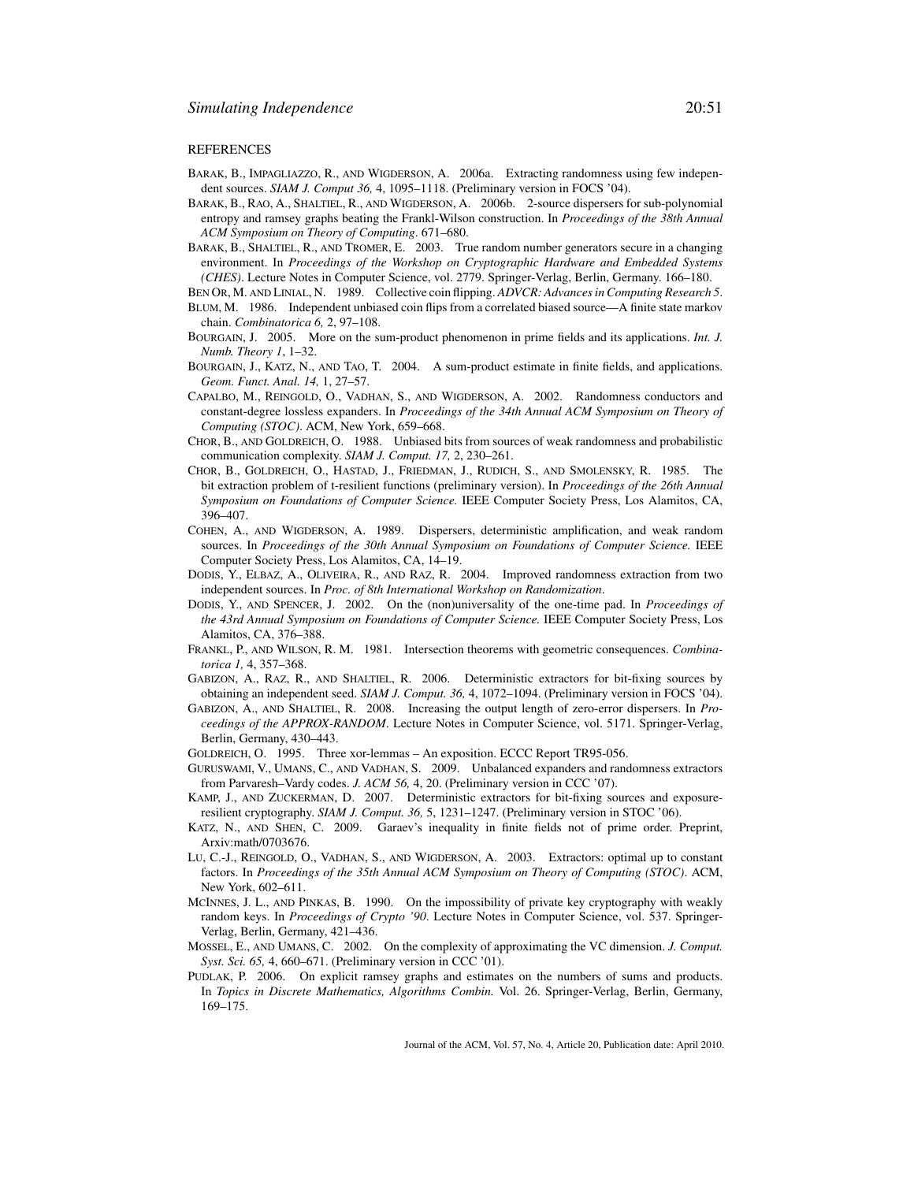## REFERENCES

BARAK, B., IMPAGLIAZZO, R., AND WIGDERSON, A. 2006a. Extracting randomness using few independent sources. *SIAM J. Comput 36,* 4, 1095–1118. (Preliminary version in FOCS '04).

BARAK, B., RAO, A., SHALTIEL, R., AND WIGDERSON, A. 2006b. 2-source dispersers for sub-polynomial entropy and ramsey graphs beating the Frankl-Wilson construction. In *Proceedings of the 38th Annual ACM Symposium on Theory of Computing*. 671–680.

BARAK, B., SHALTIEL, R., AND TROMER, E. 2003. True random number generators secure in a changing environment. In *Proceedings of the Workshop on Cryptographic Hardware and Embedded Systems (CHES)*. Lecture Notes in Computer Science, vol. 2779. Springer-Verlag, Berlin, Germany. 166–180.

BEN OR, M. AND LINIAL, N. 1989. Collective coin flipping. *ADVCR: Advances in Computing Research 5*.

BLUM, M. 1986. Independent unbiased coin flips from a correlated biased source—A finite state markov chain. *Combinatorica 6,* 2, 97–108.

BOURGAIN, J. 2005. More on the sum-product phenomenon in prime fields and its applications. *Int. J. Numb. Theory 1*, 1–32.

BOURGAIN, J., KATZ, N., AND TAO, T. 2004. A sum-product estimate in finite fields, and applications. *Geom. Funct. Anal. 14,* 1, 27–57.

CAPALBO, M., REINGOLD, O., VADHAN, S., AND WIGDERSON, A. 2002. Randomness conductors and constant-degree lossless expanders. In *Proceedings of the 34th Annual ACM Symposium on Theory of Computing (STOC)*. ACM, New York, 659–668.

CHOR, B., AND GOLDREICH, O. 1988. Unbiased bits from sources of weak randomness and probabilistic communication complexity. *SIAM J. Comput. 17,* 2, 230–261.

CHOR, B., GOLDREICH, O., HASTAD, J., FRIEDMAN, J., RUDICH, S., AND SMOLENSKY, R. 1985. The bit extraction problem of t-resilient functions (preliminary version). In *Proceedings of the 26th Annual Symposium on Foundations of Computer Science.* IEEE Computer Society Press, Los Alamitos, CA, 396–407.

COHEN, A., AND WIGDERSON, A. 1989. Dispersers, deterministic amplification, and weak random sources. In *Proceedings of the 30th Annual Symposium on Foundations of Computer Science.* IEEE Computer Society Press, Los Alamitos, CA, 14–19.

DODIS, Y., ELBAZ, A., OLIVEIRA, R., AND RAZ, R. 2004. Improved randomness extraction from two independent sources. In *Proc. of 8th International Workshop on Randomization*.

DODIS, Y., AND SPENCER, J. 2002. On the (non)universality of the one-time pad. In *Proceedings of the 43rd Annual Symposium on Foundations of Computer Science.* IEEE Computer Society Press, Los Alamitos, CA, 376–388.

FRANKL, P., AND WILSON, R. M. 1981. Intersection theorems with geometric consequences. *Combinatorica 1,* 4, 357–368.

GABIZON, A., RAZ, R., AND SHALTIEL, R. 2006. Deterministic extractors for bit-fixing sources by obtaining an independent seed. *SIAM J. Comput. 36,* 4, 1072–1094. (Preliminary version in FOCS '04).

GABIZON, A., AND SHALTIEL, R. 2008. Increasing the output length of zero-error dispersers. In *Proceedings of the APPROX-RANDOM*. Lecture Notes in Computer Science, vol. 5171. Springer-Verlag, Berlin, Germany, 430–443.

GOLDREICH, O. 1995. Three xor-lemmas – An exposition. ECCC Report TR95-056.

GURUSWAMI, V., UMANS, C., AND VADHAN, S. 2009. Unbalanced expanders and randomness extractors from Parvaresh–Vardy codes. *J. ACM 56,* 4, 20. (Preliminary version in CCC '07).

KAMP, J., AND ZUCKERMAN, D. 2007. Deterministic extractors for bit-fixing sources and exposure-resilient cryptography. *SIAM J. Comput. 36,* 5, 1231–1247. (Preliminary version in STOC '06).

KATZ, N., AND SHEN, C. 2009. Garaev's inequality in finite fields not of prime order. Preprint, Arxiv:math/0703676.

LU, C.-J., REINGOLD, O., VADHAN, S., AND WIGDERSON, A. 2003. Extractors: optimal up to constant factors. In *Proceedings of the 35th Annual ACM Symposium on Theory of Computing (STOC)*. ACM, New York, 602–611.

MCINNES, J. L., AND PINKAS, B. 1990. On the impossibility of private key cryptography with weakly random keys. In *Proceedings of Crypto '90*. Lecture Notes in Computer Science, vol. 537. Springer-Verlag, Berlin, Germany, 421–436.

MOSSEL, E., AND UMANS, C. 2002. On the complexity of approximating the VC dimension. *J. Comput. Syst. Sci. 65,* 4, 660–671. (Preliminary version in CCC '01).

PUDLAK, P. 2006. On explicit ramsey graphs and estimates on the numbers of sums and products. In *Topics in Discrete Mathematics, Algorithms Combin.* Vol. 26. Springer-Verlag, Berlin, Germany, 169–175.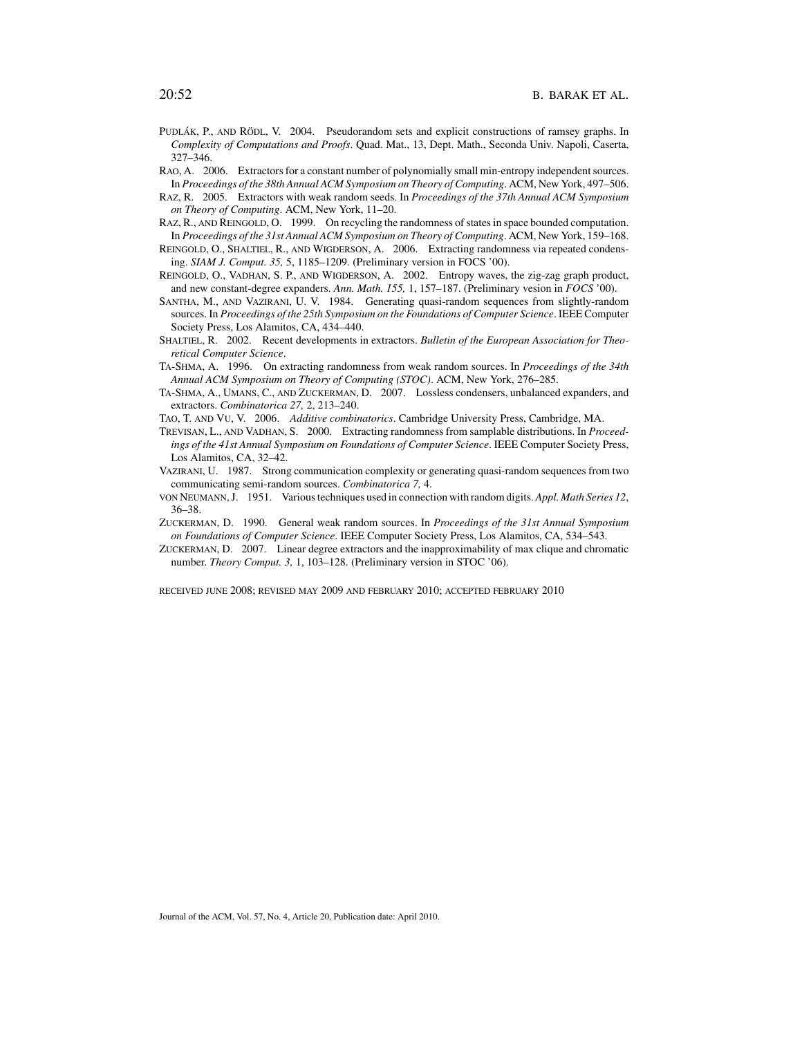PUDLÁK, P., AND RÖDL, V. 2004. Pseudorandom sets and explicit constructions of ramsey graphs. In *Complexity of Computations and Proofs*. Quad. Mat., 13, Dept. Math., Seconda Univ. Napoli, Caserta, 327–346.

RAO, A. 2006. Extractors for a constant number of polynomially small min-entropy independent sources. In *Proceedings of the 38th Annual ACM Symposium on Theory of Computing*. ACM, New York, 497–506.

RAZ, R. 2005. Extractors with weak random seeds. In *Proceedings of the 37th Annual ACM Symposium on Theory of Computing*. ACM, New York, 11–20.

RAZ, R., AND REINGOLD, O. 1999. On recycling the randomness of states in space bounded computation. In *Proceedings of the 31st Annual ACM Symposium on Theory of Computing*. ACM, New York, 159–168.

REINGOLD, O., SHALTIEL, R., AND WIGDERSON, A. 2006. Extracting randomness via repeated condensing. *SIAM J. Comput. 35,* 5, 1185–1209. (Preliminary version in FOCS '00).

REINGOLD, O., VADHAN, S. P., AND WIGDERSON, A. 2002. Entropy waves, the zig-zag graph product, and new constant-degree expanders. *Ann. Math. 155,* 1, 157–187. (Preliminary vesion in *FOCS* '00).

SANTHA, M., AND VAZIRANI, U. V. 1984. Generating quasi-random sequences from slightly-random sources. In *Proceedings of the 25th Symposium on the Foundations of Computer Science*. IEEE Computer Society Press, Los Alamitos, CA, 434–440.

SHALTIEL, R. 2002. Recent developments in extractors. *Bulletin of the European Association for Theoretical Computer Science*.

TA-SHMA, A. 1996. On extracting randomness from weak random sources. In *Proceedings of the 34th Annual ACM Symposium on Theory of Computing (STOC)*. ACM, New York, 276–285.

TA-SHMA, A., UMANS, C., AND ZUCKERMAN, D. 2007. Lossless condensers, unbalanced expanders, and extractors. *Combinatorica 27,* 2, 213–240.

TAO, T. AND VU, V. 2006. *Additive combinatorics*. Cambridge University Press, Cambridge, MA.

TREVISAN, L., AND VADHAN, S. 2000. Extracting randomness from samplable distributions. In *Proceedings of the 41st Annual Symposium on Foundations of Computer Science*. IEEE Computer Society Press, Los Alamitos, CA, 32–42.

VAZIRANI, U. 1987. Strong communication complexity or generating quasi-random sequences from two communicating semi-random sources. *Combinatorica 7,* 4.

VON NEUMANN, J. 1951. Various techniques used in connection with random digits. *Appl. Math Series 12*, 36–38.

ZUCKERMAN, D. 1990. General weak random sources. In *Proceedings of the 31st Annual Symposium on Foundations of Computer Science*. IEEE Computer Society Press, Los Alamitos, CA, 534–543.

ZUCKERMAN, D. 2007. Linear degree extractors and the inapproximability of max clique and chromatic number. *Theory Comput. 3,* 1, 103–128. (Preliminary version in STOC '06).

RECEIVED JUNE 2008; REVISED MAY 2009 AND FEBRUARY 2010; ACCEPTED FEBRUARY 2010